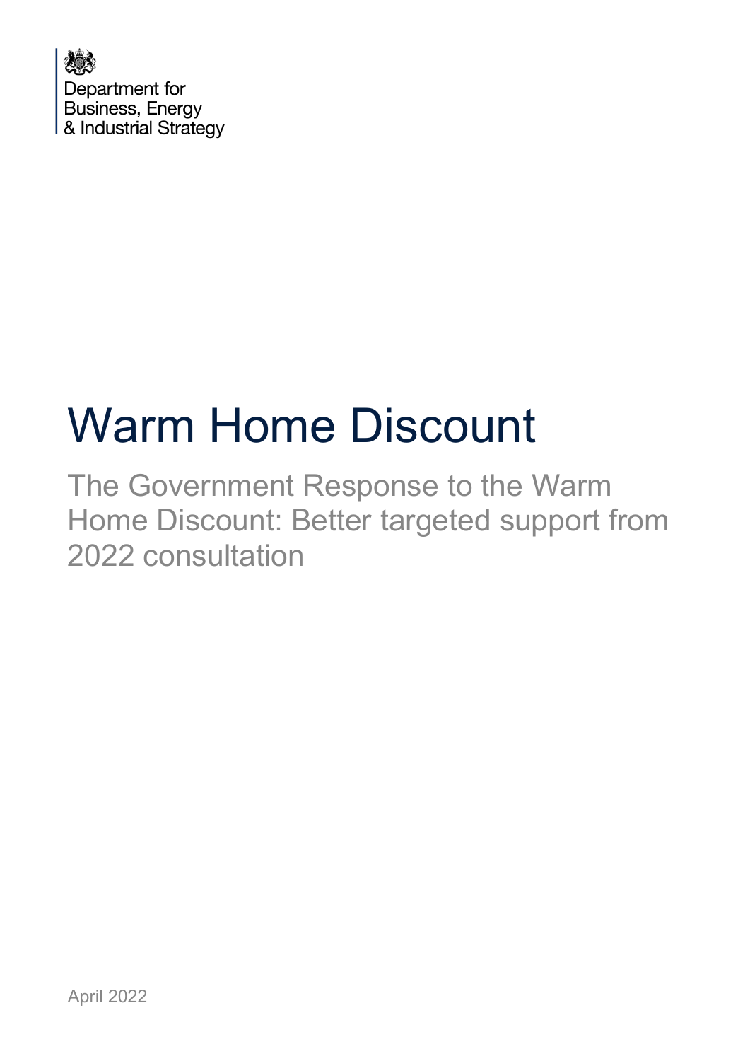Department for
Business, Energy
& Industrial Strategy

# Warm Home Discount

## The Government Response to the Warm Home Discount: Better targeted support from 2022 consultation

April 2022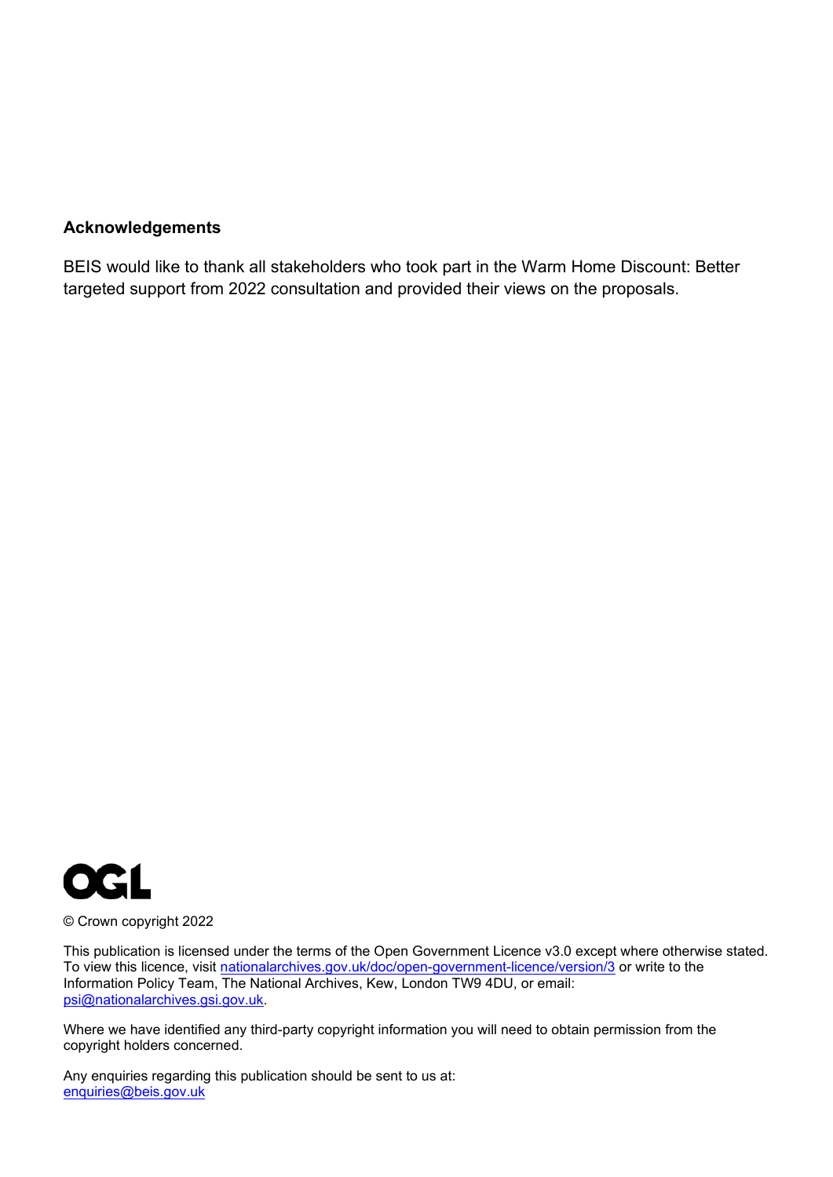**Acknowledgements**

BEIS would like to thank all stakeholders who took part in the Warm Home Discount: Better targeted support from 2022 consultation and provided their views on the proposals.

© Crown copyright 2022

This publication is licensed under the terms of the Open Government Licence v3.0 except where otherwise stated. To view this licence, visit nationalarchives.gov.uk/doc/open-government-licence/version/3 or write to the Information Policy Team, The National Archives, Kew, London TW9 4DU, or email: psi@nationalarchives.gsi.gov.uk.

Where we have identified any third-party copyright information you will need to obtain permission from the copyright holders concerned.

Any enquiries regarding this publication should be sent to us at: enquiries@beis.gov.uk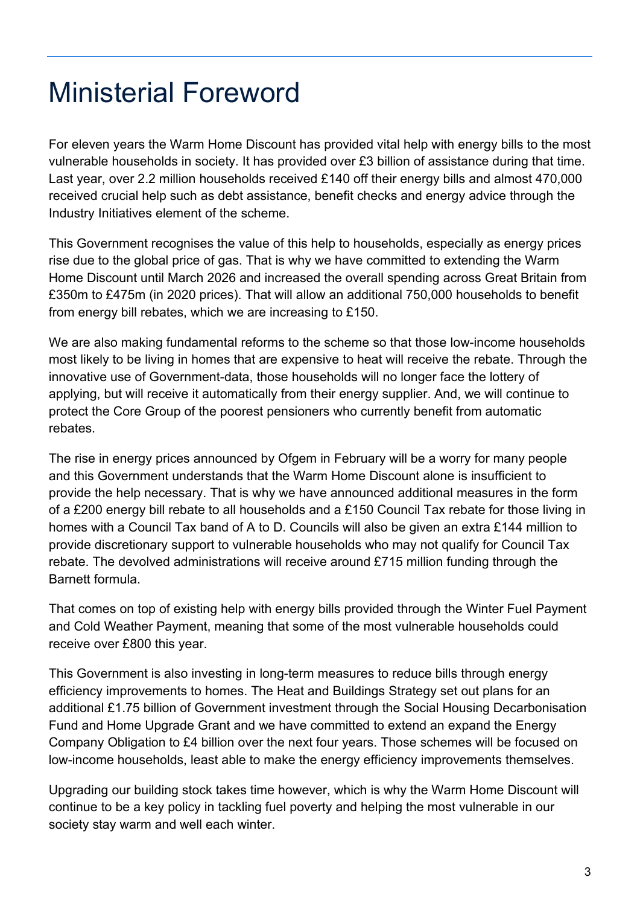# Ministerial Foreword

For eleven years the Warm Home Discount has provided vital help with energy bills to the most vulnerable households in society. It has provided over £3 billion of assistance during that time. Last year, over 2.2 million households received £140 off their energy bills and almost 470,000 received crucial help such as debt assistance, benefit checks and energy advice through the Industry Initiatives element of the scheme.

This Government recognises the value of this help to households, especially as energy prices rise due to the global price of gas. That is why we have committed to extending the Warm Home Discount until March 2026 and increased the overall spending across Great Britain from £350m to £475m (in 2020 prices). That will allow an additional 750,000 households to benefit from energy bill rebates, which we are increasing to £150.

We are also making fundamental reforms to the scheme so that those low-income households most likely to be living in homes that are expensive to heat will receive the rebate. Through the innovative use of Government-data, those households will no longer face the lottery of applying, but will receive it automatically from their energy supplier. And, we will continue to protect the Core Group of the poorest pensioners who currently benefit from automatic rebates.

The rise in energy prices announced by Ofgem in February will be a worry for many people and this Government understands that the Warm Home Discount alone is insufficient to provide the help necessary. That is why we have announced additional measures in the form of a £200 energy bill rebate to all households and a £150 Council Tax rebate for those living in homes with a Council Tax band of A to D. Councils will also be given an extra £144 million to provide discretionary support to vulnerable households who may not qualify for Council Tax rebate. The devolved administrations will receive around £715 million funding through the Barnett formula.

That comes on top of existing help with energy bills provided through the Winter Fuel Payment and Cold Weather Payment, meaning that some of the most vulnerable households could receive over £800 this year.

This Government is also investing in long-term measures to reduce bills through energy efficiency improvements to homes. The Heat and Buildings Strategy set out plans for an additional £1.75 billion of Government investment through the Social Housing Decarbonisation Fund and Home Upgrade Grant and we have committed to extend an expand the Energy Company Obligation to £4 billion over the next four years. Those schemes will be focused on low-income households, least able to make the energy efficiency improvements themselves.

Upgrading our building stock takes time however, which is why the Warm Home Discount will continue to be a key policy in tackling fuel poverty and helping the most vulnerable in our society stay warm and well each winter.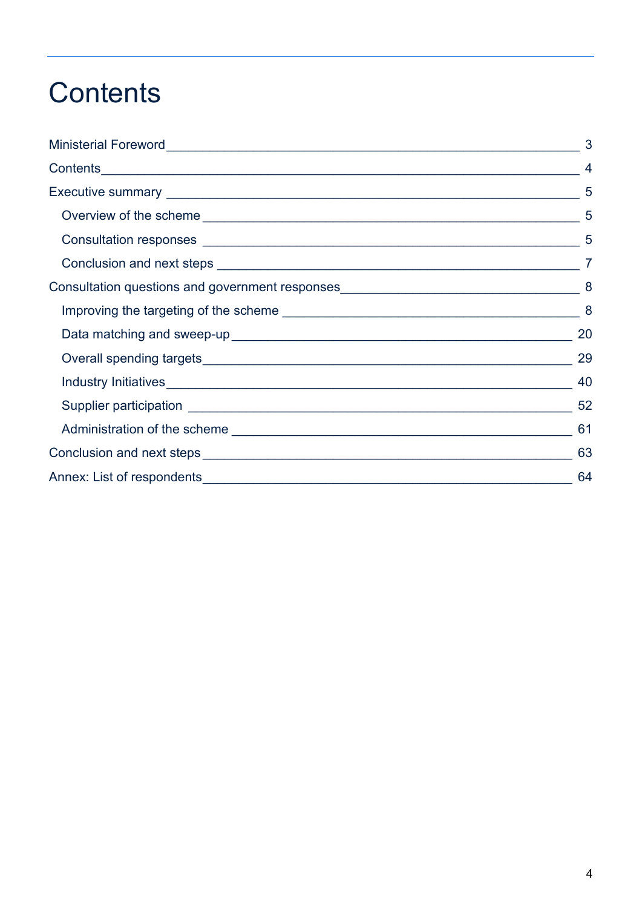# Contents

- Ministerial Foreword — 3
- Contents — 4
- Executive summary — 5
  - Overview of the scheme — 5
  - Consultation responses — 5
  - Conclusion and next steps — 7
- Consultation questions and government responses — 8
  - Improving the targeting of the scheme — 8
  - Data matching and sweep-up — 20
  - Overall spending targets — 29
  - Industry Initiatives — 40
  - Supplier participation — 52
  - Administration of the scheme — 61
- Conclusion and next steps — 63
- Annex: List of respondents — 64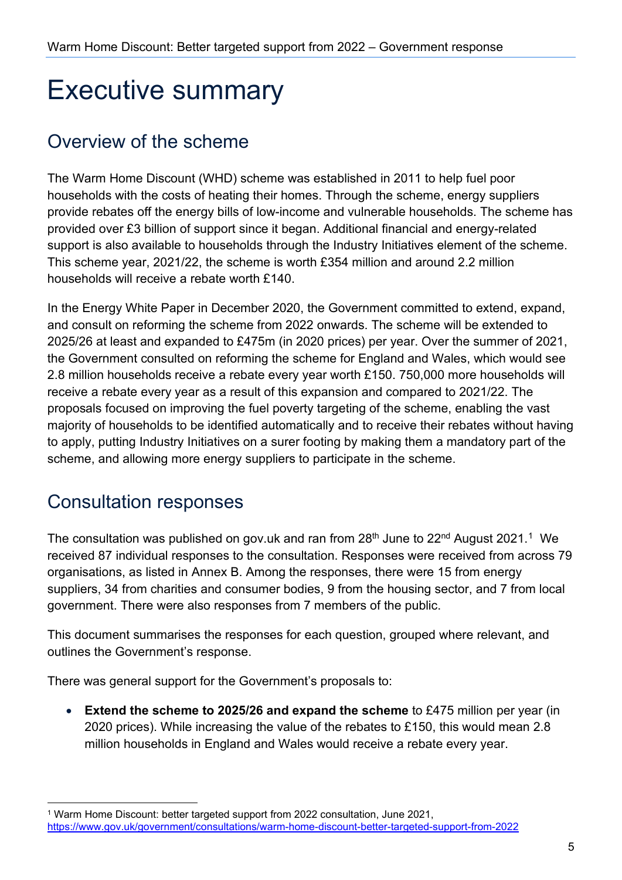# Executive summary

## Overview of the scheme

The Warm Home Discount (WHD) scheme was established in 2011 to help fuel poor households with the costs of heating their homes. Through the scheme, energy suppliers provide rebates off the energy bills of low-income and vulnerable households. The scheme has provided over £3 billion of support since it began. Additional financial and energy-related support is also available to households through the Industry Initiatives element of the scheme. This scheme year, 2021/22, the scheme is worth £354 million and around 2.2 million households will receive a rebate worth £140.

In the Energy White Paper in December 2020, the Government committed to extend, expand, and consult on reforming the scheme from 2022 onwards. The scheme will be extended to 2025/26 at least and expanded to £475m (in 2020 prices) per year. Over the summer of 2021, the Government consulted on reforming the scheme for England and Wales, which would see 2.8 million households receive a rebate every year worth £150. 750,000 more households will receive a rebate every year as a result of this expansion and compared to 2021/22. The proposals focused on improving the fuel poverty targeting of the scheme, enabling the vast majority of households to be identified automatically and to receive their rebates without having to apply, putting Industry Initiatives on a surer footing by making them a mandatory part of the scheme, and allowing more energy suppliers to participate in the scheme.

## Consultation responses

The consultation was published on gov.uk and ran from 28th June to 22nd August 2021.[1] We received 87 individual responses to the consultation. Responses were received from across 79 organisations, as listed in Annex B. Among the responses, there were 15 from energy suppliers, 34 from charities and consumer bodies, 9 from the housing sector, and 7 from local government. There were also responses from 7 members of the public.

This document summarises the responses for each question, grouped where relevant, and outlines the Government's response.

There was general support for the Government's proposals to:

- **Extend the scheme to 2025/26 and expand the scheme** to £475 million per year (in 2020 prices). While increasing the value of the rebates to £150, this would mean 2.8 million households in England and Wales would receive a rebate every year.

[1] Warm Home Discount: better targeted support from 2022 consultation, June 2021, https://www.gov.uk/government/consultations/warm-home-discount-better-targeted-support-from-2022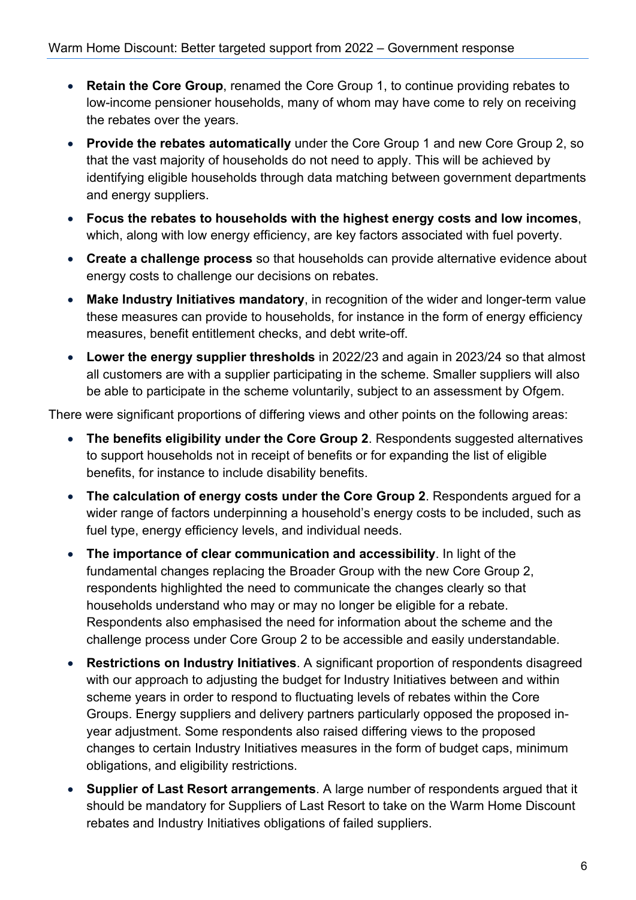- **Retain the Core Group**, renamed the Core Group 1, to continue providing rebates to low-income pensioner households, many of whom may have come to rely on receiving the rebates over the years.
- **Provide the rebates automatically** under the Core Group 1 and new Core Group 2, so that the vast majority of households do not need to apply. This will be achieved by identifying eligible households through data matching between government departments and energy suppliers.
- **Focus the rebates to households with the highest energy costs and low incomes**, which, along with low energy efficiency, are key factors associated with fuel poverty.
- **Create a challenge process** so that households can provide alternative evidence about energy costs to challenge our decisions on rebates.
- **Make Industry Initiatives mandatory**, in recognition of the wider and longer-term value these measures can provide to households, for instance in the form of energy efficiency measures, benefit entitlement checks, and debt write-off.
- **Lower the energy supplier thresholds** in 2022/23 and again in 2023/24 so that almost all customers are with a supplier participating in the scheme. Smaller suppliers will also be able to participate in the scheme voluntarily, subject to an assessment by Ofgem.

There were significant proportions of differing views and other points on the following areas:

- **The benefits eligibility under the Core Group 2**. Respondents suggested alternatives to support households not in receipt of benefits or for expanding the list of eligible benefits, for instance to include disability benefits.
- **The calculation of energy costs under the Core Group 2**. Respondents argued for a wider range of factors underpinning a household's energy costs to be included, such as fuel type, energy efficiency levels, and individual needs.
- **The importance of clear communication and accessibility**. In light of the fundamental changes replacing the Broader Group with the new Core Group 2, respondents highlighted the need to communicate the changes clearly so that households understand who may or may no longer be eligible for a rebate. Respondents also emphasised the need for information about the scheme and the challenge process under Core Group 2 to be accessible and easily understandable.
- **Restrictions on Industry Initiatives**. A significant proportion of respondents disagreed with our approach to adjusting the budget for Industry Initiatives between and within scheme years in order to respond to fluctuating levels of rebates within the Core Groups. Energy suppliers and delivery partners particularly opposed the proposed in-year adjustment. Some respondents also raised differing views to the proposed changes to certain Industry Initiatives measures in the form of budget caps, minimum obligations, and eligibility restrictions.
- **Supplier of Last Resort arrangements**. A large number of respondents argued that it should be mandatory for Suppliers of Last Resort to take on the Warm Home Discount rebates and Industry Initiatives obligations of failed suppliers.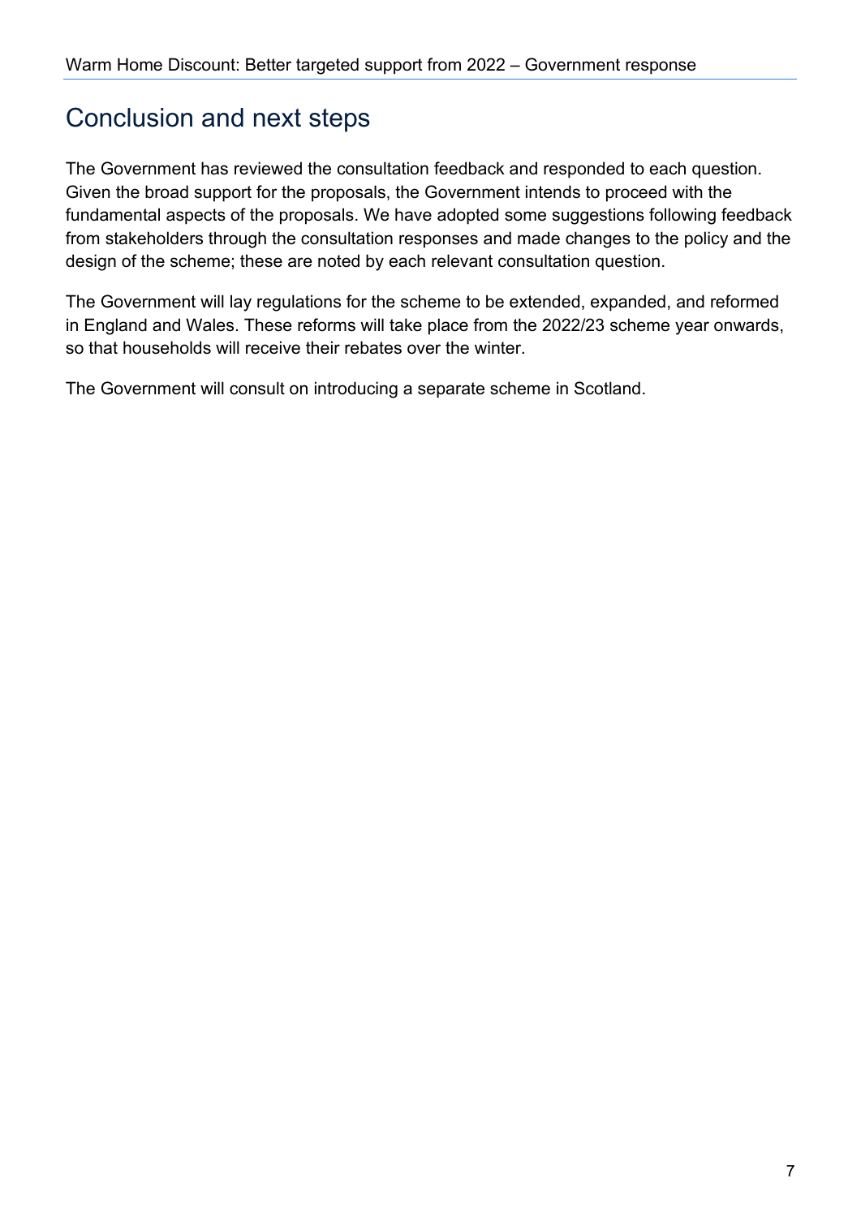## Conclusion and next steps

The Government has reviewed the consultation feedback and responded to each question. Given the broad support for the proposals, the Government intends to proceed with the fundamental aspects of the proposals. We have adopted some suggestions following feedback from stakeholders through the consultation responses and made changes to the policy and the design of the scheme; these are noted by each relevant consultation question.

The Government will lay regulations for the scheme to be extended, expanded, and reformed in England and Wales. These reforms will take place from the 2022/23 scheme year onwards, so that households will receive their rebates over the winter.

The Government will consult on introducing a separate scheme in Scotland.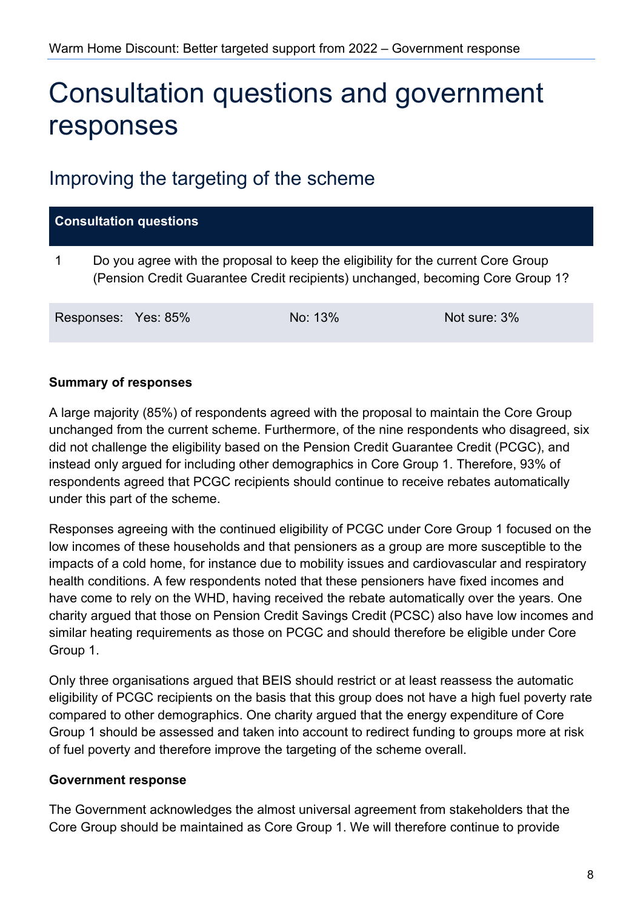# Consultation questions and government responses

## Improving the targeting of the scheme

| Consultation questions | | | |
|---|---|---|---|
| 1 | Do you agree with the proposal to keep the eligibility for the current Core Group (Pension Credit Guarantee Credit recipients) unchanged, becoming Core Group 1? | | |
| Responses: Yes: 85% | | No: 13% | Not sure: 3% |

**Summary of responses**

A large majority (85%) of respondents agreed with the proposal to maintain the Core Group unchanged from the current scheme. Furthermore, of the nine respondents who disagreed, six did not challenge the eligibility based on the Pension Credit Guarantee Credit (PCGC), and instead only argued for including other demographics in Core Group 1. Therefore, 93% of respondents agreed that PCGC recipients should continue to receive rebates automatically under this part of the scheme.

Responses agreeing with the continued eligibility of PCGC under Core Group 1 focused on the low incomes of these households and that pensioners as a group are more susceptible to the impacts of a cold home, for instance due to mobility issues and cardiovascular and respiratory health conditions. A few respondents noted that these pensioners have fixed incomes and have come to rely on the WHD, having received the rebate automatically over the years. One charity argued that those on Pension Credit Savings Credit (PCSC) also have low incomes and similar heating requirements as those on PCGC and should therefore be eligible under Core Group 1.

Only three organisations argued that BEIS should restrict or at least reassess the automatic eligibility of PCGC recipients on the basis that this group does not have a high fuel poverty rate compared to other demographics. One charity argued that the energy expenditure of Core Group 1 should be assessed and taken into account to redirect funding to groups more at risk of fuel poverty and therefore improve the targeting of the scheme overall.

**Government response**

The Government acknowledges the almost universal agreement from stakeholders that the Core Group should be maintained as Core Group 1. We will therefore continue to provide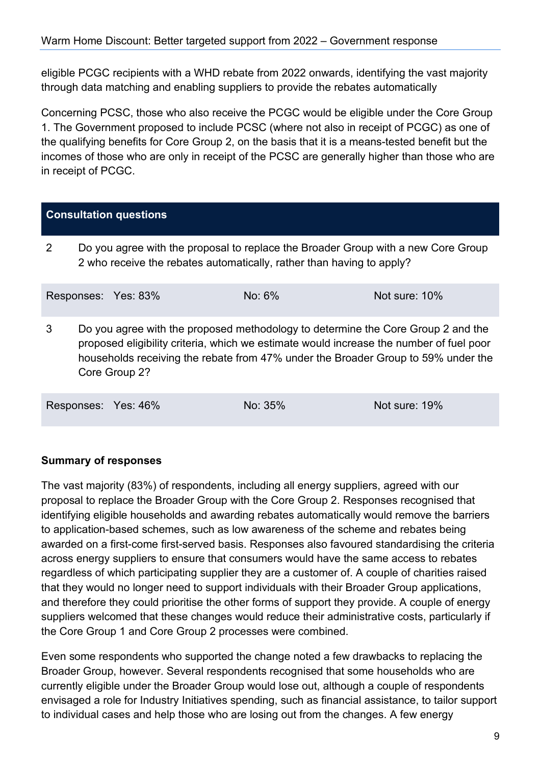eligible PCGC recipients with a WHD rebate from 2022 onwards, identifying the vast majority through data matching and enabling suppliers to provide the rebates automatically

Concerning PCSC, those who also receive the PCGC would be eligible under the Core Group 1. The Government proposed to include PCSC (where not also in receipt of PCGC) as one of the qualifying benefits for Core Group 2, on the basis that it is a means-tested benefit but the incomes of those who are only in receipt of the PCSC are generally higher than those who are in receipt of PCGC.

| **Consultation questions** | | | |
|---|---|---|---|
| 2 | Do you agree with the proposal to replace the Broader Group with a new Core Group 2 who receive the rebates automatically, rather than having to apply? | | |
| Responses: Yes: 83% | No: 6% | Not sure: 10% | |
| 3 | Do you agree with the proposed methodology to determine the Core Group 2 and the proposed eligibility criteria, which we estimate would increase the number of fuel poor households receiving the rebate from 47% under the Broader Group to 59% under the Core Group 2? | | |
| Responses: Yes: 46% | No: 35% | Not sure: 19% | |

**Summary of responses**

The vast majority (83%) of respondents, including all energy suppliers, agreed with our proposal to replace the Broader Group with the Core Group 2. Responses recognised that identifying eligible households and awarding rebates automatically would remove the barriers to application-based schemes, such as low awareness of the scheme and rebates being awarded on a first-come first-served basis. Responses also favoured standardising the criteria across energy suppliers to ensure that consumers would have the same access to rebates regardless of which participating supplier they are a customer of. A couple of charities raised that they would no longer need to support individuals with their Broader Group applications, and therefore they could prioritise the other forms of support they provide. A couple of energy suppliers welcomed that these changes would reduce their administrative costs, particularly if the Core Group 1 and Core Group 2 processes were combined.

Even some respondents who supported the change noted a few drawbacks to replacing the Broader Group, however. Several respondents recognised that some households who are currently eligible under the Broader Group would lose out, although a couple of respondents envisaged a role for Industry Initiatives spending, such as financial assistance, to tailor support to individual cases and help those who are losing out from the changes. A few energy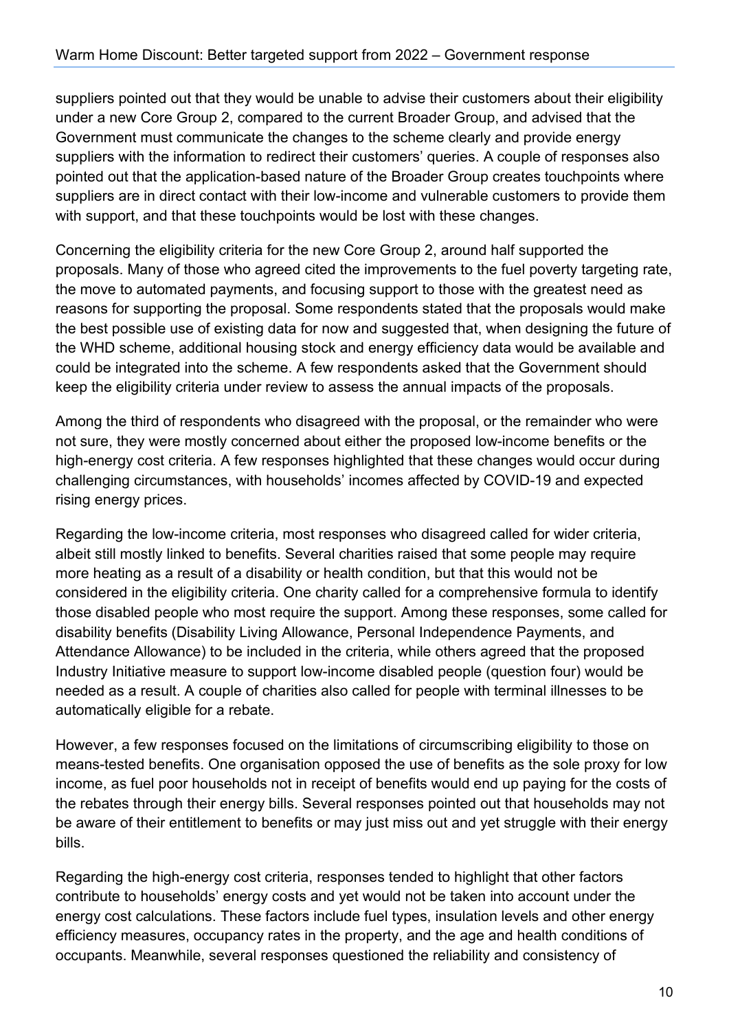suppliers pointed out that they would be unable to advise their customers about their eligibility under a new Core Group 2, compared to the current Broader Group, and advised that the Government must communicate the changes to the scheme clearly and provide energy suppliers with the information to redirect their customers' queries. A couple of responses also pointed out that the application-based nature of the Broader Group creates touchpoints where suppliers are in direct contact with their low-income and vulnerable customers to provide them with support, and that these touchpoints would be lost with these changes.

Concerning the eligibility criteria for the new Core Group 2, around half supported the proposals. Many of those who agreed cited the improvements to the fuel poverty targeting rate, the move to automated payments, and focusing support to those with the greatest need as reasons for supporting the proposal. Some respondents stated that the proposals would make the best possible use of existing data for now and suggested that, when designing the future of the WHD scheme, additional housing stock and energy efficiency data would be available and could be integrated into the scheme. A few respondents asked that the Government should keep the eligibility criteria under review to assess the annual impacts of the proposals.

Among the third of respondents who disagreed with the proposal, or the remainder who were not sure, they were mostly concerned about either the proposed low-income benefits or the high-energy cost criteria. A few responses highlighted that these changes would occur during challenging circumstances, with households' incomes affected by COVID-19 and expected rising energy prices.

Regarding the low-income criteria, most responses who disagreed called for wider criteria, albeit still mostly linked to benefits. Several charities raised that some people may require more heating as a result of a disability or health condition, but that this would not be considered in the eligibility criteria. One charity called for a comprehensive formula to identify those disabled people who most require the support. Among these responses, some called for disability benefits (Disability Living Allowance, Personal Independence Payments, and Attendance Allowance) to be included in the criteria, while others agreed that the proposed Industry Initiative measure to support low-income disabled people (question four) would be needed as a result. A couple of charities also called for people with terminal illnesses to be automatically eligible for a rebate.

However, a few responses focused on the limitations of circumscribing eligibility to those on means-tested benefits. One organisation opposed the use of benefits as the sole proxy for low income, as fuel poor households not in receipt of benefits would end up paying for the costs of the rebates through their energy bills. Several responses pointed out that households may not be aware of their entitlement to benefits or may just miss out and yet struggle with their energy bills.

Regarding the high-energy cost criteria, responses tended to highlight that other factors contribute to households' energy costs and yet would not be taken into account under the energy cost calculations. These factors include fuel types, insulation levels and other energy efficiency measures, occupancy rates in the property, and the age and health conditions of occupants. Meanwhile, several responses questioned the reliability and consistency of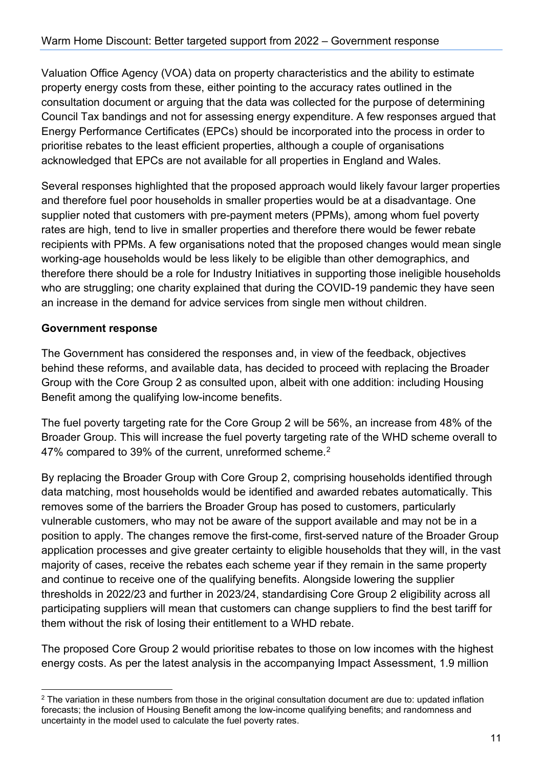Valuation Office Agency (VOA) data on property characteristics and the ability to estimate property energy costs from these, either pointing to the accuracy rates outlined in the consultation document or arguing that the data was collected for the purpose of determining Council Tax bandings and not for assessing energy expenditure. A few responses argued that Energy Performance Certificates (EPCs) should be incorporated into the process in order to prioritise rebates to the least efficient properties, although a couple of organisations acknowledged that EPCs are not available for all properties in England and Wales.

Several responses highlighted that the proposed approach would likely favour larger properties and therefore fuel poor households in smaller properties would be at a disadvantage. One supplier noted that customers with pre-payment meters (PPMs), among whom fuel poverty rates are high, tend to live in smaller properties and therefore there would be fewer rebate recipients with PPMs. A few organisations noted that the proposed changes would mean single working-age households would be less likely to be eligible than other demographics, and therefore there should be a role for Industry Initiatives in supporting those ineligible households who are struggling; one charity explained that during the COVID-19 pandemic they have seen an increase in the demand for advice services from single men without children.

**Government response**

The Government has considered the responses and, in view of the feedback, objectives behind these reforms, and available data, has decided to proceed with replacing the Broader Group with the Core Group 2 as consulted upon, albeit with one addition: including Housing Benefit among the qualifying low-income benefits.

The fuel poverty targeting rate for the Core Group 2 will be 56%, an increase from 48% of the Broader Group. This will increase the fuel poverty targeting rate of the WHD scheme overall to 47% compared to 39% of the current, unreformed scheme.[2]

By replacing the Broader Group with Core Group 2, comprising households identified through data matching, most households would be identified and awarded rebates automatically. This removes some of the barriers the Broader Group has posed to customers, particularly vulnerable customers, who may not be aware of the support available and may not be in a position to apply. The changes remove the first-come, first-served nature of the Broader Group application processes and give greater certainty to eligible households that they will, in the vast majority of cases, receive the rebates each scheme year if they remain in the same property and continue to receive one of the qualifying benefits. Alongside lowering the supplier thresholds in 2022/23 and further in 2023/24, standardising Core Group 2 eligibility across all participating suppliers will mean that customers can change suppliers to find the best tariff for them without the risk of losing their entitlement to a WHD rebate.

The proposed Core Group 2 would prioritise rebates to those on low incomes with the highest energy costs. As per the latest analysis in the accompanying Impact Assessment, 1.9 million

[2] The variation in these numbers from those in the original consultation document are due to: updated inflation forecasts; the inclusion of Housing Benefit among the low-income qualifying benefits; and randomness and uncertainty in the model used to calculate the fuel poverty rates.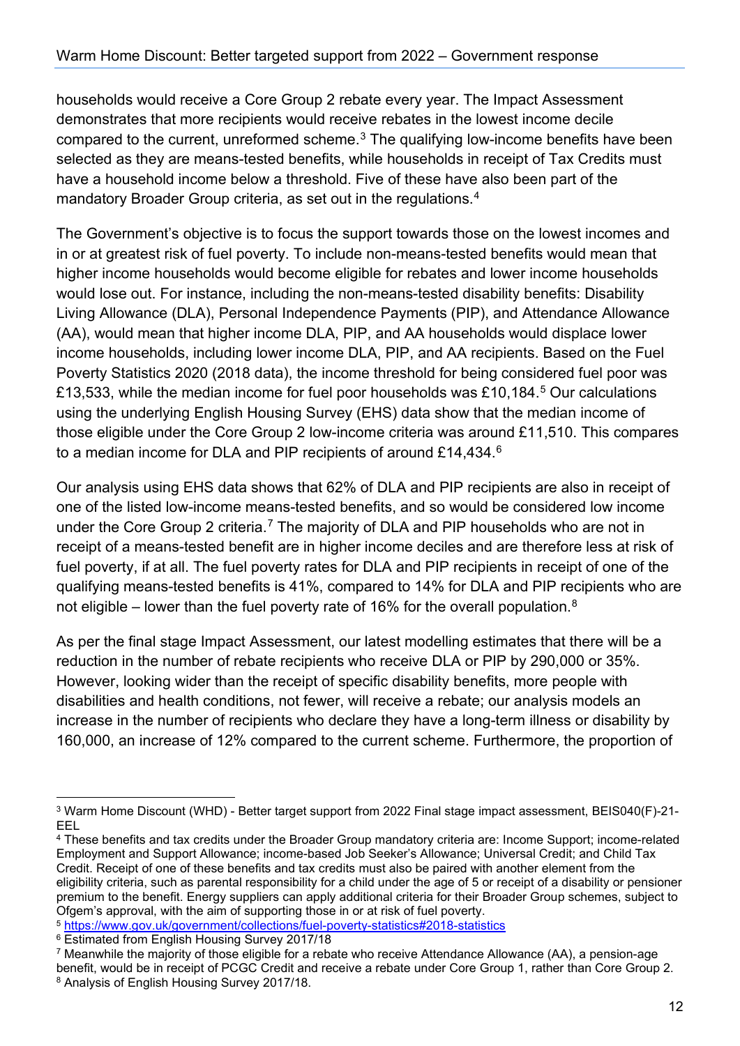households would receive a Core Group 2 rebate every year. The Impact Assessment demonstrates that more recipients would receive rebates in the lowest income decile compared to the current, unreformed scheme.[3] The qualifying low-income benefits have been selected as they are means-tested benefits, while households in receipt of Tax Credits must have a household income below a threshold. Five of these have also been part of the mandatory Broader Group criteria, as set out in the regulations.[4]

The Government's objective is to focus the support towards those on the lowest incomes and in or at greatest risk of fuel poverty. To include non-means-tested benefits would mean that higher income households would become eligible for rebates and lower income households would lose out. For instance, including the non-means-tested disability benefits: Disability Living Allowance (DLA), Personal Independence Payments (PIP), and Attendance Allowance (AA), would mean that higher income DLA, PIP, and AA households would displace lower income households, including lower income DLA, PIP, and AA recipients. Based on the Fuel Poverty Statistics 2020 (2018 data), the income threshold for being considered fuel poor was £13,533, while the median income for fuel poor households was £10,184.[5] Our calculations using the underlying English Housing Survey (EHS) data show that the median income of those eligible under the Core Group 2 low-income criteria was around £11,510. This compares to a median income for DLA and PIP recipients of around £14,434.[6]

Our analysis using EHS data shows that 62% of DLA and PIP recipients are also in receipt of one of the listed low-income means-tested benefits, and so would be considered low income under the Core Group 2 criteria.[7] The majority of DLA and PIP households who are not in receipt of a means-tested benefit are in higher income deciles and are therefore less at risk of fuel poverty, if at all. The fuel poverty rates for DLA and PIP recipients in receipt of one of the qualifying means-tested benefits is 41%, compared to 14% for DLA and PIP recipients who are not eligible – lower than the fuel poverty rate of 16% for the overall population.[8]

As per the final stage Impact Assessment, our latest modelling estimates that there will be a reduction in the number of rebate recipients who receive DLA or PIP by 290,000 or 35%. However, looking wider than the receipt of specific disability benefits, more people with disabilities and health conditions, not fewer, will receive a rebate; our analysis models an increase in the number of recipients who declare they have a long-term illness or disability by 160,000, an increase of 12% compared to the current scheme. Furthermore, the proportion of

---

[3] Warm Home Discount (WHD) - Better target support from 2022 Final stage impact assessment, BEIS040(F)-21-EEL

[4] These benefits and tax credits under the Broader Group mandatory criteria are: Income Support; income-related Employment and Support Allowance; income-based Job Seeker's Allowance; Universal Credit; and Child Tax Credit. Receipt of one of these benefits and tax credits must also be paired with another element from the eligibility criteria, such as parental responsibility for a child under the age of 5 or receipt of a disability or pensioner premium to the benefit. Energy suppliers can apply additional criteria for their Broader Group schemes, subject to Ofgem's approval, with the aim of supporting those in or at risk of fuel poverty.

[5] https://www.gov.uk/government/collections/fuel-poverty-statistics#2018-statistics

[6] Estimated from English Housing Survey 2017/18

[7] Meanwhile the majority of those eligible for a rebate who receive Attendance Allowance (AA), a pension-age benefit, would be in receipt of PCGC Credit and receive a rebate under Core Group 1, rather than Core Group 2.

[8] Analysis of English Housing Survey 2017/18.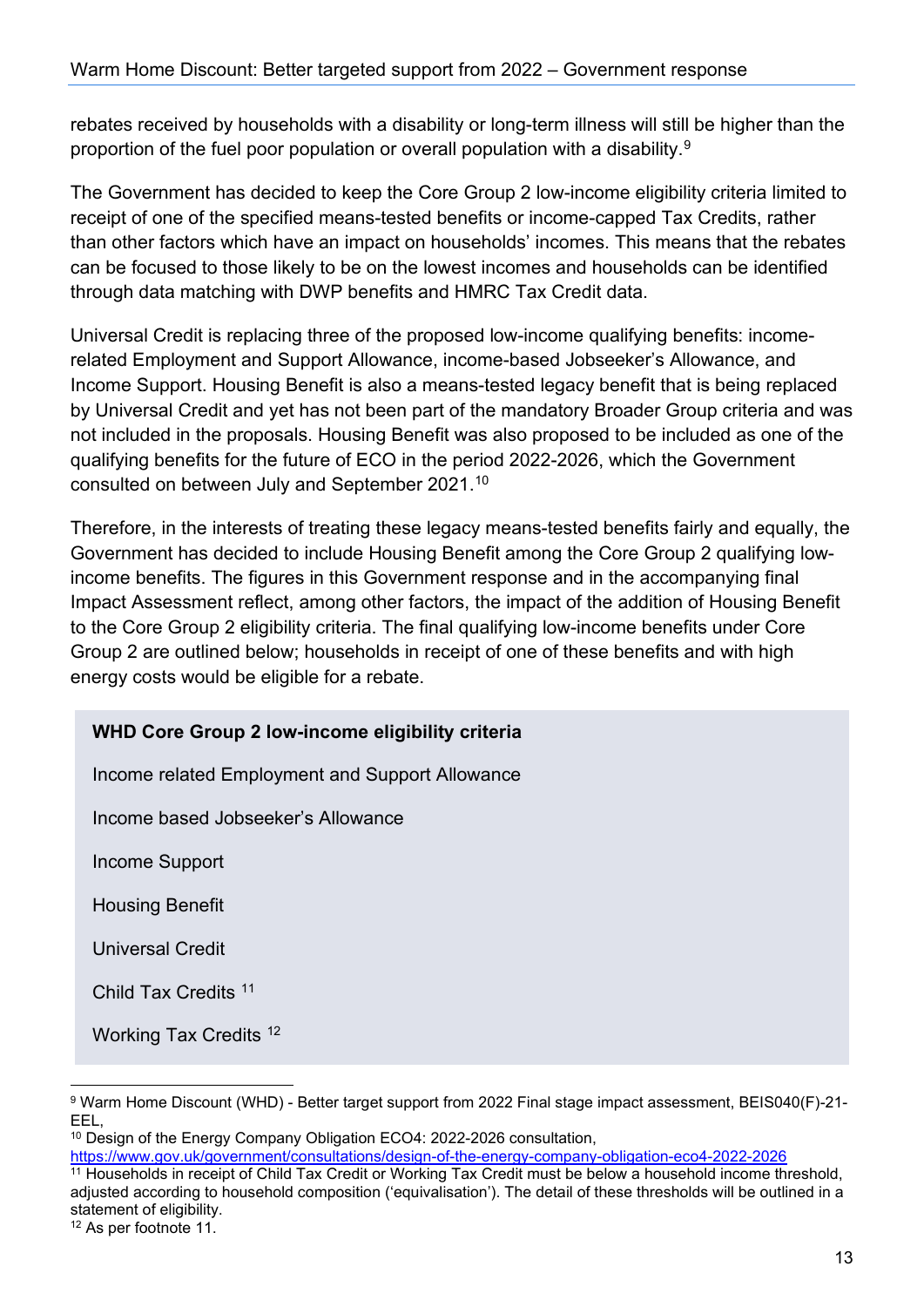rebates received by households with a disability or long-term illness will still be higher than the proportion of the fuel poor population or overall population with a disability.[9]

The Government has decided to keep the Core Group 2 low-income eligibility criteria limited to receipt of one of the specified means-tested benefits or income-capped Tax Credits, rather than other factors which have an impact on households' incomes. This means that the rebates can be focused to those likely to be on the lowest incomes and households can be identified through data matching with DWP benefits and HMRC Tax Credit data.

Universal Credit is replacing three of the proposed low-income qualifying benefits: income-related Employment and Support Allowance, income-based Jobseeker's Allowance, and Income Support. Housing Benefit is also a means-tested legacy benefit that is being replaced by Universal Credit and yet has not been part of the mandatory Broader Group criteria and was not included in the proposals. Housing Benefit was also proposed to be included as one of the qualifying benefits for the future of ECO in the period 2022-2026, which the Government consulted on between July and September 2021.[10]

Therefore, in the interests of treating these legacy means-tested benefits fairly and equally, the Government has decided to include Housing Benefit among the Core Group 2 qualifying low-income benefits. The figures in this Government response and in the accompanying final Impact Assessment reflect, among other factors, the impact of the addition of Housing Benefit to the Core Group 2 eligibility criteria. The final qualifying low-income benefits under Core Group 2 are outlined below; households in receipt of one of these benefits and with high energy costs would be eligible for a rebate.

**WHD Core Group 2 low-income eligibility criteria**

Income related Employment and Support Allowance

Income based Jobseeker's Allowance

Income Support

Housing Benefit

Universal Credit

Child Tax Credits [11]

Working Tax Credits [12]

---

[9] Warm Home Discount (WHD) - Better target support from 2022 Final stage impact assessment, BEIS040(F)-21-EEL,

[10] Design of the Energy Company Obligation ECO4: 2022-2026 consultation, https://www.gov.uk/government/consultations/design-of-the-energy-company-obligation-eco4-2022-2026

[11] Households in receipt of Child Tax Credit or Working Tax Credit must be below a household income threshold, adjusted according to household composition ('equivalisation'). The detail of these thresholds will be outlined in a statement of eligibility.

[12] As per footnote 11.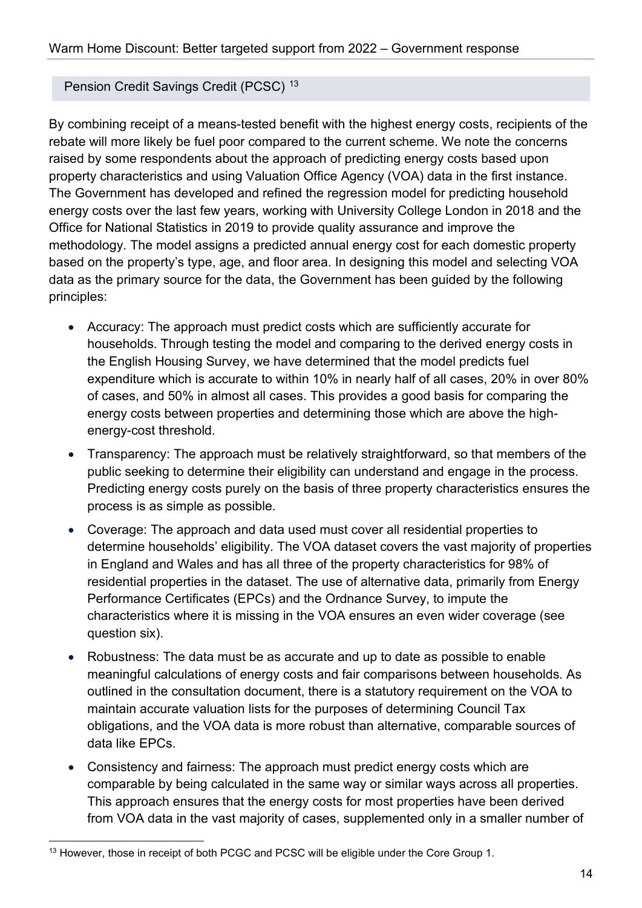### Pension Credit Savings Credit (PCSC) [13]

By combining receipt of a means-tested benefit with the highest energy costs, recipients of the rebate will more likely be fuel poor compared to the current scheme. We note the concerns raised by some respondents about the approach of predicting energy costs based upon property characteristics and using Valuation Office Agency (VOA) data in the first instance. The Government has developed and refined the regression model for predicting household energy costs over the last few years, working with University College London in 2018 and the Office for National Statistics in 2019 to provide quality assurance and improve the methodology. The model assigns a predicted annual energy cost for each domestic property based on the property's type, age, and floor area. In designing this model and selecting VOA data as the primary source for the data, the Government has been guided by the following principles:

- Accuracy: The approach must predict costs which are sufficiently accurate for households. Through testing the model and comparing to the derived energy costs in the English Housing Survey, we have determined that the model predicts fuel expenditure which is accurate to within 10% in nearly half of all cases, 20% in over 80% of cases, and 50% in almost all cases. This provides a good basis for comparing the energy costs between properties and determining those which are above the high-energy-cost threshold.
- Transparency: The approach must be relatively straightforward, so that members of the public seeking to determine their eligibility can understand and engage in the process. Predicting energy costs purely on the basis of three property characteristics ensures the process is as simple as possible.
- Coverage: The approach and data used must cover all residential properties to determine households' eligibility. The VOA dataset covers the vast majority of properties in England and Wales and has all three of the property characteristics for 98% of residential properties in the dataset. The use of alternative data, primarily from Energy Performance Certificates (EPCs) and the Ordnance Survey, to impute the characteristics where it is missing in the VOA ensures an even wider coverage (see question six).
- Robustness: The data must be as accurate and up to date as possible to enable meaningful calculations of energy costs and fair comparisons between households. As outlined in the consultation document, there is a statutory requirement on the VOA to maintain accurate valuation lists for the purposes of determining Council Tax obligations, and the VOA data is more robust than alternative, comparable sources of data like EPCs.
- Consistency and fairness: The approach must predict energy costs which are comparable by being calculated in the same way or similar ways across all properties. This approach ensures that the energy costs for most properties have been derived from VOA data in the vast majority of cases, supplemented only in a smaller number of

[13] However, those in receipt of both PCGC and PCSC will be eligible under the Core Group 1.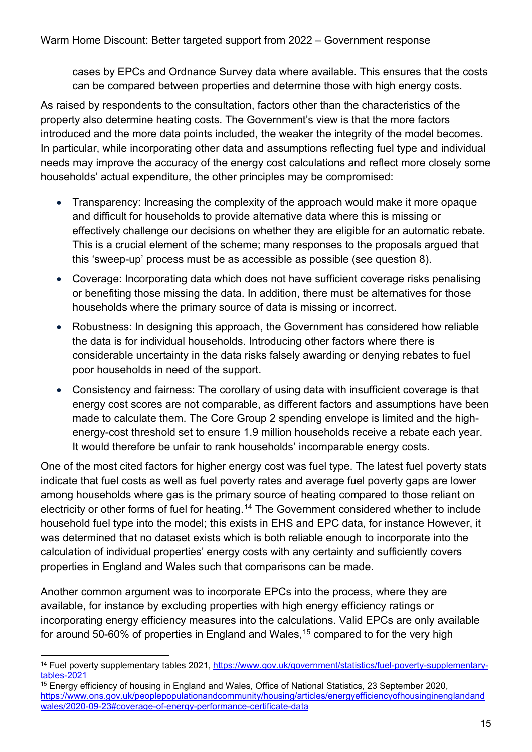cases by EPCs and Ordnance Survey data where available. This ensures that the costs can be compared between properties and determine those with high energy costs.

As raised by respondents to the consultation, factors other than the characteristics of the property also determine heating costs. The Government's view is that the more factors introduced and the more data points included, the weaker the integrity of the model becomes. In particular, while incorporating other data and assumptions reflecting fuel type and individual needs may improve the accuracy of the energy cost calculations and reflect more closely some households' actual expenditure, the other principles may be compromised:

- Transparency: Increasing the complexity of the approach would make it more opaque and difficult for households to provide alternative data where this is missing or effectively challenge our decisions on whether they are eligible for an automatic rebate. This is a crucial element of the scheme; many responses to the proposals argued that this 'sweep-up' process must be as accessible as possible (see question 8).
- Coverage: Incorporating data which does not have sufficient coverage risks penalising or benefiting those missing the data. In addition, there must be alternatives for those households where the primary source of data is missing or incorrect.
- Robustness: In designing this approach, the Government has considered how reliable the data is for individual households. Introducing other factors where there is considerable uncertainty in the data risks falsely awarding or denying rebates to fuel poor households in need of the support.
- Consistency and fairness: The corollary of using data with insufficient coverage is that energy cost scores are not comparable, as different factors and assumptions have been made to calculate them. The Core Group 2 spending envelope is limited and the high-energy-cost threshold set to ensure 1.9 million households receive a rebate each year. It would therefore be unfair to rank households' incomparable energy costs.

One of the most cited factors for higher energy cost was fuel type. The latest fuel poverty stats indicate that fuel costs as well as fuel poverty rates and average fuel poverty gaps are lower among households where gas is the primary source of heating compared to those reliant on electricity or other forms of fuel for heating.[14] The Government considered whether to include household fuel type into the model; this exists in EHS and EPC data, for instance However, it was determined that no dataset exists which is both reliable enough to incorporate into the calculation of individual properties' energy costs with any certainty and sufficiently covers properties in England and Wales such that comparisons can be made.

Another common argument was to incorporate EPCs into the process, where they are available, for instance by excluding properties with high energy efficiency ratings or incorporating energy efficiency measures into the calculations. Valid EPCs are only available for around 50-60% of properties in England and Wales,[15] compared to for the very high

---

[14] Fuel poverty supplementary tables 2021, https://www.gov.uk/government/statistics/fuel-poverty-supplementary-tables-2021

[15] Energy efficiency of housing in England and Wales, Office of National Statistics, 23 September 2020, https://www.ons.gov.uk/peoplepopulationandcommunity/housing/articles/energyefficiencyofhousinginenglandandwales/2020-09-23#coverage-of-energy-performance-certificate-data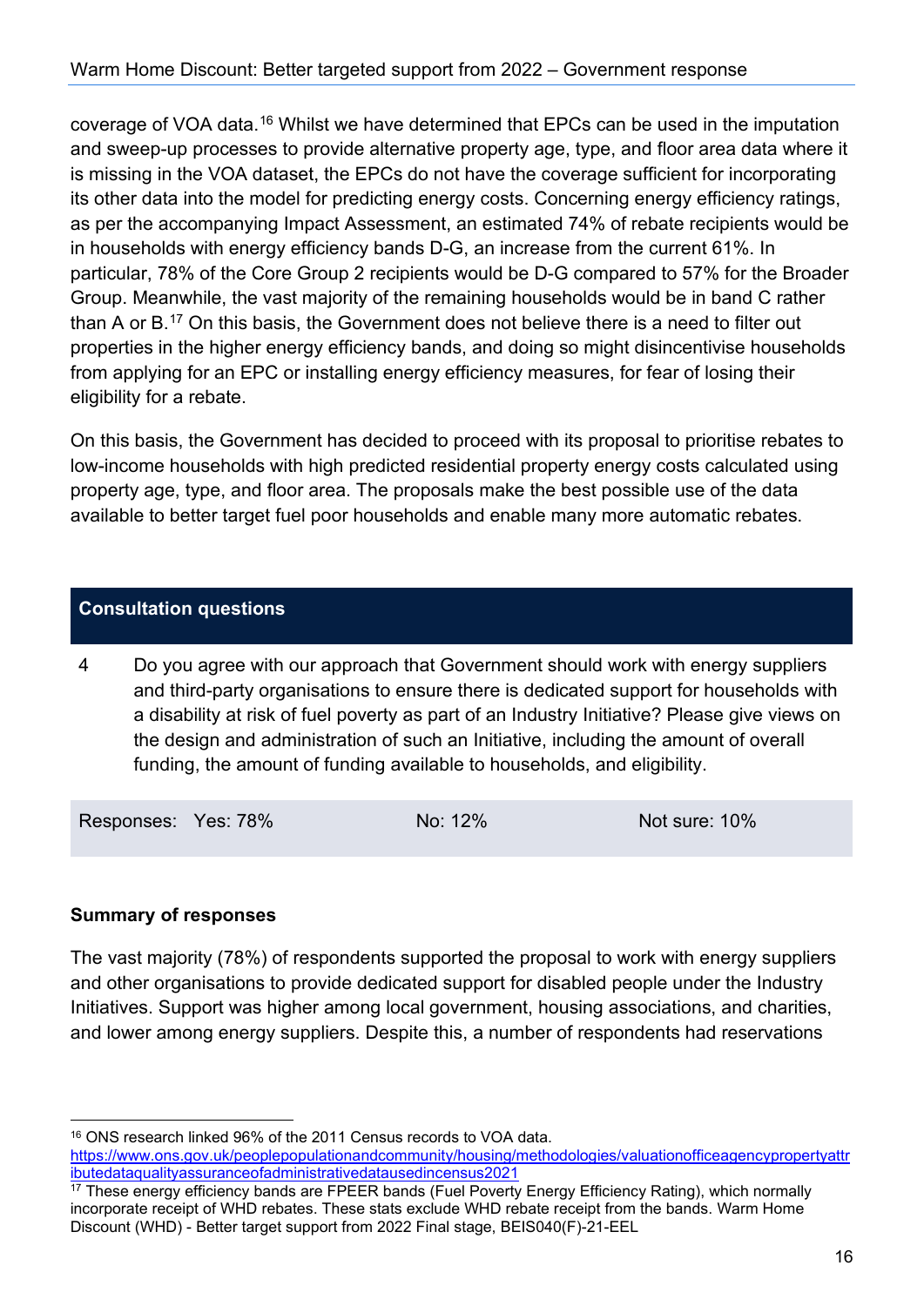coverage of VOA data.[16] Whilst we have determined that EPCs can be used in the imputation and sweep-up processes to provide alternative property age, type, and floor area data where it is missing in the VOA dataset, the EPCs do not have the coverage sufficient for incorporating its other data into the model for predicting energy costs. Concerning energy efficiency ratings, as per the accompanying Impact Assessment, an estimated 74% of rebate recipients would be in households with energy efficiency bands D-G, an increase from the current 61%. In particular, 78% of the Core Group 2 recipients would be D-G compared to 57% for the Broader Group. Meanwhile, the vast majority of the remaining households would be in band C rather than A or B.[17] On this basis, the Government does not believe there is a need to filter out properties in the higher energy efficiency bands, and doing so might disincentivise households from applying for an EPC or installing energy efficiency measures, for fear of losing their eligibility for a rebate.

On this basis, the Government has decided to proceed with its proposal to prioritise rebates to low-income households with high predicted residential property energy costs calculated using property age, type, and floor area. The proposals make the best possible use of the data available to better target fuel poor households and enable many more automatic rebates.

## Consultation questions

4 Do you agree with our approach that Government should work with energy suppliers and third-party organisations to ensure there is dedicated support for households with a disability at risk of fuel poverty as part of an Industry Initiative? Please give views on the design and administration of such an Initiative, including the amount of overall funding, the amount of funding available to households, and eligibility.

| Responses: Yes: 78% | No: 12% | Not sure: 10% |
|---|---|---|

### Summary of responses

The vast majority (78%) of respondents supported the proposal to work with energy suppliers and other organisations to provide dedicated support for disabled people under the Industry Initiatives. Support was higher among local government, housing associations, and charities, and lower among energy suppliers. Despite this, a number of respondents had reservations

[16] ONS research linked 96% of the 2011 Census records to VOA data. https://www.ons.gov.uk/peoplepopulationandcommunity/housing/methodologies/valuationofficeagencypropertyattributedataqualityassuranceofadministrativedatausedincensus2021

[17] These energy efficiency bands are FPEER bands (Fuel Poverty Energy Efficiency Rating), which normally incorporate receipt of WHD rebates. These stats exclude WHD rebate receipt from the bands. Warm Home Discount (WHD) - Better target support from 2022 Final stage, BEIS040(F)-21-EEL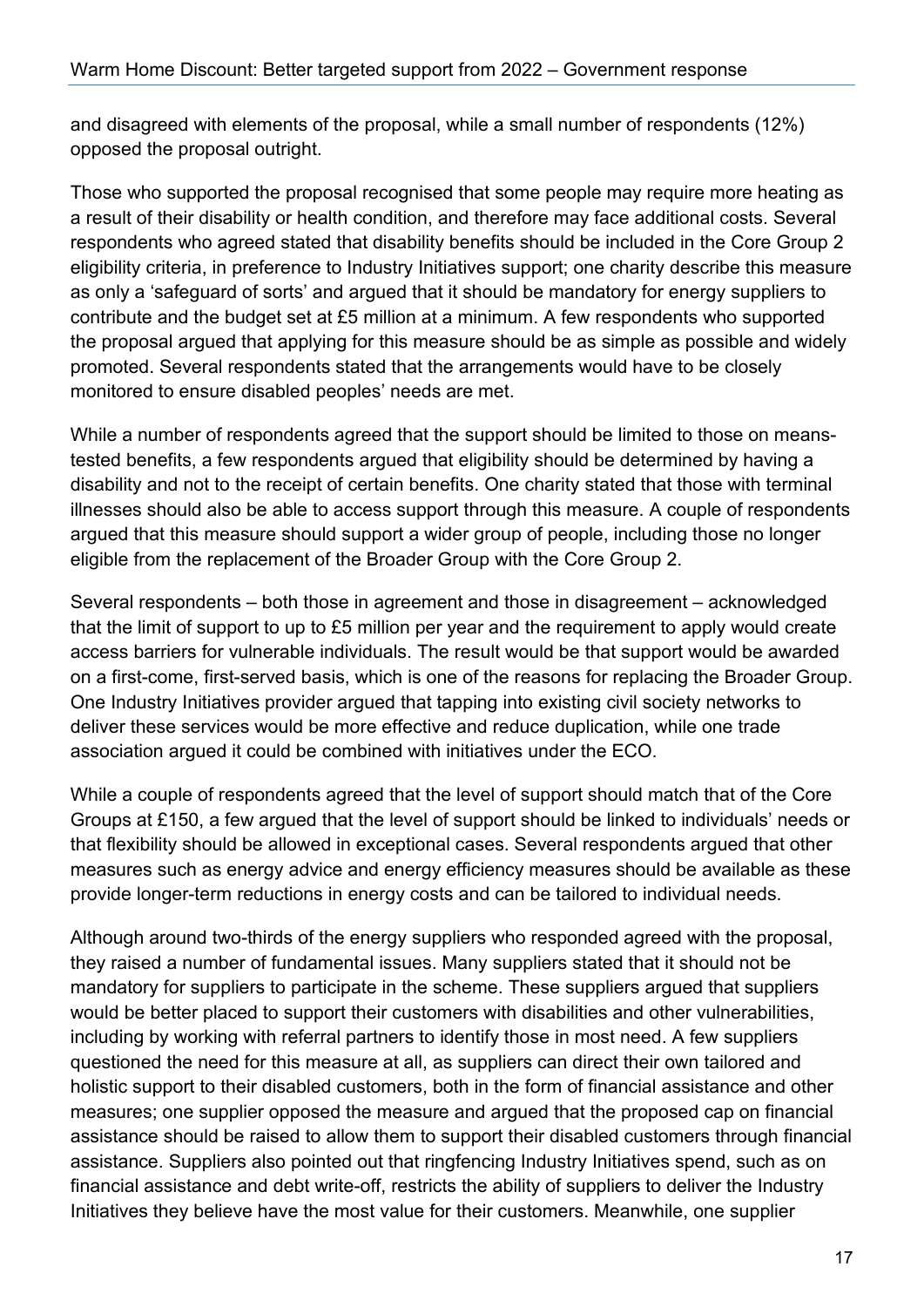and disagreed with elements of the proposal, while a small number of respondents (12%) opposed the proposal outright.

Those who supported the proposal recognised that some people may require more heating as a result of their disability or health condition, and therefore may face additional costs. Several respondents who agreed stated that disability benefits should be included in the Core Group 2 eligibility criteria, in preference to Industry Initiatives support; one charity describe this measure as only a 'safeguard of sorts' and argued that it should be mandatory for energy suppliers to contribute and the budget set at £5 million at a minimum. A few respondents who supported the proposal argued that applying for this measure should be as simple as possible and widely promoted. Several respondents stated that the arrangements would have to be closely monitored to ensure disabled peoples' needs are met.

While a number of respondents agreed that the support should be limited to those on means-tested benefits, a few respondents argued that eligibility should be determined by having a disability and not to the receipt of certain benefits. One charity stated that those with terminal illnesses should also be able to access support through this measure. A couple of respondents argued that this measure should support a wider group of people, including those no longer eligible from the replacement of the Broader Group with the Core Group 2.

Several respondents – both those in agreement and those in disagreement – acknowledged that the limit of support to up to £5 million per year and the requirement to apply would create access barriers for vulnerable individuals. The result would be that support would be awarded on a first-come, first-served basis, which is one of the reasons for replacing the Broader Group. One Industry Initiatives provider argued that tapping into existing civil society networks to deliver these services would be more effective and reduce duplication, while one trade association argued it could be combined with initiatives under the ECO.

While a couple of respondents agreed that the level of support should match that of the Core Groups at £150, a few argued that the level of support should be linked to individuals' needs or that flexibility should be allowed in exceptional cases. Several respondents argued that other measures such as energy advice and energy efficiency measures should be available as these provide longer-term reductions in energy costs and can be tailored to individual needs.

Although around two-thirds of the energy suppliers who responded agreed with the proposal, they raised a number of fundamental issues. Many suppliers stated that it should not be mandatory for suppliers to participate in the scheme. These suppliers argued that suppliers would be better placed to support their customers with disabilities and other vulnerabilities, including by working with referral partners to identify those in most need. A few suppliers questioned the need for this measure at all, as suppliers can direct their own tailored and holistic support to their disabled customers, both in the form of financial assistance and other measures; one supplier opposed the measure and argued that the proposed cap on financial assistance should be raised to allow them to support their disabled customers through financial assistance. Suppliers also pointed out that ringfencing Industry Initiatives spend, such as on financial assistance and debt write-off, restricts the ability of suppliers to deliver the Industry Initiatives they believe have the most value for their customers. Meanwhile, one supplier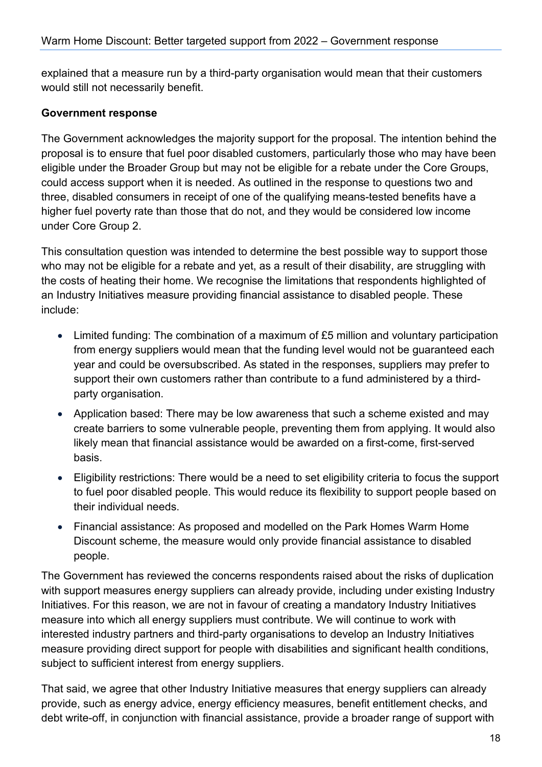explained that a measure run by a third-party organisation would mean that their customers would still not necessarily benefit.

**Government response**

The Government acknowledges the majority support for the proposal. The intention behind the proposal is to ensure that fuel poor disabled customers, particularly those who may have been eligible under the Broader Group but may not be eligible for a rebate under the Core Groups, could access support when it is needed. As outlined in the response to questions two and three, disabled consumers in receipt of one of the qualifying means-tested benefits have a higher fuel poverty rate than those that do not, and they would be considered low income under Core Group 2.

This consultation question was intended to determine the best possible way to support those who may not be eligible for a rebate and yet, as a result of their disability, are struggling with the costs of heating their home. We recognise the limitations that respondents highlighted of an Industry Initiatives measure providing financial assistance to disabled people. These include:

- Limited funding: The combination of a maximum of £5 million and voluntary participation from energy suppliers would mean that the funding level would not be guaranteed each year and could be oversubscribed. As stated in the responses, suppliers may prefer to support their own customers rather than contribute to a fund administered by a third-party organisation.
- Application based: There may be low awareness that such a scheme existed and may create barriers to some vulnerable people, preventing them from applying. It would also likely mean that financial assistance would be awarded on a first-come, first-served basis.
- Eligibility restrictions: There would be a need to set eligibility criteria to focus the support to fuel poor disabled people. This would reduce its flexibility to support people based on their individual needs.
- Financial assistance: As proposed and modelled on the Park Homes Warm Home Discount scheme, the measure would only provide financial assistance to disabled people.

The Government has reviewed the concerns respondents raised about the risks of duplication with support measures energy suppliers can already provide, including under existing Industry Initiatives. For this reason, we are not in favour of creating a mandatory Industry Initiatives measure into which all energy suppliers must contribute. We will continue to work with interested industry partners and third-party organisations to develop an Industry Initiatives measure providing direct support for people with disabilities and significant health conditions, subject to sufficient interest from energy suppliers.

That said, we agree that other Industry Initiative measures that energy suppliers can already provide, such as energy advice, energy efficiency measures, benefit entitlement checks, and debt write-off, in conjunction with financial assistance, provide a broader range of support with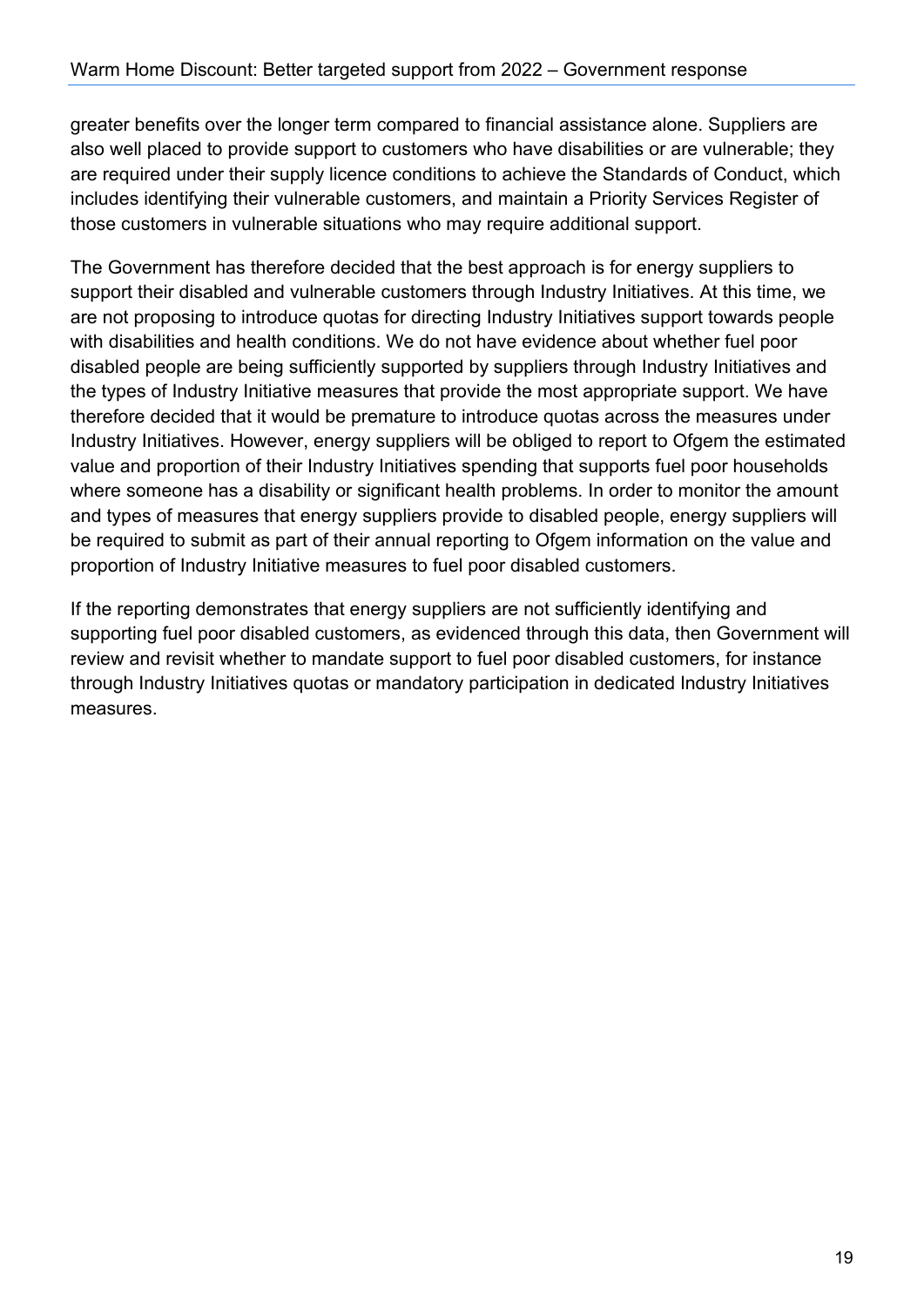greater benefits over the longer term compared to financial assistance alone. Suppliers are also well placed to provide support to customers who have disabilities or are vulnerable; they are required under their supply licence conditions to achieve the Standards of Conduct, which includes identifying their vulnerable customers, and maintain a Priority Services Register of those customers in vulnerable situations who may require additional support.

The Government has therefore decided that the best approach is for energy suppliers to support their disabled and vulnerable customers through Industry Initiatives. At this time, we are not proposing to introduce quotas for directing Industry Initiatives support towards people with disabilities and health conditions. We do not have evidence about whether fuel poor disabled people are being sufficiently supported by suppliers through Industry Initiatives and the types of Industry Initiative measures that provide the most appropriate support. We have therefore decided that it would be premature to introduce quotas across the measures under Industry Initiatives. However, energy suppliers will be obliged to report to Ofgem the estimated value and proportion of their Industry Initiatives spending that supports fuel poor households where someone has a disability or significant health problems. In order to monitor the amount and types of measures that energy suppliers provide to disabled people, energy suppliers will be required to submit as part of their annual reporting to Ofgem information on the value and proportion of Industry Initiative measures to fuel poor disabled customers.

If the reporting demonstrates that energy suppliers are not sufficiently identifying and supporting fuel poor disabled customers, as evidenced through this data, then Government will review and revisit whether to mandate support to fuel poor disabled customers, for instance through Industry Initiatives quotas or mandatory participation in dedicated Industry Initiatives measures.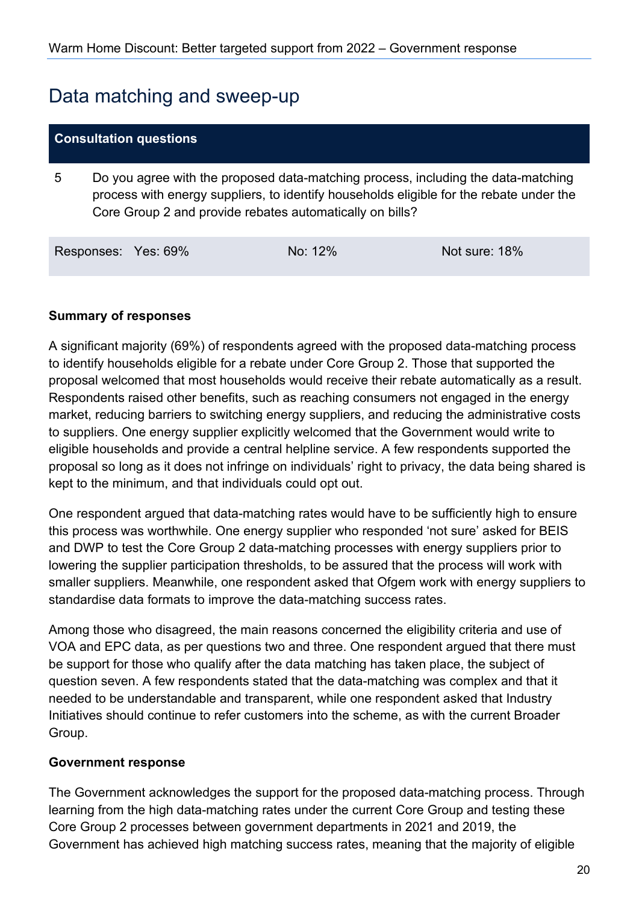## Data matching and sweep-up

| Consultation questions | | | |
|---|---|---|---|
| 5 | Do you agree with the proposed data-matching process, including the data-matching process with energy suppliers, to identify households eligible for the rebate under the Core Group 2 and provide rebates automatically on bills? | | |
| Responses: | Yes: 69% | No: 12% | Not sure: 18% |

**Summary of responses**

A significant majority (69%) of respondents agreed with the proposed data-matching process to identify households eligible for a rebate under Core Group 2. Those that supported the proposal welcomed that most households would receive their rebate automatically as a result. Respondents raised other benefits, such as reaching consumers not engaged in the energy market, reducing barriers to switching energy suppliers, and reducing the administrative costs to suppliers. One energy supplier explicitly welcomed that the Government would write to eligible households and provide a central helpline service. A few respondents supported the proposal so long as it does not infringe on individuals' right to privacy, the data being shared is kept to the minimum, and that individuals could opt out.

One respondent argued that data-matching rates would have to be sufficiently high to ensure this process was worthwhile. One energy supplier who responded 'not sure' asked for BEIS and DWP to test the Core Group 2 data-matching processes with energy suppliers prior to lowering the supplier participation thresholds, to be assured that the process will work with smaller suppliers. Meanwhile, one respondent asked that Ofgem work with energy suppliers to standardise data formats to improve the data-matching success rates.

Among those who disagreed, the main reasons concerned the eligibility criteria and use of VOA and EPC data, as per questions two and three. One respondent argued that there must be support for those who qualify after the data matching has taken place, the subject of question seven. A few respondents stated that the data-matching was complex and that it needed to be understandable and transparent, while one respondent asked that Industry Initiatives should continue to refer customers into the scheme, as with the current Broader Group.

**Government response**

The Government acknowledges the support for the proposed data-matching process. Through learning from the high data-matching rates under the current Core Group and testing these Core Group 2 processes between government departments in 2021 and 2019, the Government has achieved high matching success rates, meaning that the majority of eligible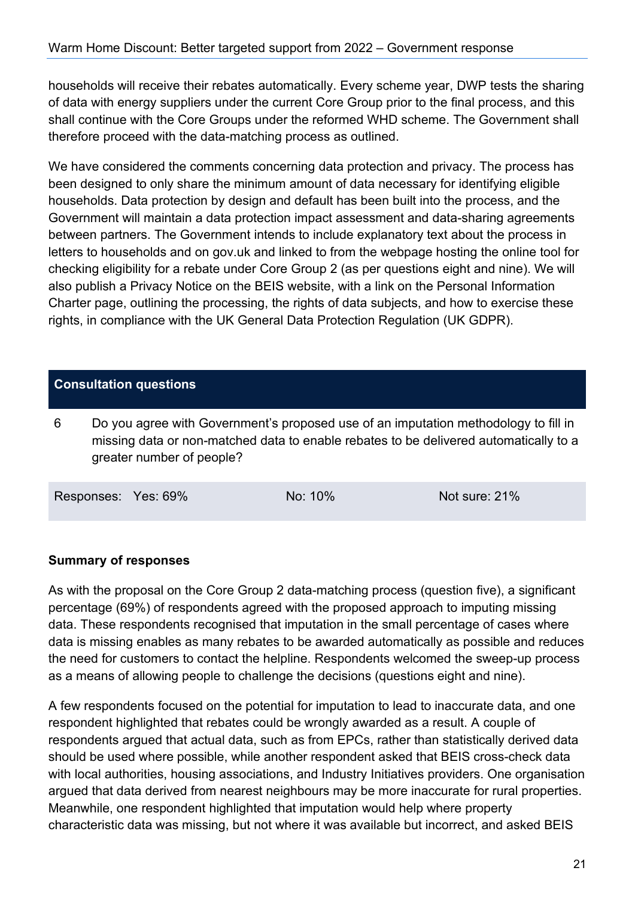households will receive their rebates automatically. Every scheme year, DWP tests the sharing of data with energy suppliers under the current Core Group prior to the final process, and this shall continue with the Core Groups under the reformed WHD scheme. The Government shall therefore proceed with the data-matching process as outlined.

We have considered the comments concerning data protection and privacy. The process has been designed to only share the minimum amount of data necessary for identifying eligible households. Data protection by design and default has been built into the process, and the Government will maintain a data protection impact assessment and data-sharing agreements between partners. The Government intends to include explanatory text about the process in letters to households and on gov.uk and linked to from the webpage hosting the online tool for checking eligibility for a rebate under Core Group 2 (as per questions eight and nine). We will also publish a Privacy Notice on the BEIS website, with a link on the Personal Information Charter page, outlining the processing, the rights of data subjects, and how to exercise these rights, in compliance with the UK General Data Protection Regulation (UK GDPR).

| **Consultation questions** | |
|---|---|
| 6 | Do you agree with Government's proposed use of an imputation methodology to fill in missing data or non-matched data to enable rebates to be delivered automatically to a greater number of people? |

| Responses: Yes: 69% | No: 10% | Not sure: 21% |
|---|---|---|

**Summary of responses**

As with the proposal on the Core Group 2 data-matching process (question five), a significant percentage (69%) of respondents agreed with the proposed approach to imputing missing data. These respondents recognised that imputation in the small percentage of cases where data is missing enables as many rebates to be awarded automatically as possible and reduces the need for customers to contact the helpline. Respondents welcomed the sweep-up process as a means of allowing people to challenge the decisions (questions eight and nine).

A few respondents focused on the potential for imputation to lead to inaccurate data, and one respondent highlighted that rebates could be wrongly awarded as a result. A couple of respondents argued that actual data, such as from EPCs, rather than statistically derived data should be used where possible, while another respondent asked that BEIS cross-check data with local authorities, housing associations, and Industry Initiatives providers. One organisation argued that data derived from nearest neighbours may be more inaccurate for rural properties. Meanwhile, one respondent highlighted that imputation would help where property characteristic data was missing, but not where it was available but incorrect, and asked BEIS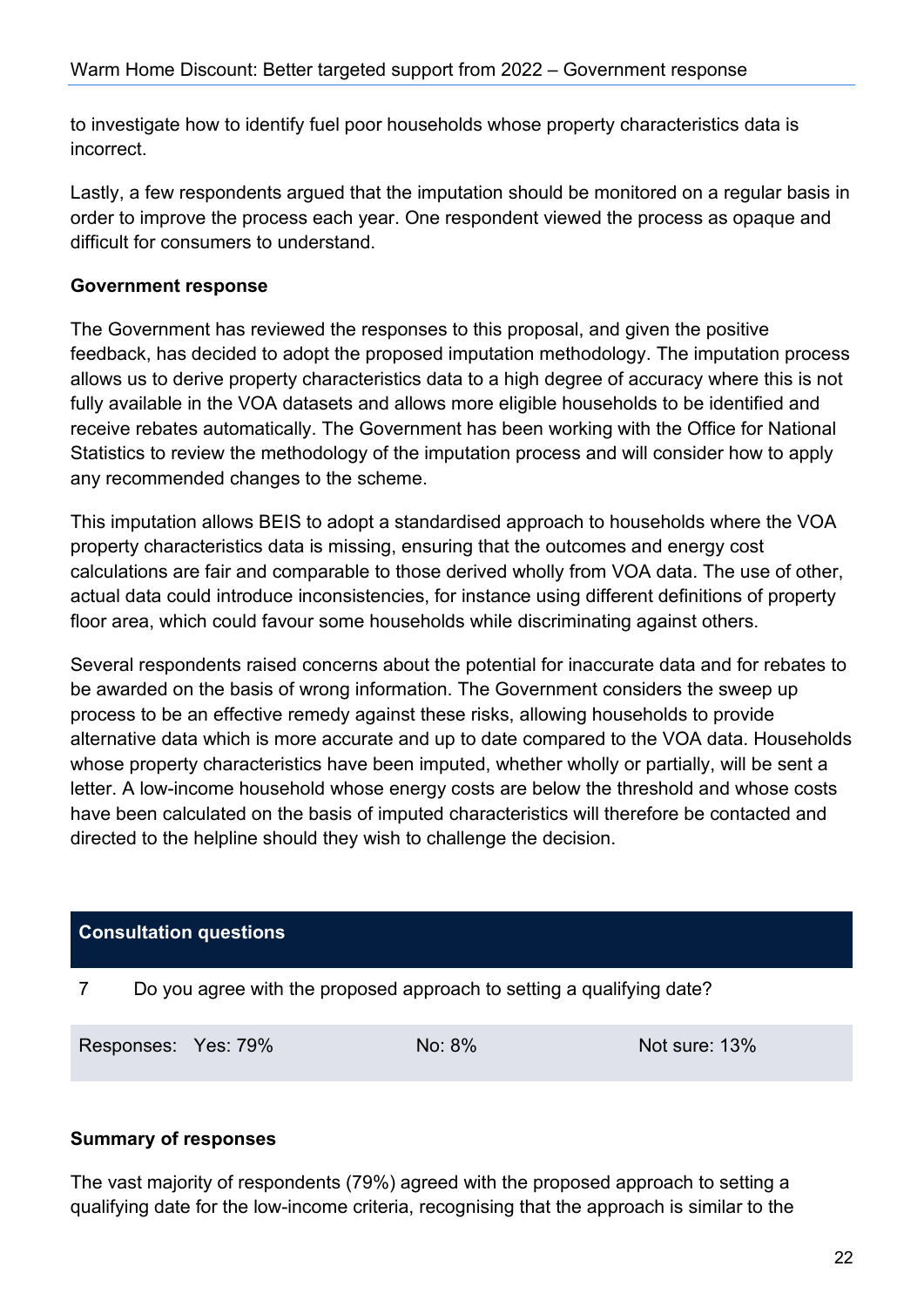to investigate how to identify fuel poor households whose property characteristics data is incorrect.

Lastly, a few respondents argued that the imputation should be monitored on a regular basis in order to improve the process each year. One respondent viewed the process as opaque and difficult for consumers to understand.

**Government response**

The Government has reviewed the responses to this proposal, and given the positive feedback, has decided to adopt the proposed imputation methodology. The imputation process allows us to derive property characteristics data to a high degree of accuracy where this is not fully available in the VOA datasets and allows more eligible households to be identified and receive rebates automatically. The Government has been working with the Office for National Statistics to review the methodology of the imputation process and will consider how to apply any recommended changes to the scheme.

This imputation allows BEIS to adopt a standardised approach to households where the VOA property characteristics data is missing, ensuring that the outcomes and energy cost calculations are fair and comparable to those derived wholly from VOA data. The use of other, actual data could introduce inconsistencies, for instance using different definitions of property floor area, which could favour some households while discriminating against others.

Several respondents raised concerns about the potential for inaccurate data and for rebates to be awarded on the basis of wrong information. The Government considers the sweep up process to be an effective remedy against these risks, allowing households to provide alternative data which is more accurate and up to date compared to the VOA data. Households whose property characteristics have been imputed, whether wholly or partially, will be sent a letter. A low-income household whose energy costs are below the threshold and whose costs have been calculated on the basis of imputed characteristics will therefore be contacted and directed to the helpline should they wish to challenge the decision.

| **Consultation questions** | | |
|---|---|---|
| 7 Do you agree with the proposed approach to setting a qualifying date? | | |
| Responses: Yes: 79% | No: 8% | Not sure: 13% |

**Summary of responses**

The vast majority of respondents (79%) agreed with the proposed approach to setting a qualifying date for the low-income criteria, recognising that the approach is similar to the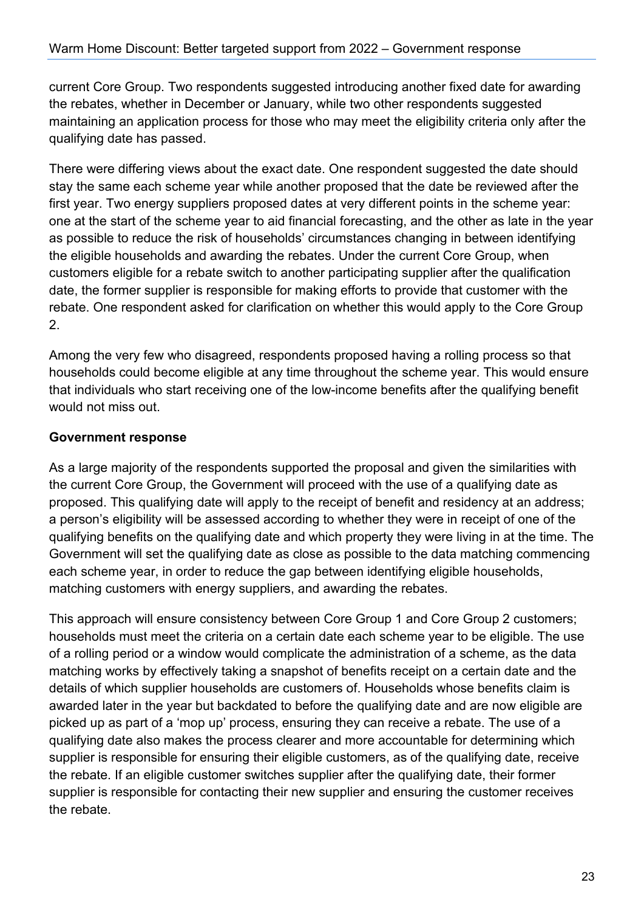current Core Group. Two respondents suggested introducing another fixed date for awarding the rebates, whether in December or January, while two other respondents suggested maintaining an application process for those who may meet the eligibility criteria only after the qualifying date has passed.

There were differing views about the exact date. One respondent suggested the date should stay the same each scheme year while another proposed that the date be reviewed after the first year. Two energy suppliers proposed dates at very different points in the scheme year: one at the start of the scheme year to aid financial forecasting, and the other as late in the year as possible to reduce the risk of households' circumstances changing in between identifying the eligible households and awarding the rebates. Under the current Core Group, when customers eligible for a rebate switch to another participating supplier after the qualification date, the former supplier is responsible for making efforts to provide that customer with the rebate. One respondent asked for clarification on whether this would apply to the Core Group 2.

Among the very few who disagreed, respondents proposed having a rolling process so that households could become eligible at any time throughout the scheme year. This would ensure that individuals who start receiving one of the low-income benefits after the qualifying benefit would not miss out.

**Government response**

As a large majority of the respondents supported the proposal and given the similarities with the current Core Group, the Government will proceed with the use of a qualifying date as proposed. This qualifying date will apply to the receipt of benefit and residency at an address; a person's eligibility will be assessed according to whether they were in receipt of one of the qualifying benefits on the qualifying date and which property they were living in at the time. The Government will set the qualifying date as close as possible to the data matching commencing each scheme year, in order to reduce the gap between identifying eligible households, matching customers with energy suppliers, and awarding the rebates.

This approach will ensure consistency between Core Group 1 and Core Group 2 customers; households must meet the criteria on a certain date each scheme year to be eligible. The use of a rolling period or a window would complicate the administration of a scheme, as the data matching works by effectively taking a snapshot of benefits receipt on a certain date and the details of which supplier households are customers of. Households whose benefits claim is awarded later in the year but backdated to before the qualifying date and are now eligible are picked up as part of a 'mop up' process, ensuring they can receive a rebate. The use of a qualifying date also makes the process clearer and more accountable for determining which supplier is responsible for ensuring their eligible customers, as of the qualifying date, receive the rebate. If an eligible customer switches supplier after the qualifying date, their former supplier is responsible for contacting their new supplier and ensuring the customer receives the rebate.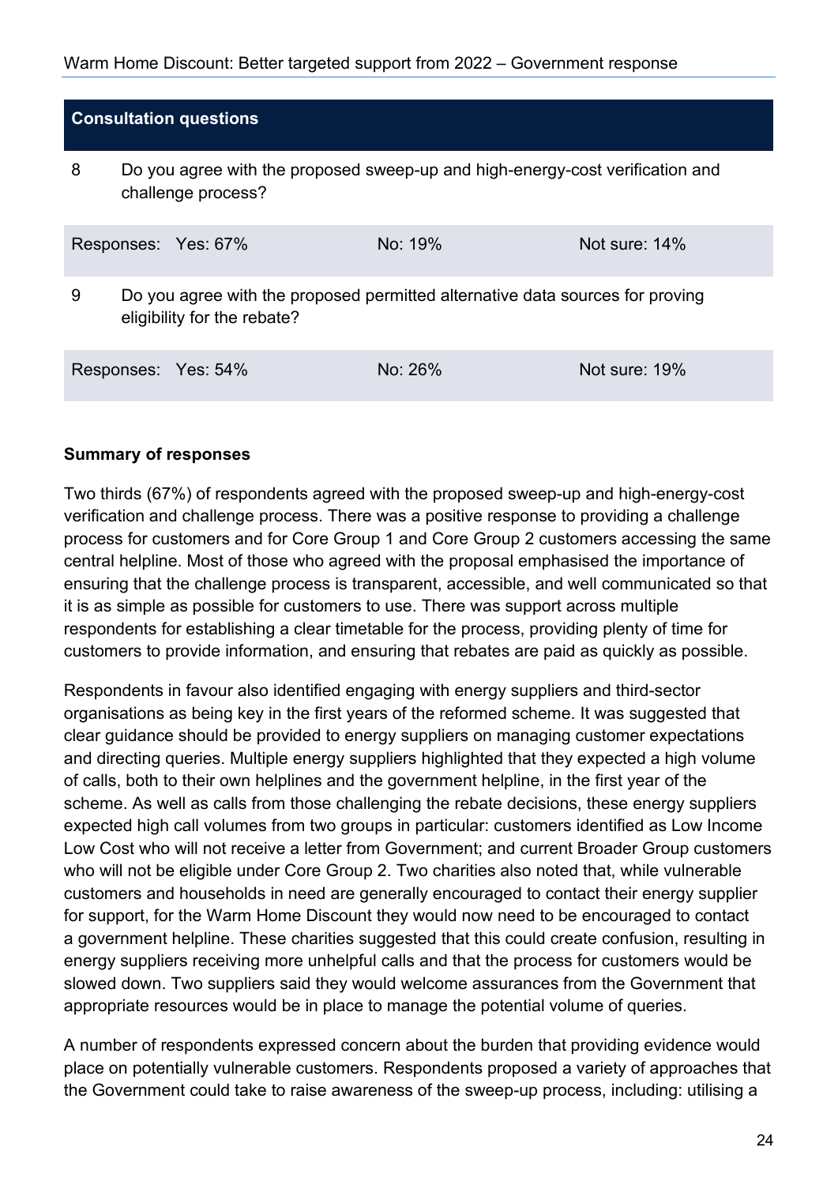**Consultation questions**

8 Do you agree with the proposed sweep-up and high-energy-cost verification and challenge process?

| Responses: | Yes: 67% | No: 19% | Not sure: 14% |
|---|---|---|---|

9 Do you agree with the proposed permitted alternative data sources for proving eligibility for the rebate?

| Responses: | Yes: 54% | No: 26% | Not sure: 19% |
|---|---|---|---|

**Summary of responses**

Two thirds (67%) of respondents agreed with the proposed sweep-up and high-energy-cost verification and challenge process. There was a positive response to providing a challenge process for customers and for Core Group 1 and Core Group 2 customers accessing the same central helpline. Most of those who agreed with the proposal emphasised the importance of ensuring that the challenge process is transparent, accessible, and well communicated so that it is as simple as possible for customers to use. There was support across multiple respondents for establishing a clear timetable for the process, providing plenty of time for customers to provide information, and ensuring that rebates are paid as quickly as possible.

Respondents in favour also identified engaging with energy suppliers and third-sector organisations as being key in the first years of the reformed scheme. It was suggested that clear guidance should be provided to energy suppliers on managing customer expectations and directing queries. Multiple energy suppliers highlighted that they expected a high volume of calls, both to their own helplines and the government helpline, in the first year of the scheme. As well as calls from those challenging the rebate decisions, these energy suppliers expected high call volumes from two groups in particular: customers identified as Low Income Low Cost who will not receive a letter from Government; and current Broader Group customers who will not be eligible under Core Group 2. Two charities also noted that, while vulnerable customers and households in need are generally encouraged to contact their energy supplier for support, for the Warm Home Discount they would now need to be encouraged to contact a government helpline. These charities suggested that this could create confusion, resulting in energy suppliers receiving more unhelpful calls and that the process for customers would be slowed down. Two suppliers said they would welcome assurances from the Government that appropriate resources would be in place to manage the potential volume of queries.

A number of respondents expressed concern about the burden that providing evidence would place on potentially vulnerable customers. Respondents proposed a variety of approaches that the Government could take to raise awareness of the sweep-up process, including: utilising a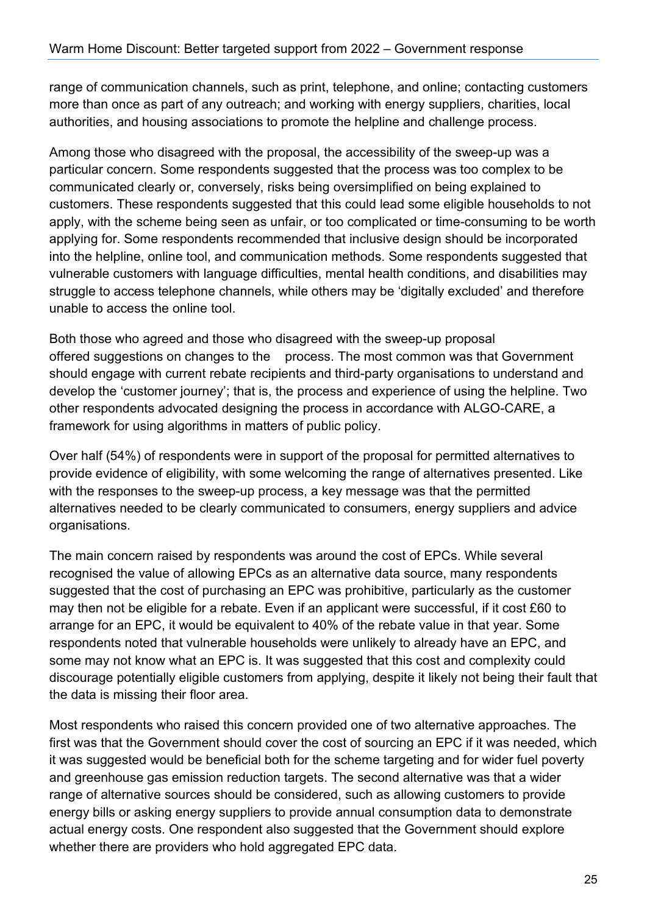range of communication channels, such as print, telephone, and online; contacting customers more than once as part of any outreach; and working with energy suppliers, charities, local authorities, and housing associations to promote the helpline and challenge process.

Among those who disagreed with the proposal, the accessibility of the sweep-up was a particular concern. Some respondents suggested that the process was too complex to be communicated clearly or, conversely, risks being oversimplified on being explained to customers. These respondents suggested that this could lead some eligible households to not apply, with the scheme being seen as unfair, or too complicated or time-consuming to be worth applying for. Some respondents recommended that inclusive design should be incorporated into the helpline, online tool, and communication methods. Some respondents suggested that vulnerable customers with language difficulties, mental health conditions, and disabilities may struggle to access telephone channels, while others may be 'digitally excluded' and therefore unable to access the online tool.

Both those who agreed and those who disagreed with the sweep-up proposal offered suggestions on changes to the process. The most common was that Government should engage with current rebate recipients and third-party organisations to understand and develop the 'customer journey'; that is, the process and experience of using the helpline. Two other respondents advocated designing the process in accordance with ALGO-CARE, a framework for using algorithms in matters of public policy.

Over half (54%) of respondents were in support of the proposal for permitted alternatives to provide evidence of eligibility, with some welcoming the range of alternatives presented. Like with the responses to the sweep-up process, a key message was that the permitted alternatives needed to be clearly communicated to consumers, energy suppliers and advice organisations.

The main concern raised by respondents was around the cost of EPCs. While several recognised the value of allowing EPCs as an alternative data source, many respondents suggested that the cost of purchasing an EPC was prohibitive, particularly as the customer may then not be eligible for a rebate. Even if an applicant were successful, if it cost £60 to arrange for an EPC, it would be equivalent to 40% of the rebate value in that year. Some respondents noted that vulnerable households were unlikely to already have an EPC, and some may not know what an EPC is. It was suggested that this cost and complexity could discourage potentially eligible customers from applying, despite it likely not being their fault that the data is missing their floor area.

Most respondents who raised this concern provided one of two alternative approaches. The first was that the Government should cover the cost of sourcing an EPC if it was needed, which it was suggested would be beneficial both for the scheme targeting and for wider fuel poverty and greenhouse gas emission reduction targets. The second alternative was that a wider range of alternative sources should be considered, such as allowing customers to provide energy bills or asking energy suppliers to provide annual consumption data to demonstrate actual energy costs. One respondent also suggested that the Government should explore whether there are providers who hold aggregated EPC data.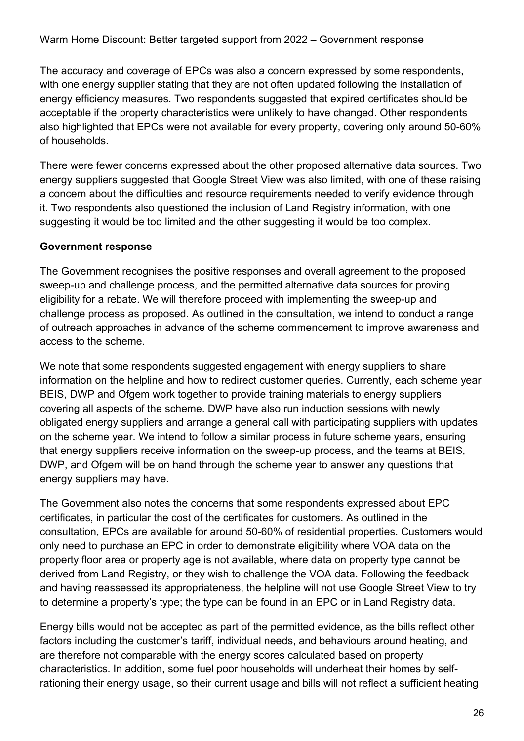The accuracy and coverage of EPCs was also a concern expressed by some respondents, with one energy supplier stating that they are not often updated following the installation of energy efficiency measures. Two respondents suggested that expired certificates should be acceptable if the property characteristics were unlikely to have changed. Other respondents also highlighted that EPCs were not available for every property, covering only around 50-60% of households.

There were fewer concerns expressed about the other proposed alternative data sources. Two energy suppliers suggested that Google Street View was also limited, with one of these raising a concern about the difficulties and resource requirements needed to verify evidence through it. Two respondents also questioned the inclusion of Land Registry information, with one suggesting it would be too limited and the other suggesting it would be too complex.

**Government response**

The Government recognises the positive responses and overall agreement to the proposed sweep-up and challenge process, and the permitted alternative data sources for proving eligibility for a rebate. We will therefore proceed with implementing the sweep-up and challenge process as proposed. As outlined in the consultation, we intend to conduct a range of outreach approaches in advance of the scheme commencement to improve awareness and access to the scheme.

We note that some respondents suggested engagement with energy suppliers to share information on the helpline and how to redirect customer queries. Currently, each scheme year BEIS, DWP and Ofgem work together to provide training materials to energy suppliers covering all aspects of the scheme. DWP have also run induction sessions with newly obligated energy suppliers and arrange a general call with participating suppliers with updates on the scheme year. We intend to follow a similar process in future scheme years, ensuring that energy suppliers receive information on the sweep-up process, and the teams at BEIS, DWP, and Ofgem will be on hand through the scheme year to answer any questions that energy suppliers may have.

The Government also notes the concerns that some respondents expressed about EPC certificates, in particular the cost of the certificates for customers. As outlined in the consultation, EPCs are available for around 50-60% of residential properties. Customers would only need to purchase an EPC in order to demonstrate eligibility where VOA data on the property floor area or property age is not available, where data on property type cannot be derived from Land Registry, or they wish to challenge the VOA data. Following the feedback and having reassessed its appropriateness, the helpline will not use Google Street View to try to determine a property's type; the type can be found in an EPC or in Land Registry data.

Energy bills would not be accepted as part of the permitted evidence, as the bills reflect other factors including the customer's tariff, individual needs, and behaviours around heating, and are therefore not comparable with the energy scores calculated based on property characteristics. In addition, some fuel poor households will underheat their homes by self-rationing their energy usage, so their current usage and bills will not reflect a sufficient heating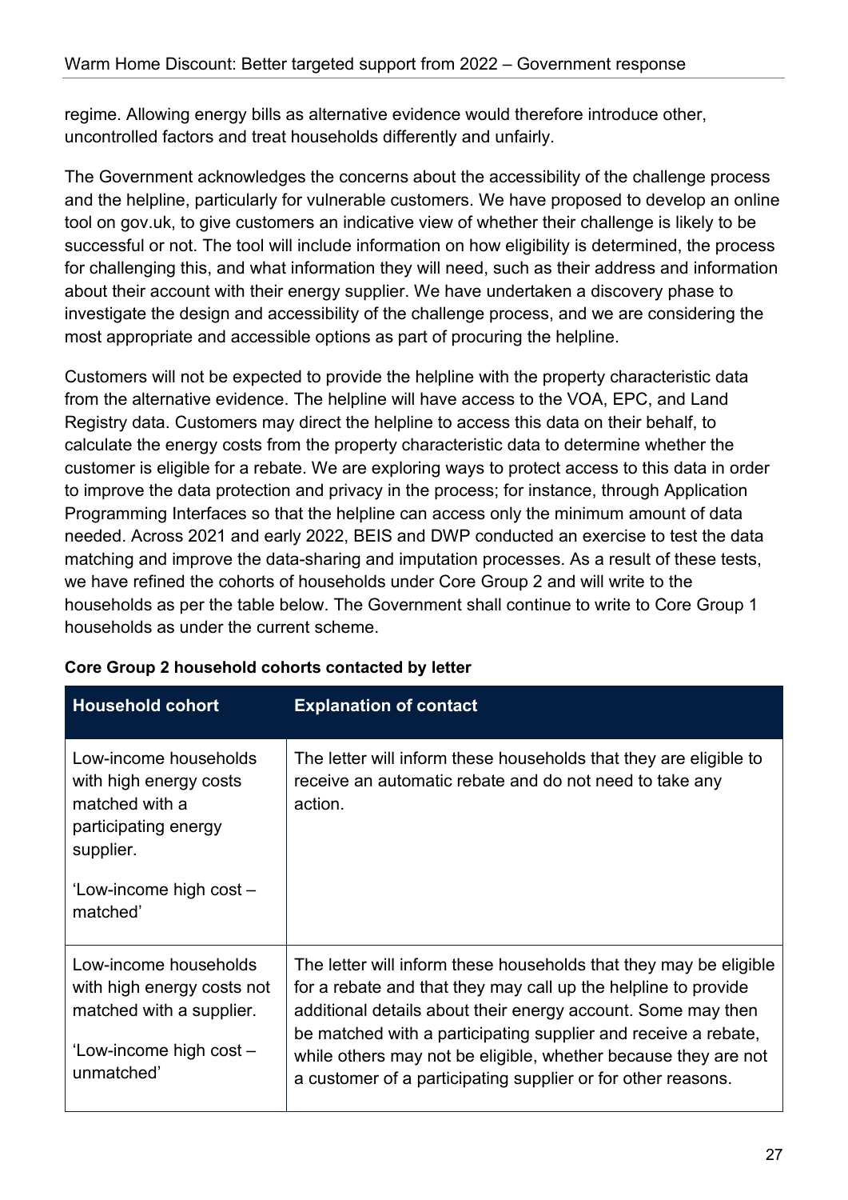regime. Allowing energy bills as alternative evidence would therefore introduce other, uncontrolled factors and treat households differently and unfairly.

The Government acknowledges the concerns about the accessibility of the challenge process and the helpline, particularly for vulnerable customers. We have proposed to develop an online tool on gov.uk, to give customers an indicative view of whether their challenge is likely to be successful or not. The tool will include information on how eligibility is determined, the process for challenging this, and what information they will need, such as their address and information about their account with their energy supplier. We have undertaken a discovery phase to investigate the design and accessibility of the challenge process, and we are considering the most appropriate and accessible options as part of procuring the helpline.

Customers will not be expected to provide the helpline with the property characteristic data from the alternative evidence. The helpline will have access to the VOA, EPC, and Land Registry data. Customers may direct the helpline to access this data on their behalf, to calculate the energy costs from the property characteristic data to determine whether the customer is eligible for a rebate. We are exploring ways to protect access to this data in order to improve the data protection and privacy in the process; for instance, through Application Programming Interfaces so that the helpline can access only the minimum amount of data needed. Across 2021 and early 2022, BEIS and DWP conducted an exercise to test the data matching and improve the data-sharing and imputation processes. As a result of these tests, we have refined the cohorts of households under Core Group 2 and will write to the households as per the table below. The Government shall continue to write to Core Group 1 households as under the current scheme.

**Core Group 2 household cohorts contacted by letter**

| Household cohort | Explanation of contact |
|---|---|
| Low-income households with high energy costs matched with a participating energy supplier.<br><br>'Low-income high cost – matched' | The letter will inform these households that they are eligible to receive an automatic rebate and do not need to take any action. |
| Low-income households with high energy costs not matched with a supplier.<br><br>'Low-income high cost – unmatched' | The letter will inform these households that they may be eligible for a rebate and that they may call up the helpline to provide additional details about their energy account. Some may then be matched with a participating supplier and receive a rebate, while others may not be eligible, whether because they are not a customer of a participating supplier or for other reasons. |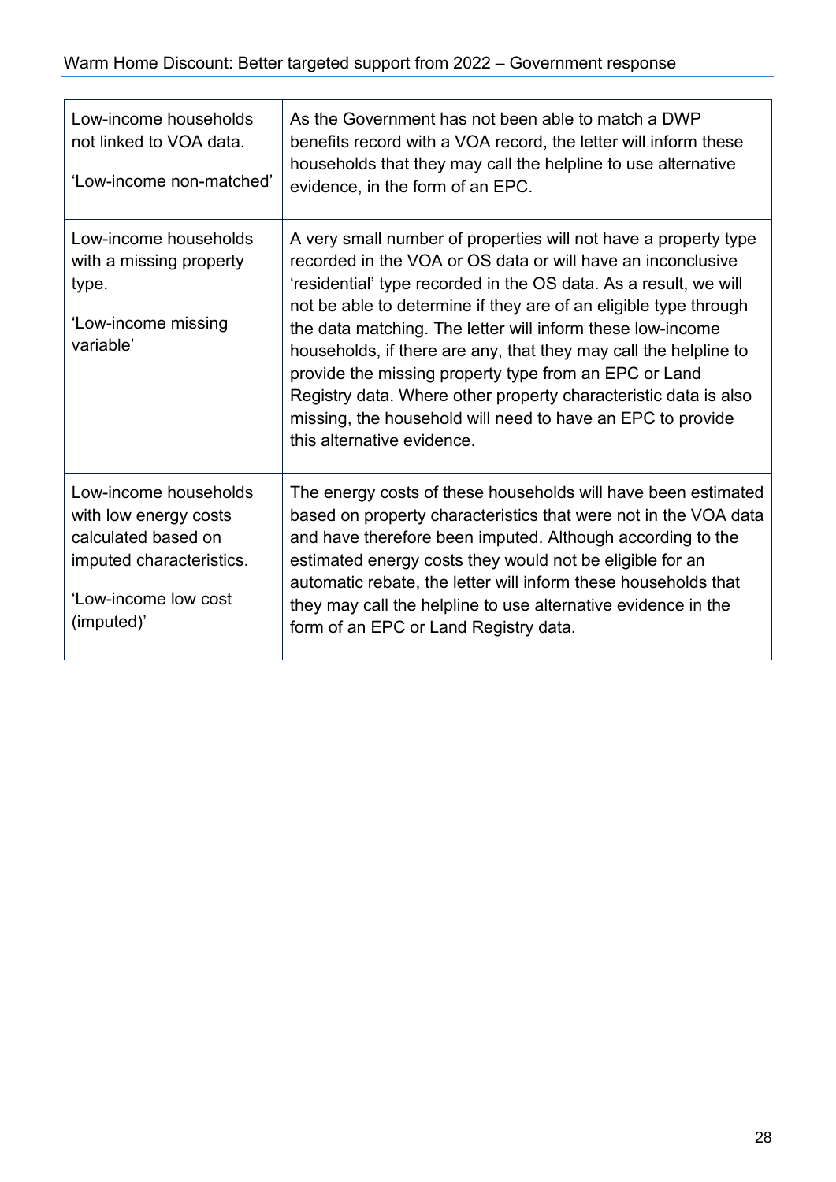| | |
|---|---|
| Low-income households not linked to VOA data.<br><br>'Low-income non-matched' | As the Government has not been able to match a DWP benefits record with a VOA record, the letter will inform these households that they may call the helpline to use alternative evidence, in the form of an EPC. |
| Low-income households with a missing property type.<br><br>'Low-income missing variable' | A very small number of properties will not have a property type recorded in the VOA or OS data or will have an inconclusive 'residential' type recorded in the OS data. As a result, we will not be able to determine if they are of an eligible type through the data matching. The letter will inform these low-income households, if there are any, that they may call the helpline to provide the missing property type from an EPC or Land Registry data. Where other property characteristic data is also missing, the household will need to have an EPC to provide this alternative evidence. |
| Low-income households with low energy costs calculated based on imputed characteristics.<br><br>'Low-income low cost (imputed)' | The energy costs of these households will have been estimated based on property characteristics that were not in the VOA data and have therefore been imputed. Although according to the estimated energy costs they would not be eligible for an automatic rebate, the letter will inform these households that they may call the helpline to use alternative evidence in the form of an EPC or Land Registry data. |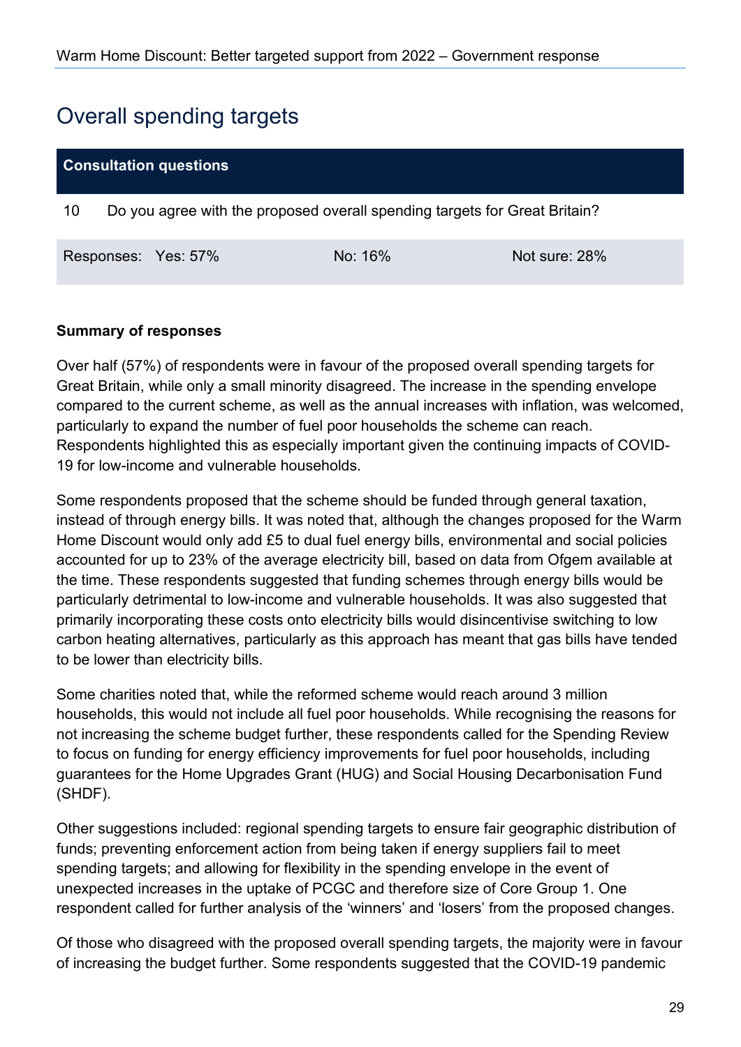## Overall spending targets

| Consultation questions | | | |
|---|---|---|---|
| 10 | Do you agree with the proposed overall spending targets for Great Britain? | | |
| Responses: | Yes: 57% | No: 16% | Not sure: 28% |

**Summary of responses**

Over half (57%) of respondents were in favour of the proposed overall spending targets for Great Britain, while only a small minority disagreed. The increase in the spending envelope compared to the current scheme, as well as the annual increases with inflation, was welcomed, particularly to expand the number of fuel poor households the scheme can reach. Respondents highlighted this as especially important given the continuing impacts of COVID-19 for low-income and vulnerable households.

Some respondents proposed that the scheme should be funded through general taxation, instead of through energy bills. It was noted that, although the changes proposed for the Warm Home Discount would only add £5 to dual fuel energy bills, environmental and social policies accounted for up to 23% of the average electricity bill, based on data from Ofgem available at the time. These respondents suggested that funding schemes through energy bills would be particularly detrimental to low-income and vulnerable households. It was also suggested that primarily incorporating these costs onto electricity bills would disincentivise switching to low carbon heating alternatives, particularly as this approach has meant that gas bills have tended to be lower than electricity bills.

Some charities noted that, while the reformed scheme would reach around 3 million households, this would not include all fuel poor households. While recognising the reasons for not increasing the scheme budget further, these respondents called for the Spending Review to focus on funding for energy efficiency improvements for fuel poor households, including guarantees for the Home Upgrades Grant (HUG) and Social Housing Decarbonisation Fund (SHDF).

Other suggestions included: regional spending targets to ensure fair geographic distribution of funds; preventing enforcement action from being taken if energy suppliers fail to meet spending targets; and allowing for flexibility in the spending envelope in the event of unexpected increases in the uptake of PCGC and therefore size of Core Group 1. One respondent called for further analysis of the 'winners' and 'losers' from the proposed changes.

Of those who disagreed with the proposed overall spending targets, the majority were in favour of increasing the budget further. Some respondents suggested that the COVID-19 pandemic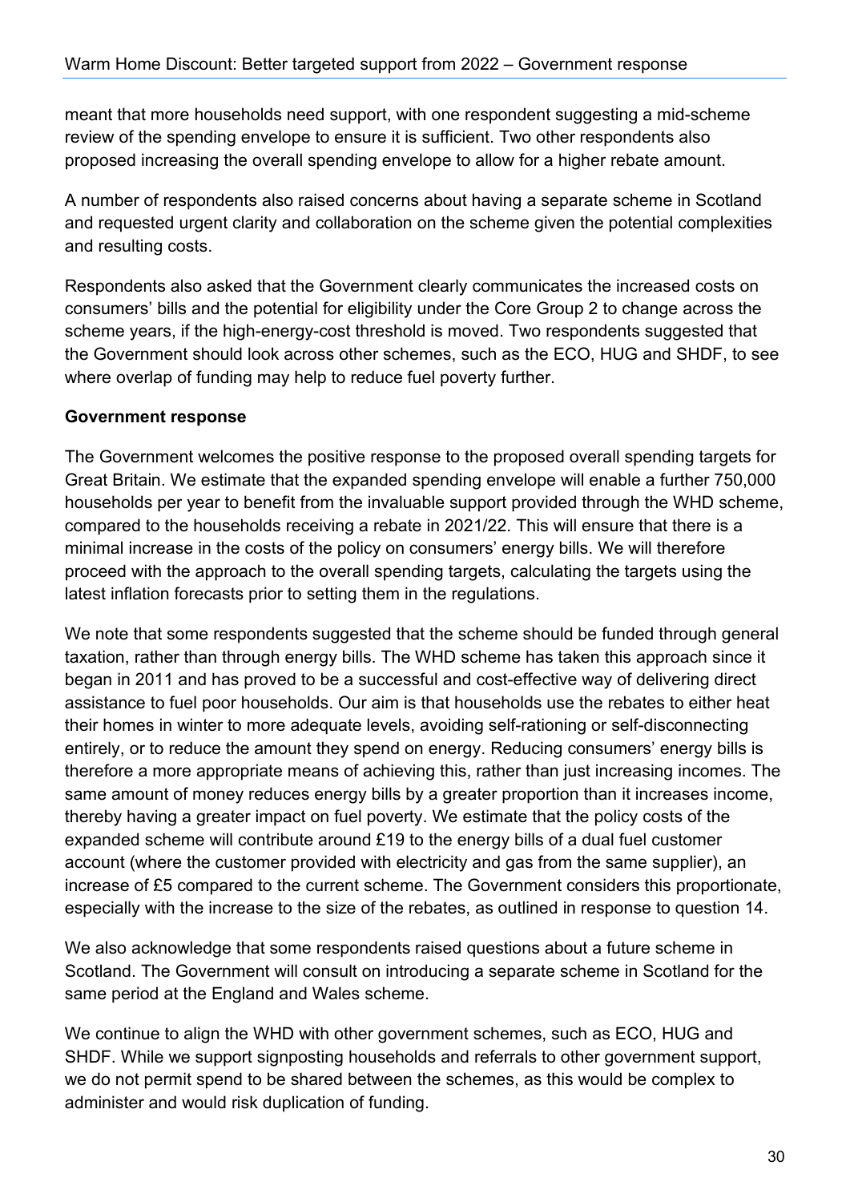meant that more households need support, with one respondent suggesting a mid-scheme review of the spending envelope to ensure it is sufficient. Two other respondents also proposed increasing the overall spending envelope to allow for a higher rebate amount.

A number of respondents also raised concerns about having a separate scheme in Scotland and requested urgent clarity and collaboration on the scheme given the potential complexities and resulting costs.

Respondents also asked that the Government clearly communicates the increased costs on consumers' bills and the potential for eligibility under the Core Group 2 to change across the scheme years, if the high-energy-cost threshold is moved. Two respondents suggested that the Government should look across other schemes, such as the ECO, HUG and SHDF, to see where overlap of funding may help to reduce fuel poverty further.

**Government response**

The Government welcomes the positive response to the proposed overall spending targets for Great Britain. We estimate that the expanded spending envelope will enable a further 750,000 households per year to benefit from the invaluable support provided through the WHD scheme, compared to the households receiving a rebate in 2021/22. This will ensure that there is a minimal increase in the costs of the policy on consumers' energy bills. We will therefore proceed with the approach to the overall spending targets, calculating the targets using the latest inflation forecasts prior to setting them in the regulations.

We note that some respondents suggested that the scheme should be funded through general taxation, rather than through energy bills. The WHD scheme has taken this approach since it began in 2011 and has proved to be a successful and cost-effective way of delivering direct assistance to fuel poor households. Our aim is that households use the rebates to either heat their homes in winter to more adequate levels, avoiding self-rationing or self-disconnecting entirely, or to reduce the amount they spend on energy. Reducing consumers' energy bills is therefore a more appropriate means of achieving this, rather than just increasing incomes. The same amount of money reduces energy bills by a greater proportion than it increases income, thereby having a greater impact on fuel poverty. We estimate that the policy costs of the expanded scheme will contribute around £19 to the energy bills of a dual fuel customer account (where the customer provided with electricity and gas from the same supplier), an increase of £5 compared to the current scheme. The Government considers this proportionate, especially with the increase to the size of the rebates, as outlined in response to question 14.

We also acknowledge that some respondents raised questions about a future scheme in Scotland. The Government will consult on introducing a separate scheme in Scotland for the same period at the England and Wales scheme.

We continue to align the WHD with other government schemes, such as ECO, HUG and SHDF. While we support signposting households and referrals to other government support, we do not permit spend to be shared between the schemes, as this would be complex to administer and would risk duplication of funding.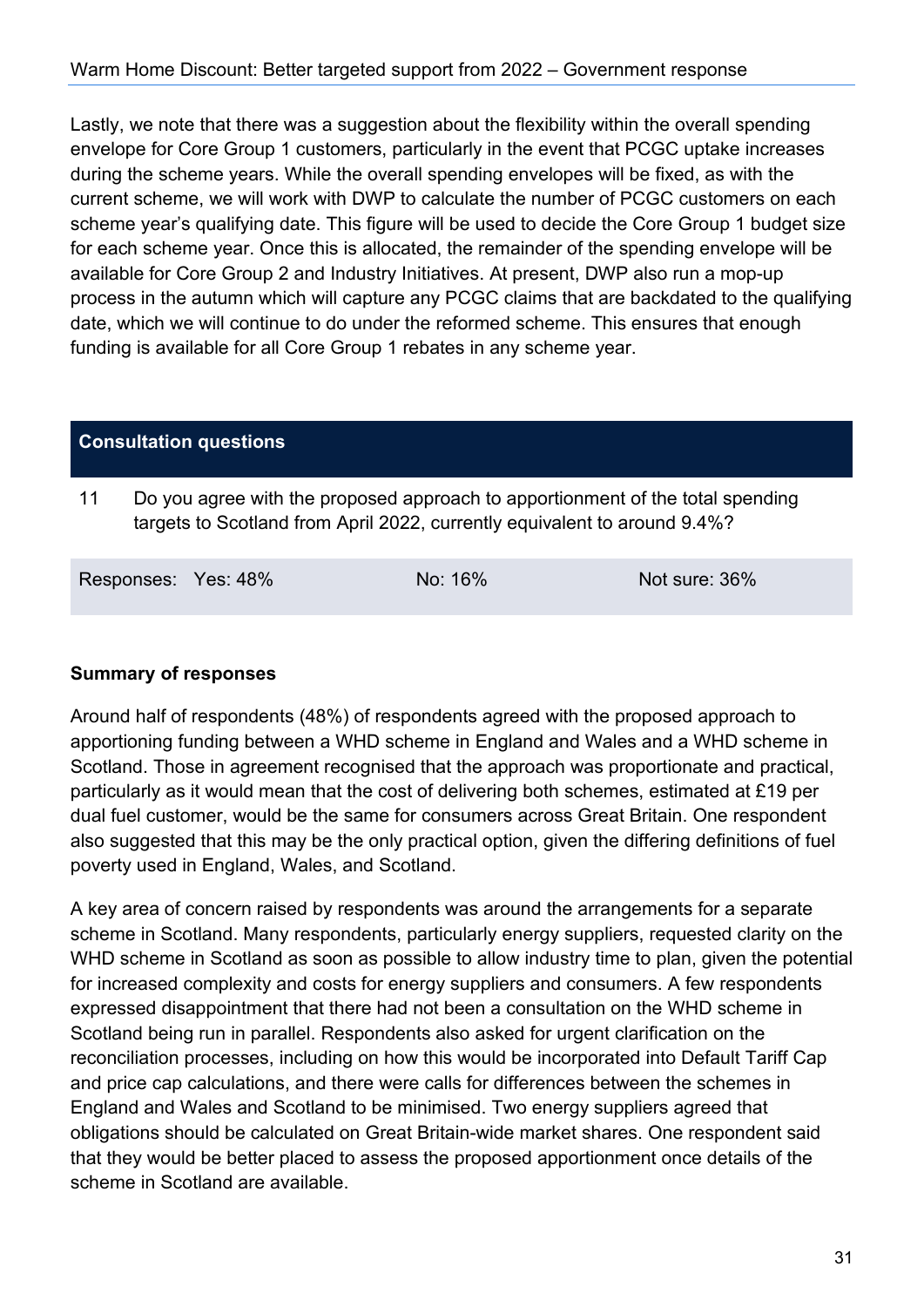Lastly, we note that there was a suggestion about the flexibility within the overall spending envelope for Core Group 1 customers, particularly in the event that PCGC uptake increases during the scheme years. While the overall spending envelopes will be fixed, as with the current scheme, we will work with DWP to calculate the number of PCGC customers on each scheme year's qualifying date. This figure will be used to decide the Core Group 1 budget size for each scheme year. Once this is allocated, the remainder of the spending envelope will be available for Core Group 2 and Industry Initiatives. At present, DWP also run a mop-up process in the autumn which will capture any PCGC claims that are backdated to the qualifying date, which we will continue to do under the reformed scheme. This ensures that enough funding is available for all Core Group 1 rebates in any scheme year.

| **Consultation questions** | | | |
|---|---|---|---|
| 11 | Do you agree with the proposed approach to apportionment of the total spending targets to Scotland from April 2022, currently equivalent to around 9.4%? | | |
| Responses: Yes: 48% | | No: 16% | Not sure: 36% |

**Summary of responses**

Around half of respondents (48%) of respondents agreed with the proposed approach to apportioning funding between a WHD scheme in England and Wales and a WHD scheme in Scotland. Those in agreement recognised that the approach was proportionate and practical, particularly as it would mean that the cost of delivering both schemes, estimated at £19 per dual fuel customer, would be the same for consumers across Great Britain. One respondent also suggested that this may be the only practical option, given the differing definitions of fuel poverty used in England, Wales, and Scotland.

A key area of concern raised by respondents was around the arrangements for a separate scheme in Scotland. Many respondents, particularly energy suppliers, requested clarity on the WHD scheme in Scotland as soon as possible to allow industry time to plan, given the potential for increased complexity and costs for energy suppliers and consumers. A few respondents expressed disappointment that there had not been a consultation on the WHD scheme in Scotland being run in parallel. Respondents also asked for urgent clarification on the reconciliation processes, including on how this would be incorporated into Default Tariff Cap and price cap calculations, and there were calls for differences between the schemes in England and Wales and Scotland to be minimised. Two energy suppliers agreed that obligations should be calculated on Great Britain-wide market shares. One respondent said that they would be better placed to assess the proposed apportionment once details of the scheme in Scotland are available.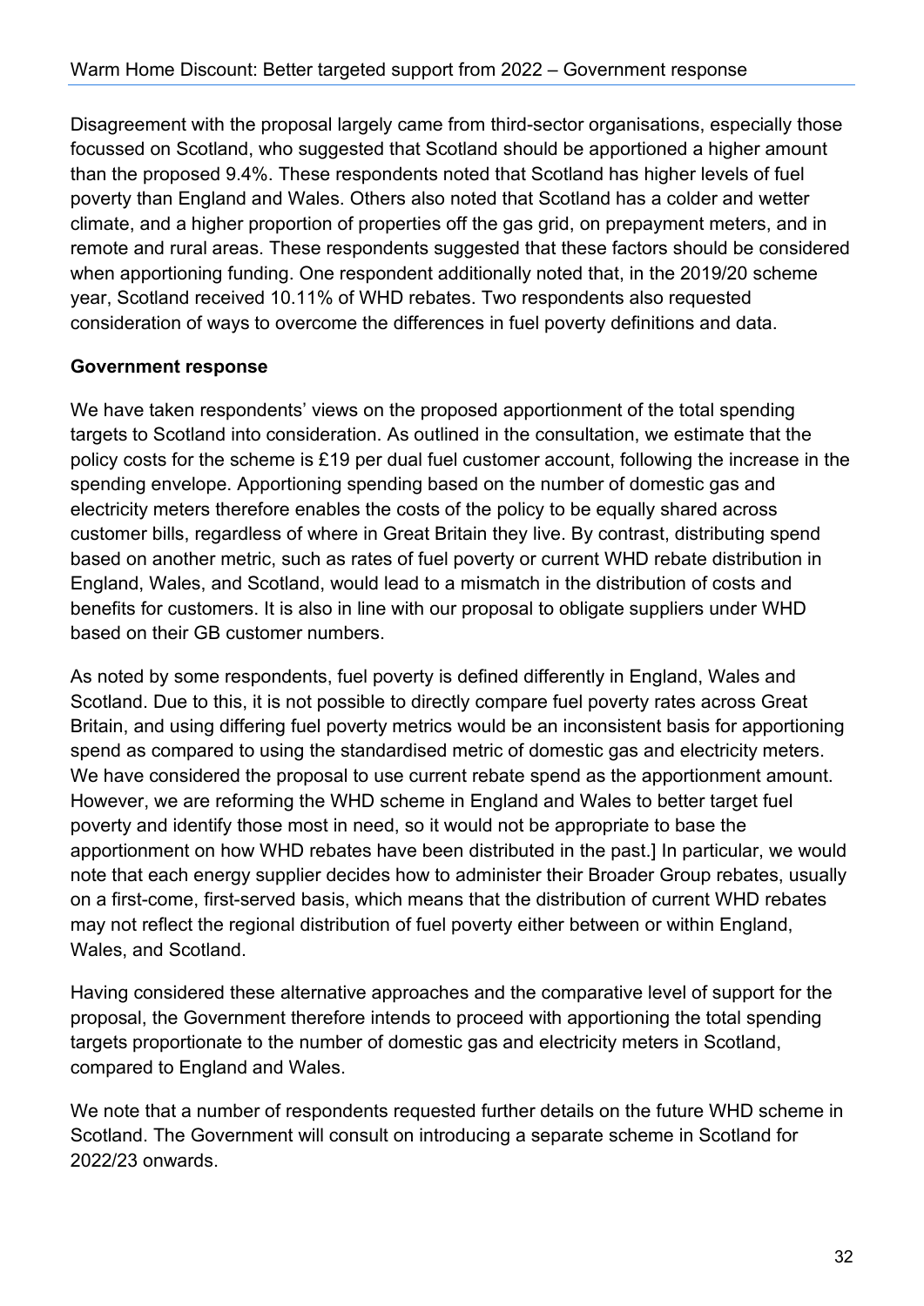Disagreement with the proposal largely came from third-sector organisations, especially those focussed on Scotland, who suggested that Scotland should be apportioned a higher amount than the proposed 9.4%. These respondents noted that Scotland has higher levels of fuel poverty than England and Wales. Others also noted that Scotland has a colder and wetter climate, and a higher proportion of properties off the gas grid, on prepayment meters, and in remote and rural areas. These respondents suggested that these factors should be considered when apportioning funding. One respondent additionally noted that, in the 2019/20 scheme year, Scotland received 10.11% of WHD rebates. Two respondents also requested consideration of ways to overcome the differences in fuel poverty definitions and data.

**Government response**

We have taken respondents' views on the proposed apportionment of the total spending targets to Scotland into consideration. As outlined in the consultation, we estimate that the policy costs for the scheme is £19 per dual fuel customer account, following the increase in the spending envelope. Apportioning spending based on the number of domestic gas and electricity meters therefore enables the costs of the policy to be equally shared across customer bills, regardless of where in Great Britain they live. By contrast, distributing spend based on another metric, such as rates of fuel poverty or current WHD rebate distribution in England, Wales, and Scotland, would lead to a mismatch in the distribution of costs and benefits for customers. It is also in line with our proposal to obligate suppliers under WHD based on their GB customer numbers.

As noted by some respondents, fuel poverty is defined differently in England, Wales and Scotland. Due to this, it is not possible to directly compare fuel poverty rates across Great Britain, and using differing fuel poverty metrics would be an inconsistent basis for apportioning spend as compared to using the standardised metric of domestic gas and electricity meters. We have considered the proposal to use current rebate spend as the apportionment amount. However, we are reforming the WHD scheme in England and Wales to better target fuel poverty and identify those most in need, so it would not be appropriate to base the apportionment on how WHD rebates have been distributed in the past.] In particular, we would note that each energy supplier decides how to administer their Broader Group rebates, usually on a first-come, first-served basis, which means that the distribution of current WHD rebates may not reflect the regional distribution of fuel poverty either between or within England, Wales, and Scotland.

Having considered these alternative approaches and the comparative level of support for the proposal, the Government therefore intends to proceed with apportioning the total spending targets proportionate to the number of domestic gas and electricity meters in Scotland, compared to England and Wales.

We note that a number of respondents requested further details on the future WHD scheme in Scotland. The Government will consult on introducing a separate scheme in Scotland for 2022/23 onwards.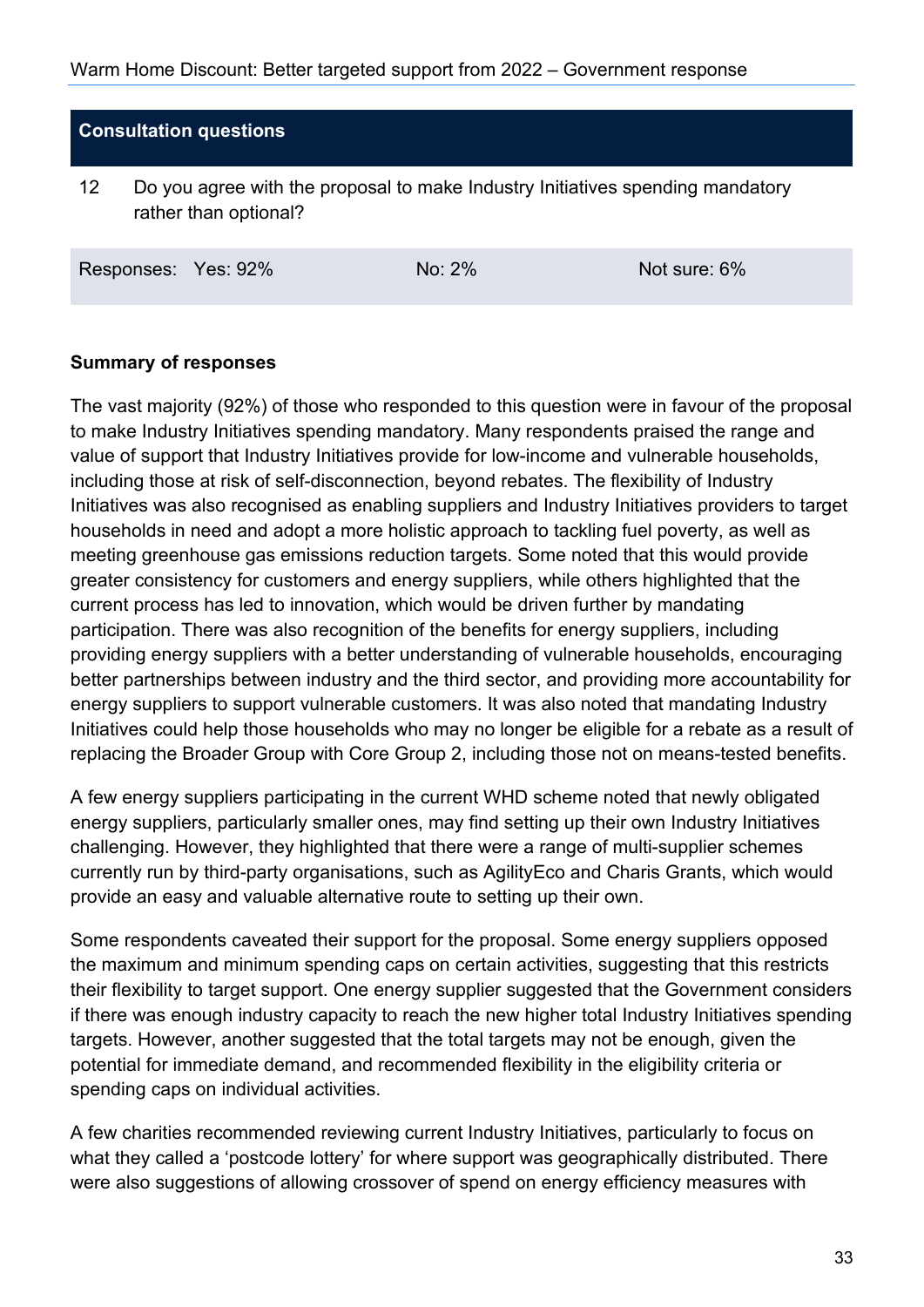| Consultation questions | | | |
| --- | --- | --- | --- |
| 12 | Do you agree with the proposal to make Industry Initiatives spending mandatory rather than optional? | | |
| Responses: | Yes: 92% | No: 2% | Not sure: 6% |

**Summary of responses**

The vast majority (92%) of those who responded to this question were in favour of the proposal to make Industry Initiatives spending mandatory. Many respondents praised the range and value of support that Industry Initiatives provide for low-income and vulnerable households, including those at risk of self-disconnection, beyond rebates. The flexibility of Industry Initiatives was also recognised as enabling suppliers and Industry Initiatives providers to target households in need and adopt a more holistic approach to tackling fuel poverty, as well as meeting greenhouse gas emissions reduction targets. Some noted that this would provide greater consistency for customers and energy suppliers, while others highlighted that the current process has led to innovation, which would be driven further by mandating participation. There was also recognition of the benefits for energy suppliers, including providing energy suppliers with a better understanding of vulnerable households, encouraging better partnerships between industry and the third sector, and providing more accountability for energy suppliers to support vulnerable customers. It was also noted that mandating Industry Initiatives could help those households who may no longer be eligible for a rebate as a result of replacing the Broader Group with Core Group 2, including those not on means-tested benefits.

A few energy suppliers participating in the current WHD scheme noted that newly obligated energy suppliers, particularly smaller ones, may find setting up their own Industry Initiatives challenging. However, they highlighted that there were a range of multi-supplier schemes currently run by third-party organisations, such as AgilityEco and Charis Grants, which would provide an easy and valuable alternative route to setting up their own.

Some respondents caveated their support for the proposal. Some energy suppliers opposed the maximum and minimum spending caps on certain activities, suggesting that this restricts their flexibility to target support. One energy supplier suggested that the Government considers if there was enough industry capacity to reach the new higher total Industry Initiatives spending targets. However, another suggested that the total targets may not be enough, given the potential for immediate demand, and recommended flexibility in the eligibility criteria or spending caps on individual activities.

A few charities recommended reviewing current Industry Initiatives, particularly to focus on what they called a 'postcode lottery' for where support was geographically distributed. There were also suggestions of allowing crossover of spend on energy efficiency measures with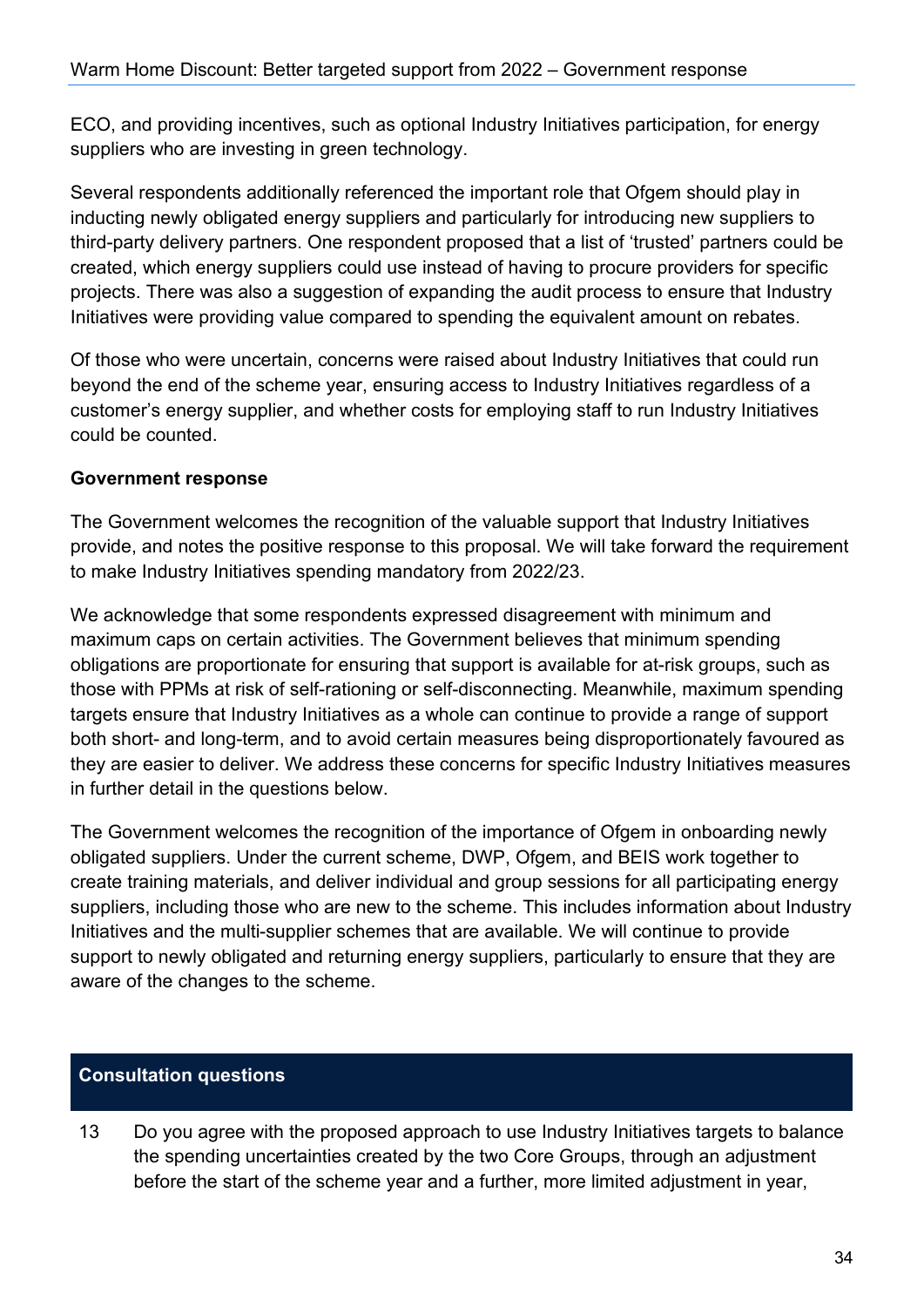ECO, and providing incentives, such as optional Industry Initiatives participation, for energy suppliers who are investing in green technology.

Several respondents additionally referenced the important role that Ofgem should play in inducting newly obligated energy suppliers and particularly for introducing new suppliers to third-party delivery partners. One respondent proposed that a list of 'trusted' partners could be created, which energy suppliers could use instead of having to procure providers for specific projects. There was also a suggestion of expanding the audit process to ensure that Industry Initiatives were providing value compared to spending the equivalent amount on rebates.

Of those who were uncertain, concerns were raised about Industry Initiatives that could run beyond the end of the scheme year, ensuring access to Industry Initiatives regardless of a customer's energy supplier, and whether costs for employing staff to run Industry Initiatives could be counted.

**Government response**

The Government welcomes the recognition of the valuable support that Industry Initiatives provide, and notes the positive response to this proposal. We will take forward the requirement to make Industry Initiatives spending mandatory from 2022/23.

We acknowledge that some respondents expressed disagreement with minimum and maximum caps on certain activities. The Government believes that minimum spending obligations are proportionate for ensuring that support is available for at-risk groups, such as those with PPMs at risk of self-rationing or self-disconnecting. Meanwhile, maximum spending targets ensure that Industry Initiatives as a whole can continue to provide a range of support both short- and long-term, and to avoid certain measures being disproportionately favoured as they are easier to deliver. We address these concerns for specific Industry Initiatives measures in further detail in the questions below.

The Government welcomes the recognition of the importance of Ofgem in onboarding newly obligated suppliers. Under the current scheme, DWP, Ofgem, and BEIS work together to create training materials, and deliver individual and group sessions for all participating energy suppliers, including those who are new to the scheme. This includes information about Industry Initiatives and the multi-supplier schemes that are available. We will continue to provide support to newly obligated and returning energy suppliers, particularly to ensure that they are aware of the changes to the scheme.

**Consultation questions**

13 Do you agree with the proposed approach to use Industry Initiatives targets to balance the spending uncertainties created by the two Core Groups, through an adjustment before the start of the scheme year and a further, more limited adjustment in year,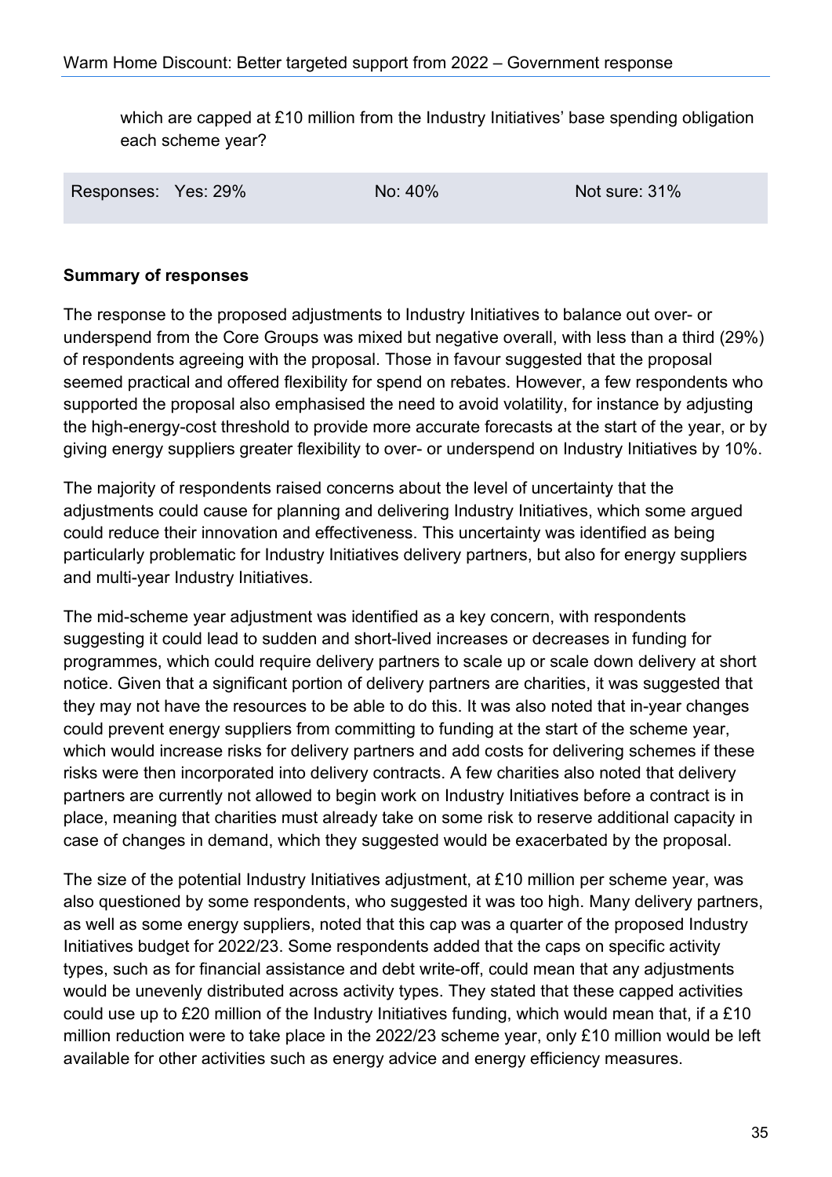which are capped at £10 million from the Industry Initiatives' base spending obligation each scheme year?

| Responses: Yes: 29% | No: 40% | Not sure: 31% |
|---|---|---|

**Summary of responses**

The response to the proposed adjustments to Industry Initiatives to balance out over- or underspend from the Core Groups was mixed but negative overall, with less than a third (29%) of respondents agreeing with the proposal. Those in favour suggested that the proposal seemed practical and offered flexibility for spend on rebates. However, a few respondents who supported the proposal also emphasised the need to avoid volatility, for instance by adjusting the high-energy-cost threshold to provide more accurate forecasts at the start of the year, or by giving energy suppliers greater flexibility to over- or underspend on Industry Initiatives by 10%.

The majority of respondents raised concerns about the level of uncertainty that the adjustments could cause for planning and delivering Industry Initiatives, which some argued could reduce their innovation and effectiveness. This uncertainty was identified as being particularly problematic for Industry Initiatives delivery partners, but also for energy suppliers and multi-year Industry Initiatives.

The mid-scheme year adjustment was identified as a key concern, with respondents suggesting it could lead to sudden and short-lived increases or decreases in funding for programmes, which could require delivery partners to scale up or scale down delivery at short notice. Given that a significant portion of delivery partners are charities, it was suggested that they may not have the resources to be able to do this. It was also noted that in-year changes could prevent energy suppliers from committing to funding at the start of the scheme year, which would increase risks for delivery partners and add costs for delivering schemes if these risks were then incorporated into delivery contracts. A few charities also noted that delivery partners are currently not allowed to begin work on Industry Initiatives before a contract is in place, meaning that charities must already take on some risk to reserve additional capacity in case of changes in demand, which they suggested would be exacerbated by the proposal.

The size of the potential Industry Initiatives adjustment, at £10 million per scheme year, was also questioned by some respondents, who suggested it was too high. Many delivery partners, as well as some energy suppliers, noted that this cap was a quarter of the proposed Industry Initiatives budget for 2022/23. Some respondents added that the caps on specific activity types, such as for financial assistance and debt write-off, could mean that any adjustments would be unevenly distributed across activity types. They stated that these capped activities could use up to £20 million of the Industry Initiatives funding, which would mean that, if a £10 million reduction were to take place in the 2022/23 scheme year, only £10 million would be left available for other activities such as energy advice and energy efficiency measures.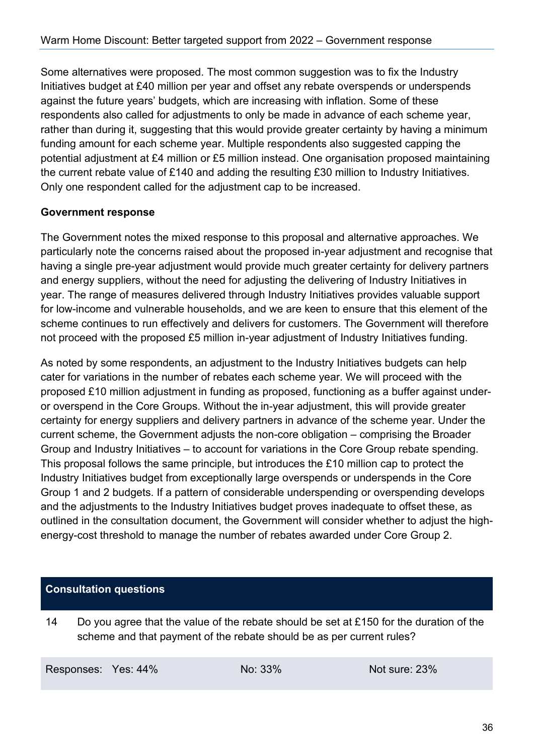Some alternatives were proposed. The most common suggestion was to fix the Industry Initiatives budget at £40 million per year and offset any rebate overspends or underspends against the future years' budgets, which are increasing with inflation. Some of these respondents also called for adjustments to only be made in advance of each scheme year, rather than during it, suggesting that this would provide greater certainty by having a minimum funding amount for each scheme year. Multiple respondents also suggested capping the potential adjustment at £4 million or £5 million instead. One organisation proposed maintaining the current rebate value of £140 and adding the resulting £30 million to Industry Initiatives. Only one respondent called for the adjustment cap to be increased.

**Government response**

The Government notes the mixed response to this proposal and alternative approaches. We particularly note the concerns raised about the proposed in-year adjustment and recognise that having a single pre-year adjustment would provide much greater certainty for delivery partners and energy suppliers, without the need for adjusting the delivering of Industry Initiatives in year. The range of measures delivered through Industry Initiatives provides valuable support for low-income and vulnerable households, and we are keen to ensure that this element of the scheme continues to run effectively and delivers for customers. The Government will therefore not proceed with the proposed £5 million in-year adjustment of Industry Initiatives funding.

As noted by some respondents, an adjustment to the Industry Initiatives budgets can help cater for variations in the number of rebates each scheme year. We will proceed with the proposed £10 million adjustment in funding as proposed, functioning as a buffer against under- or overspend in the Core Groups. Without the in-year adjustment, this will provide greater certainty for energy suppliers and delivery partners in advance of the scheme year. Under the current scheme, the Government adjusts the non-core obligation – comprising the Broader Group and Industry Initiatives – to account for variations in the Core Group rebate spending. This proposal follows the same principle, but introduces the £10 million cap to protect the Industry Initiatives budget from exceptionally large overspends or underspends in the Core Group 1 and 2 budgets. If a pattern of considerable underspending or overspending develops and the adjustments to the Industry Initiatives budget proves inadequate to offset these, as outlined in the consultation document, the Government will consider whether to adjust the high-energy-cost threshold to manage the number of rebates awarded under Core Group 2.

**Consultation questions**

14 Do you agree that the value of the rebate should be set at £150 for the duration of the scheme and that payment of the rebate should be as per current rules?

| Responses: Yes: 44% | No: 33% | Not sure: 23% |
|---|---|---|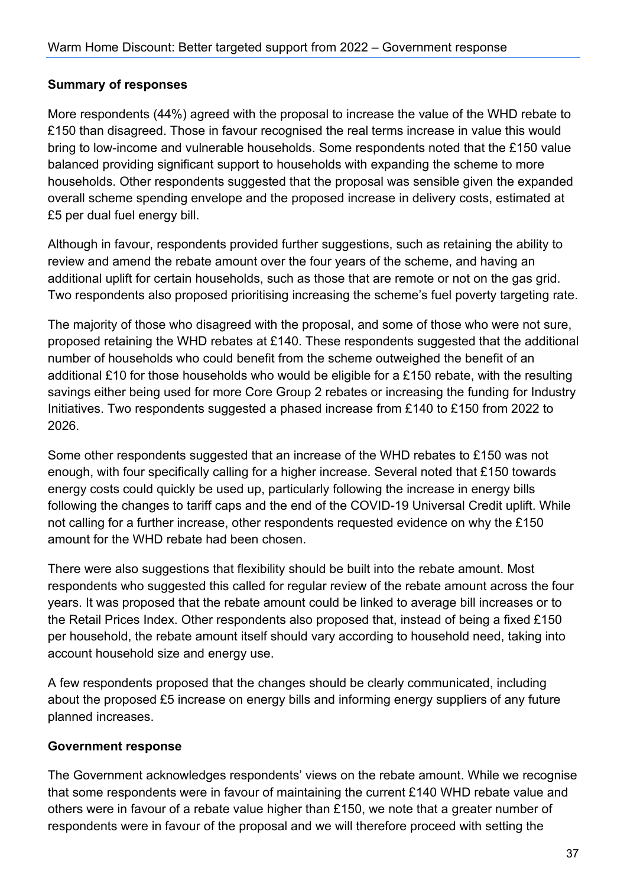**Summary of responses**

More respondents (44%) agreed with the proposal to increase the value of the WHD rebate to £150 than disagreed. Those in favour recognised the real terms increase in value this would bring to low-income and vulnerable households. Some respondents noted that the £150 value balanced providing significant support to households with expanding the scheme to more households. Other respondents suggested that the proposal was sensible given the expanded overall scheme spending envelope and the proposed increase in delivery costs, estimated at £5 per dual fuel energy bill.

Although in favour, respondents provided further suggestions, such as retaining the ability to review and amend the rebate amount over the four years of the scheme, and having an additional uplift for certain households, such as those that are remote or not on the gas grid. Two respondents also proposed prioritising increasing the scheme's fuel poverty targeting rate.

The majority of those who disagreed with the proposal, and some of those who were not sure, proposed retaining the WHD rebates at £140. These respondents suggested that the additional number of households who could benefit from the scheme outweighed the benefit of an additional £10 for those households who would be eligible for a £150 rebate, with the resulting savings either being used for more Core Group 2 rebates or increasing the funding for Industry Initiatives. Two respondents suggested a phased increase from £140 to £150 from 2022 to 2026.

Some other respondents suggested that an increase of the WHD rebates to £150 was not enough, with four specifically calling for a higher increase. Several noted that £150 towards energy costs could quickly be used up, particularly following the increase in energy bills following the changes to tariff caps and the end of the COVID-19 Universal Credit uplift. While not calling for a further increase, other respondents requested evidence on why the £150 amount for the WHD rebate had been chosen.

There were also suggestions that flexibility should be built into the rebate amount. Most respondents who suggested this called for regular review of the rebate amount across the four years. It was proposed that the rebate amount could be linked to average bill increases or to the Retail Prices Index. Other respondents also proposed that, instead of being a fixed £150 per household, the rebate amount itself should vary according to household need, taking into account household size and energy use.

A few respondents proposed that the changes should be clearly communicated, including about the proposed £5 increase on energy bills and informing energy suppliers of any future planned increases.

**Government response**

The Government acknowledges respondents' views on the rebate amount. While we recognise that some respondents were in favour of maintaining the current £140 WHD rebate value and others were in favour of a rebate value higher than £150, we note that a greater number of respondents were in favour of the proposal and we will therefore proceed with setting the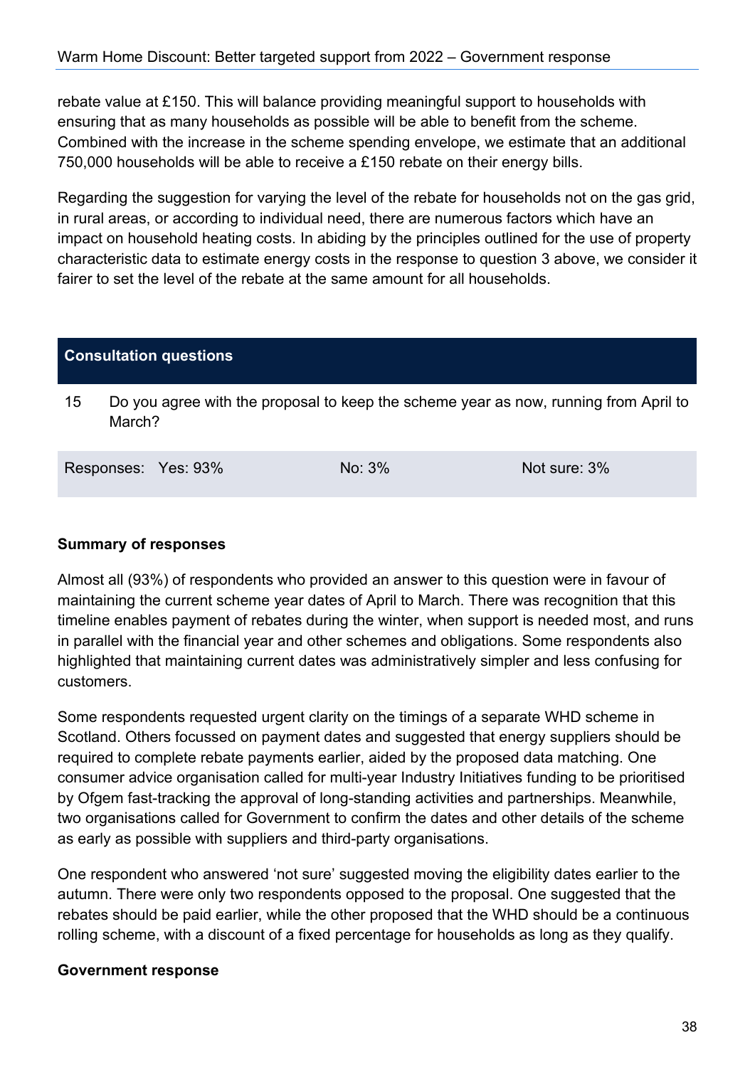rebate value at £150. This will balance providing meaningful support to households with ensuring that as many households as possible will be able to benefit from the scheme. Combined with the increase in the scheme spending envelope, we estimate that an additional 750,000 households will be able to receive a £150 rebate on their energy bills.

Regarding the suggestion for varying the level of the rebate for households not on the gas grid, in rural areas, or according to individual need, there are numerous factors which have an impact on household heating costs. In abiding by the principles outlined for the use of property characteristic data to estimate energy costs in the response to question 3 above, we consider it fairer to set the level of the rebate at the same amount for all households.

| **Consultation questions** | | |
|---|---|---|
| 15 Do you agree with the proposal to keep the scheme year as now, running from April to March? | | |
| Responses: Yes: 93% | No: 3% | Not sure: 3% |

**Summary of responses**

Almost all (93%) of respondents who provided an answer to this question were in favour of maintaining the current scheme year dates of April to March. There was recognition that this timeline enables payment of rebates during the winter, when support is needed most, and runs in parallel with the financial year and other schemes and obligations. Some respondents also highlighted that maintaining current dates was administratively simpler and less confusing for customers.

Some respondents requested urgent clarity on the timings of a separate WHD scheme in Scotland. Others focussed on payment dates and suggested that energy suppliers should be required to complete rebate payments earlier, aided by the proposed data matching. One consumer advice organisation called for multi-year Industry Initiatives funding to be prioritised by Ofgem fast-tracking the approval of long-standing activities and partnerships. Meanwhile, two organisations called for Government to confirm the dates and other details of the scheme as early as possible with suppliers and third-party organisations.

One respondent who answered 'not sure' suggested moving the eligibility dates earlier to the autumn. There were only two respondents opposed to the proposal. One suggested that the rebates should be paid earlier, while the other proposed that the WHD should be a continuous rolling scheme, with a discount of a fixed percentage for households as long as they qualify.

**Government response**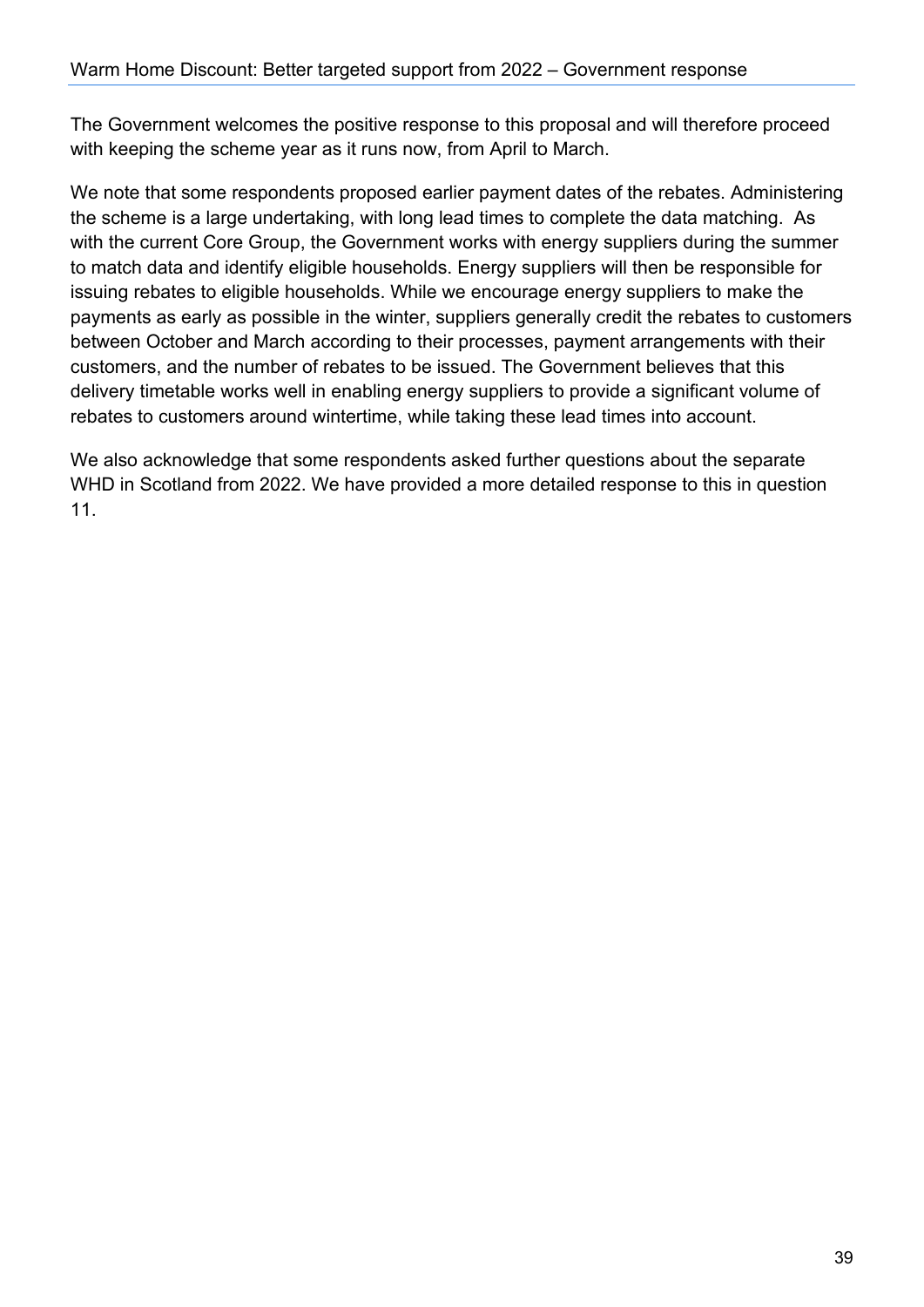The Government welcomes the positive response to this proposal and will therefore proceed with keeping the scheme year as it runs now, from April to March.

We note that some respondents proposed earlier payment dates of the rebates. Administering the scheme is a large undertaking, with long lead times to complete the data matching. As with the current Core Group, the Government works with energy suppliers during the summer to match data and identify eligible households. Energy suppliers will then be responsible for issuing rebates to eligible households. While we encourage energy suppliers to make the payments as early as possible in the winter, suppliers generally credit the rebates to customers between October and March according to their processes, payment arrangements with their customers, and the number of rebates to be issued. The Government believes that this delivery timetable works well in enabling energy suppliers to provide a significant volume of rebates to customers around wintertime, while taking these lead times into account.

We also acknowledge that some respondents asked further questions about the separate WHD in Scotland from 2022. We have provided a more detailed response to this in question 11.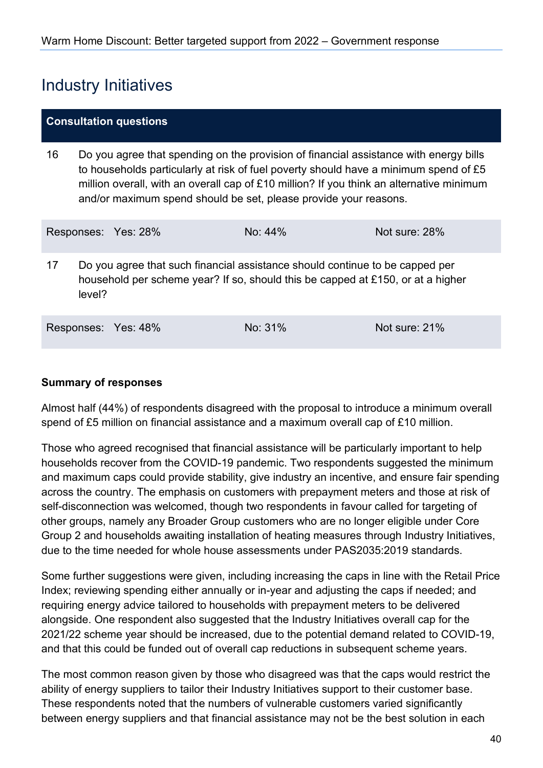## Industry Initiatives

| Consultation questions | | | |
|---|---|---|---|
| 16 | Do you agree that spending on the provision of financial assistance with energy bills to households particularly at risk of fuel poverty should have a minimum spend of £5 million overall, with an overall cap of £10 million? If you think an alternative minimum and/or maximum spend should be set, please provide your reasons. | | |
| Responses: Yes: 28% | No: 44% | Not sure: 28% | |
| 17 | Do you agree that such financial assistance should continue to be capped per household per scheme year? If so, should this be capped at £150, or at a higher level? | | |
| Responses: Yes: 48% | No: 31% | Not sure: 21% | |

**Summary of responses**

Almost half (44%) of respondents disagreed with the proposal to introduce a minimum overall spend of £5 million on financial assistance and a maximum overall cap of £10 million.

Those who agreed recognised that financial assistance will be particularly important to help households recover from the COVID-19 pandemic. Two respondents suggested the minimum and maximum caps could provide stability, give industry an incentive, and ensure fair spending across the country. The emphasis on customers with prepayment meters and those at risk of self-disconnection was welcomed, though two respondents in favour called for targeting of other groups, namely any Broader Group customers who are no longer eligible under Core Group 2 and households awaiting installation of heating measures through Industry Initiatives, due to the time needed for whole house assessments under PAS2035:2019 standards.

Some further suggestions were given, including increasing the caps in line with the Retail Price Index; reviewing spending either annually or in-year and adjusting the caps if needed; and requiring energy advice tailored to households with prepayment meters to be delivered alongside. One respondent also suggested that the Industry Initiatives overall cap for the 2021/22 scheme year should be increased, due to the potential demand related to COVID-19, and that this could be funded out of overall cap reductions in subsequent scheme years.

The most common reason given by those who disagreed was that the caps would restrict the ability of energy suppliers to tailor their Industry Initiatives support to their customer base. These respondents noted that the numbers of vulnerable customers varied significantly between energy suppliers and that financial assistance may not be the best solution in each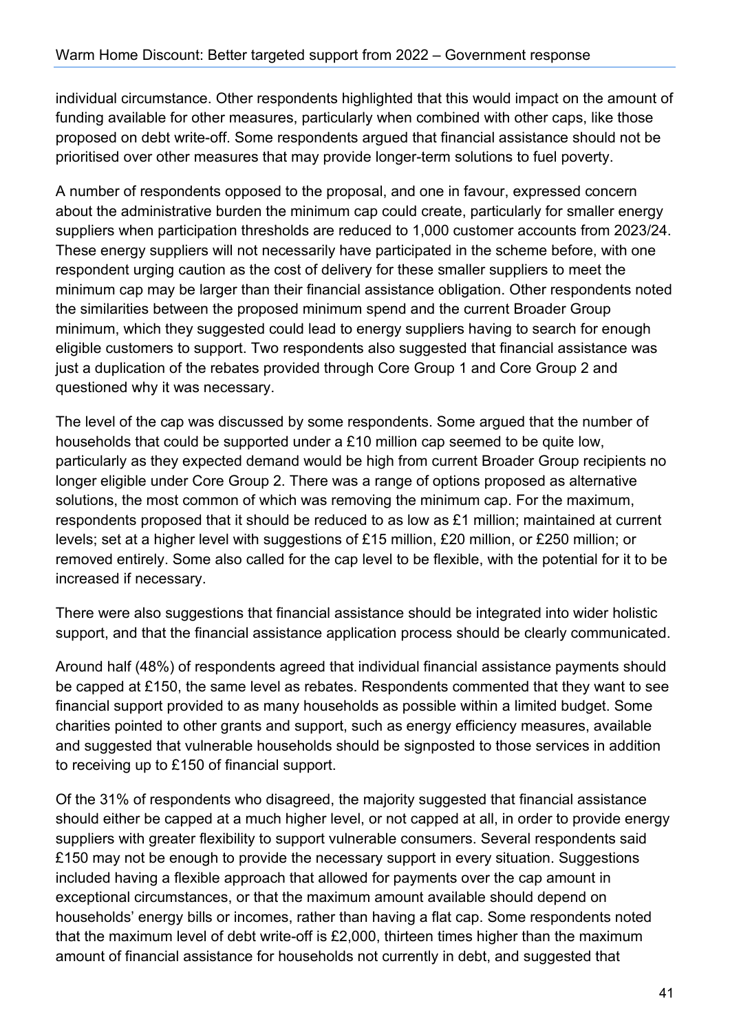individual circumstance. Other respondents highlighted that this would impact on the amount of funding available for other measures, particularly when combined with other caps, like those proposed on debt write-off. Some respondents argued that financial assistance should not be prioritised over other measures that may provide longer-term solutions to fuel poverty.

A number of respondents opposed to the proposal, and one in favour, expressed concern about the administrative burden the minimum cap could create, particularly for smaller energy suppliers when participation thresholds are reduced to 1,000 customer accounts from 2023/24. These energy suppliers will not necessarily have participated in the scheme before, with one respondent urging caution as the cost of delivery for these smaller suppliers to meet the minimum cap may be larger than their financial assistance obligation. Other respondents noted the similarities between the proposed minimum spend and the current Broader Group minimum, which they suggested could lead to energy suppliers having to search for enough eligible customers to support. Two respondents also suggested that financial assistance was just a duplication of the rebates provided through Core Group 1 and Core Group 2 and questioned why it was necessary.

The level of the cap was discussed by some respondents. Some argued that the number of households that could be supported under a £10 million cap seemed to be quite low, particularly as they expected demand would be high from current Broader Group recipients no longer eligible under Core Group 2. There was a range of options proposed as alternative solutions, the most common of which was removing the minimum cap. For the maximum, respondents proposed that it should be reduced to as low as £1 million; maintained at current levels; set at a higher level with suggestions of £15 million, £20 million, or £250 million; or removed entirely. Some also called for the cap level to be flexible, with the potential for it to be increased if necessary.

There were also suggestions that financial assistance should be integrated into wider holistic support, and that the financial assistance application process should be clearly communicated.

Around half (48%) of respondents agreed that individual financial assistance payments should be capped at £150, the same level as rebates. Respondents commented that they want to see financial support provided to as many households as possible within a limited budget. Some charities pointed to other grants and support, such as energy efficiency measures, available and suggested that vulnerable households should be signposted to those services in addition to receiving up to £150 of financial support.

Of the 31% of respondents who disagreed, the majority suggested that financial assistance should either be capped at a much higher level, or not capped at all, in order to provide energy suppliers with greater flexibility to support vulnerable consumers. Several respondents said £150 may not be enough to provide the necessary support in every situation. Suggestions included having a flexible approach that allowed for payments over the cap amount in exceptional circumstances, or that the maximum amount available should depend on households' energy bills or incomes, rather than having a flat cap. Some respondents noted that the maximum level of debt write-off is £2,000, thirteen times higher than the maximum amount of financial assistance for households not currently in debt, and suggested that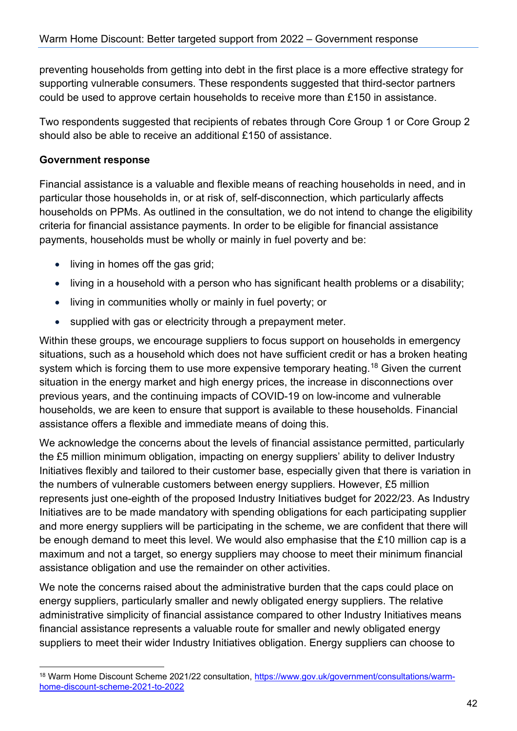preventing households from getting into debt in the first place is a more effective strategy for supporting vulnerable consumers. These respondents suggested that third-sector partners could be used to approve certain households to receive more than £150 in assistance.

Two respondents suggested that recipients of rebates through Core Group 1 or Core Group 2 should also be able to receive an additional £150 of assistance.

**Government response**

Financial assistance is a valuable and flexible means of reaching households in need, and in particular those households in, or at risk of, self-disconnection, which particularly affects households on PPMs. As outlined in the consultation, we do not intend to change the eligibility criteria for financial assistance payments. In order to be eligible for financial assistance payments, households must be wholly or mainly in fuel poverty and be:

- living in homes off the gas grid;
- living in a household with a person who has significant health problems or a disability;
- living in communities wholly or mainly in fuel poverty; or
- supplied with gas or electricity through a prepayment meter.

Within these groups, we encourage suppliers to focus support on households in emergency situations, such as a household which does not have sufficient credit or has a broken heating system which is forcing them to use more expensive temporary heating.[18] Given the current situation in the energy market and high energy prices, the increase in disconnections over previous years, and the continuing impacts of COVID-19 on low-income and vulnerable households, we are keen to ensure that support is available to these households. Financial assistance offers a flexible and immediate means of doing this.

We acknowledge the concerns about the levels of financial assistance permitted, particularly the £5 million minimum obligation, impacting on energy suppliers' ability to deliver Industry Initiatives flexibly and tailored to their customer base, especially given that there is variation in the numbers of vulnerable customers between energy suppliers. However, £5 million represents just one-eighth of the proposed Industry Initiatives budget for 2022/23. As Industry Initiatives are to be made mandatory with spending obligations for each participating supplier and more energy suppliers will be participating in the scheme, we are confident that there will be enough demand to meet this level. We would also emphasise that the £10 million cap is a maximum and not a target, so energy suppliers may choose to meet their minimum financial assistance obligation and use the remainder on other activities.

We note the concerns raised about the administrative burden that the caps could place on energy suppliers, particularly smaller and newly obligated energy suppliers. The relative administrative simplicity of financial assistance compared to other Industry Initiatives means financial assistance represents a valuable route for smaller and newly obligated energy suppliers to meet their wider Industry Initiatives obligation. Energy suppliers can choose to

[18] Warm Home Discount Scheme 2021/22 consultation, https://www.gov.uk/government/consultations/warm-home-discount-scheme-2021-to-2022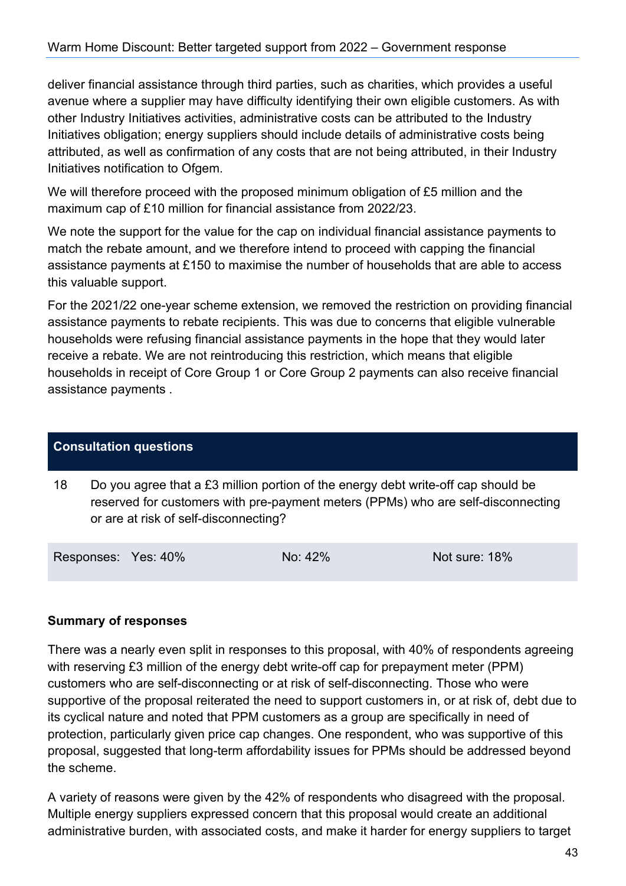deliver financial assistance through third parties, such as charities, which provides a useful avenue where a supplier may have difficulty identifying their own eligible customers. As with other Industry Initiatives activities, administrative costs can be attributed to the Industry Initiatives obligation; energy suppliers should include details of administrative costs being attributed, as well as confirmation of any costs that are not being attributed, in their Industry Initiatives notification to Ofgem.

We will therefore proceed with the proposed minimum obligation of £5 million and the maximum cap of £10 million for financial assistance from 2022/23.

We note the support for the value for the cap on individual financial assistance payments to match the rebate amount, and we therefore intend to proceed with capping the financial assistance payments at £150 to maximise the number of households that are able to access this valuable support.

For the 2021/22 one-year scheme extension, we removed the restriction on providing financial assistance payments to rebate recipients. This was due to concerns that eligible vulnerable households were refusing financial assistance payments in the hope that they would later receive a rebate. We are not reintroducing this restriction, which means that eligible households in receipt of Core Group 1 or Core Group 2 payments can also receive financial assistance payments .

| Consultation questions | | |
|---|---|---|
| 18 Do you agree that a £3 million portion of the energy debt write-off cap should be reserved for customers with pre-payment meters (PPMs) who are self-disconnecting or are at risk of self-disconnecting? | | |
| Responses: Yes: 40% | No: 42% | Not sure: 18% |

**Summary of responses**

There was a nearly even split in responses to this proposal, with 40% of respondents agreeing with reserving £3 million of the energy debt write-off cap for prepayment meter (PPM) customers who are self-disconnecting or at risk of self-disconnecting. Those who were supportive of the proposal reiterated the need to support customers in, or at risk of, debt due to its cyclical nature and noted that PPM customers as a group are specifically in need of protection, particularly given price cap changes. One respondent, who was supportive of this proposal, suggested that long-term affordability issues for PPMs should be addressed beyond the scheme.

A variety of reasons were given by the 42% of respondents who disagreed with the proposal. Multiple energy suppliers expressed concern that this proposal would create an additional administrative burden, with associated costs, and make it harder for energy suppliers to target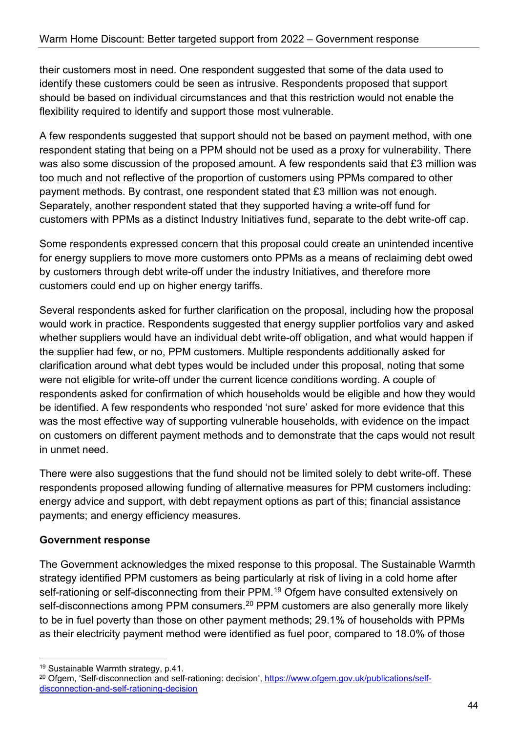their customers most in need. One respondent suggested that some of the data used to identify these customers could be seen as intrusive. Respondents proposed that support should be based on individual circumstances and that this restriction would not enable the flexibility required to identify and support those most vulnerable.

A few respondents suggested that support should not be based on payment method, with one respondent stating that being on a PPM should not be used as a proxy for vulnerability. There was also some discussion of the proposed amount. A few respondents said that £3 million was too much and not reflective of the proportion of customers using PPMs compared to other payment methods. By contrast, one respondent stated that £3 million was not enough. Separately, another respondent stated that they supported having a write-off fund for customers with PPMs as a distinct Industry Initiatives fund, separate to the debt write-off cap.

Some respondents expressed concern that this proposal could create an unintended incentive for energy suppliers to move more customers onto PPMs as a means of reclaiming debt owed by customers through debt write-off under the industry Initiatives, and therefore more customers could end up on higher energy tariffs.

Several respondents asked for further clarification on the proposal, including how the proposal would work in practice. Respondents suggested that energy supplier portfolios vary and asked whether suppliers would have an individual debt write-off obligation, and what would happen if the supplier had few, or no, PPM customers. Multiple respondents additionally asked for clarification around what debt types would be included under this proposal, noting that some were not eligible for write-off under the current licence conditions wording. A couple of respondents asked for confirmation of which households would be eligible and how they would be identified. A few respondents who responded 'not sure' asked for more evidence that this was the most effective way of supporting vulnerable households, with evidence on the impact on customers on different payment methods and to demonstrate that the caps would not result in unmet need.

There were also suggestions that the fund should not be limited solely to debt write-off. These respondents proposed allowing funding of alternative measures for PPM customers including: energy advice and support, with debt repayment options as part of this; financial assistance payments; and energy efficiency measures.

**Government response**

The Government acknowledges the mixed response to this proposal. The Sustainable Warmth strategy identified PPM customers as being particularly at risk of living in a cold home after self-rationing or self-disconnecting from their PPM.[19] Ofgem have consulted extensively on self-disconnections among PPM consumers.[20] PPM customers are also generally more likely to be in fuel poverty than those on other payment methods; 29.1% of households with PPMs as their electricity payment method were identified as fuel poor, compared to 18.0% of those

[19] Sustainable Warmth strategy, p.41.

[20] Ofgem, 'Self-disconnection and self-rationing: decision', https://www.ofgem.gov.uk/publications/self-disconnection-and-self-rationing-decision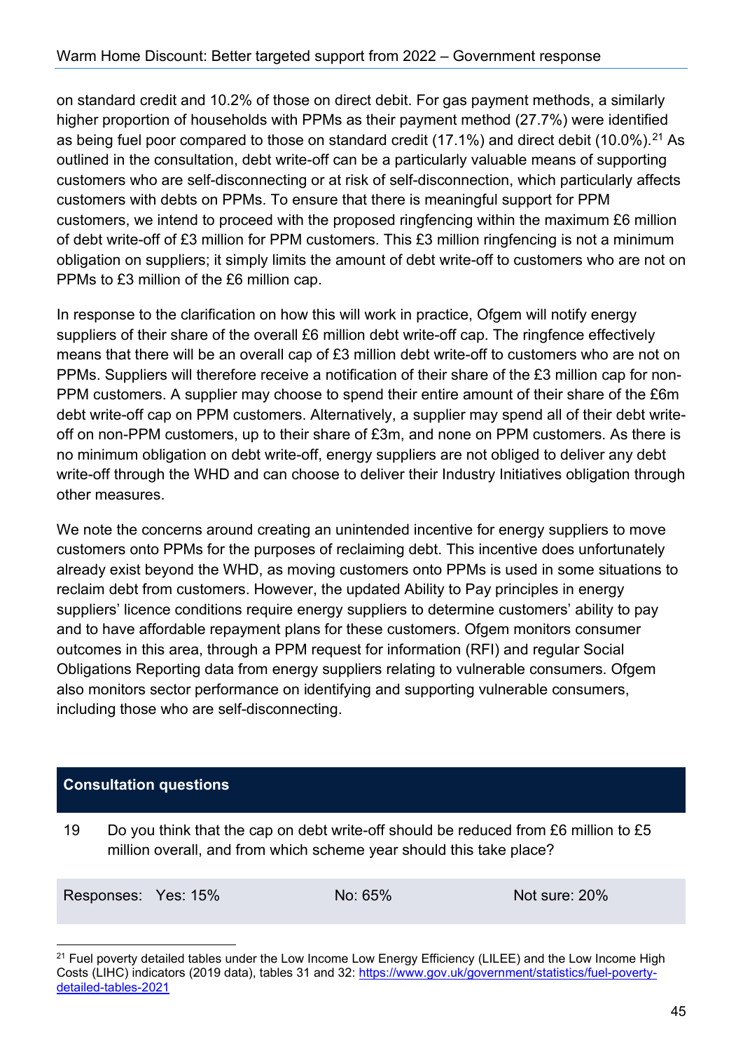on standard credit and 10.2% of those on direct debit. For gas payment methods, a similarly higher proportion of households with PPMs as their payment method (27.7%) were identified as being fuel poor compared to those on standard credit (17.1%) and direct debit (10.0%).[21] As outlined in the consultation, debt write-off can be a particularly valuable means of supporting customers who are self-disconnecting or at risk of self-disconnection, which particularly affects customers with debts on PPMs. To ensure that there is meaningful support for PPM customers, we intend to proceed with the proposed ringfencing within the maximum £6 million of debt write-off of £3 million for PPM customers. This £3 million ringfencing is not a minimum obligation on suppliers; it simply limits the amount of debt write-off to customers who are not on PPMs to £3 million of the £6 million cap.

In response to the clarification on how this will work in practice, Ofgem will notify energy suppliers of their share of the overall £6 million debt write-off cap. The ringfence effectively means that there will be an overall cap of £3 million debt write-off to customers who are not on PPMs. Suppliers will therefore receive a notification of their share of the £3 million cap for non-PPM customers. A supplier may choose to spend their entire amount of their share of the £6m debt write-off cap on PPM customers. Alternatively, a supplier may spend all of their debt write-off on non-PPM customers, up to their share of £3m, and none on PPM customers. As there is no minimum obligation on debt write-off, energy suppliers are not obliged to deliver any debt write-off through the WHD and can choose to deliver their Industry Initiatives obligation through other measures.

We note the concerns around creating an unintended incentive for energy suppliers to move customers onto PPMs for the purposes of reclaiming debt. This incentive does unfortunately already exist beyond the WHD, as moving customers onto PPMs is used in some situations to reclaim debt from customers. However, the updated Ability to Pay principles in energy suppliers' licence conditions require energy suppliers to determine customers' ability to pay and to have affordable repayment plans for these customers. Ofgem monitors consumer outcomes in this area, through a PPM request for information (RFI) and regular Social Obligations Reporting data from energy suppliers relating to vulnerable consumers. Ofgem also monitors sector performance on identifying and supporting vulnerable consumers, including those who are self-disconnecting.

### Consultation questions

19 Do you think that the cap on debt write-off should be reduced from £6 million to £5 million overall, and from which scheme year should this take place?

| Responses: | Yes: 15% | No: 65% | Not sure: 20% |
|---|---|---|---|

[21] Fuel poverty detailed tables under the Low Income Low Energy Efficiency (LILEE) and the Low Income High Costs (LIHC) indicators (2019 data), tables 31 and 32: https://www.gov.uk/government/statistics/fuel-poverty-detailed-tables-2021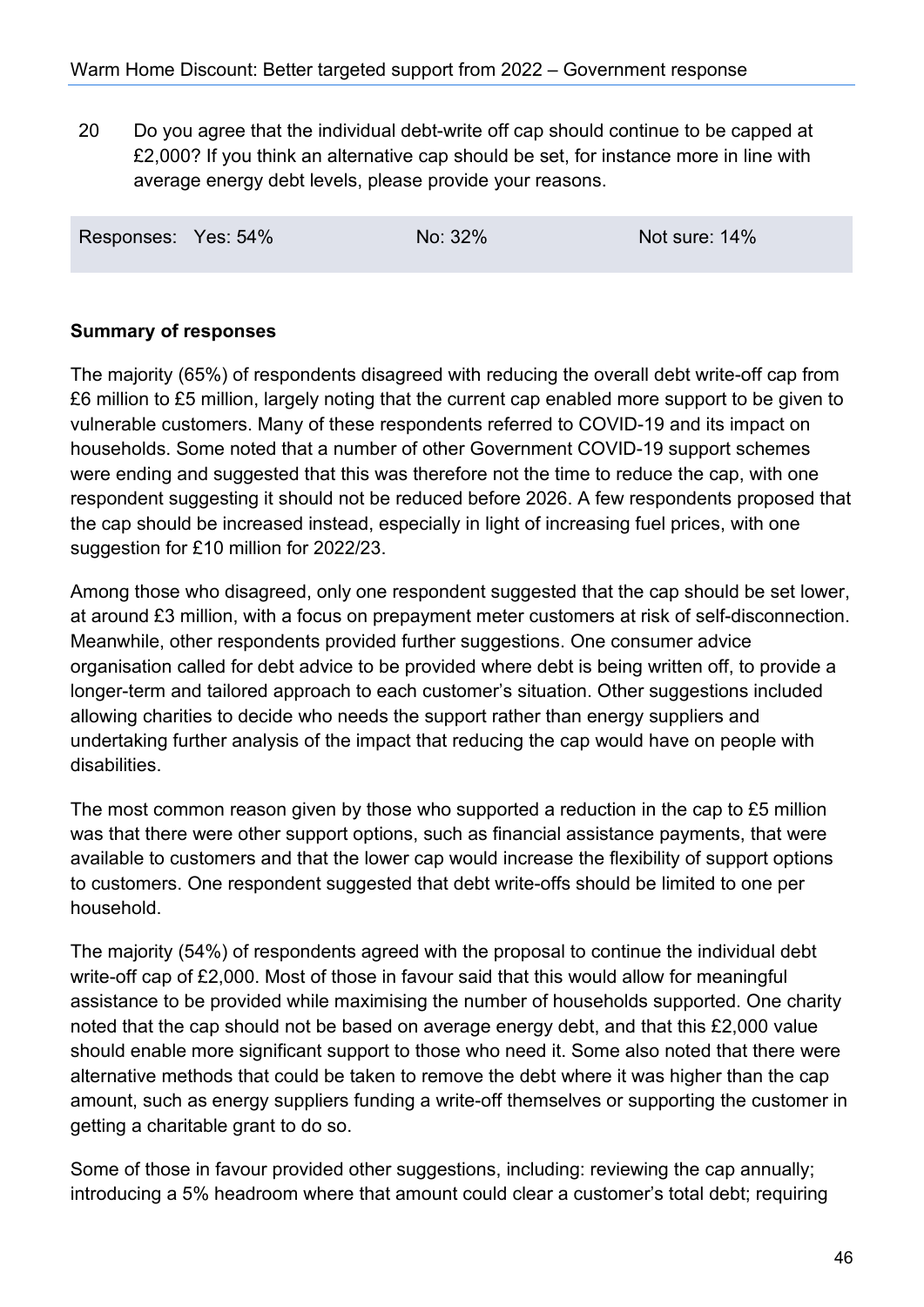20 Do you agree that the individual debt-write off cap should continue to be capped at £2,000? If you think an alternative cap should be set, for instance more in line with average energy debt levels, please provide your reasons.

| Responses: | Yes: 54% | No: 32% | Not sure: 14% |
|---|---|---|---|

**Summary of responses**

The majority (65%) of respondents disagreed with reducing the overall debt write-off cap from £6 million to £5 million, largely noting that the current cap enabled more support to be given to vulnerable customers. Many of these respondents referred to COVID-19 and its impact on households. Some noted that a number of other Government COVID-19 support schemes were ending and suggested that this was therefore not the time to reduce the cap, with one respondent suggesting it should not be reduced before 2026. A few respondents proposed that the cap should be increased instead, especially in light of increasing fuel prices, with one suggestion for £10 million for 2022/23.

Among those who disagreed, only one respondent suggested that the cap should be set lower, at around £3 million, with a focus on prepayment meter customers at risk of self-disconnection. Meanwhile, other respondents provided further suggestions. One consumer advice organisation called for debt advice to be provided where debt is being written off, to provide a longer-term and tailored approach to each customer's situation. Other suggestions included allowing charities to decide who needs the support rather than energy suppliers and undertaking further analysis of the impact that reducing the cap would have on people with disabilities.

The most common reason given by those who supported a reduction in the cap to £5 million was that there were other support options, such as financial assistance payments, that were available to customers and that the lower cap would increase the flexibility of support options to customers. One respondent suggested that debt write-offs should be limited to one per household.

The majority (54%) of respondents agreed with the proposal to continue the individual debt write-off cap of £2,000. Most of those in favour said that this would allow for meaningful assistance to be provided while maximising the number of households supported. One charity noted that the cap should not be based on average energy debt, and that this £2,000 value should enable more significant support to those who need it. Some also noted that there were alternative methods that could be taken to remove the debt where it was higher than the cap amount, such as energy suppliers funding a write-off themselves or supporting the customer in getting a charitable grant to do so.

Some of those in favour provided other suggestions, including: reviewing the cap annually; introducing a 5% headroom where that amount could clear a customer's total debt; requiring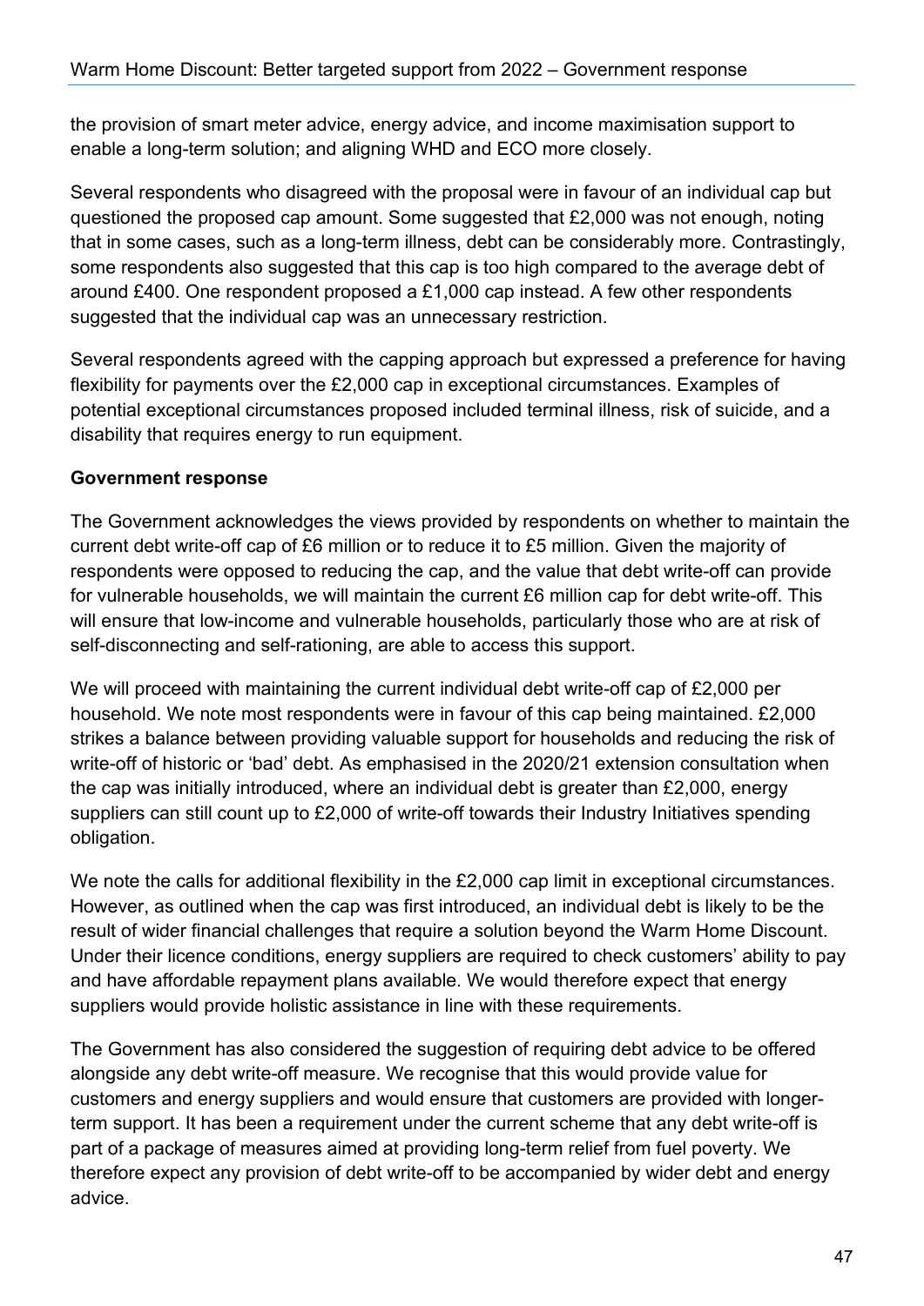the provision of smart meter advice, energy advice, and income maximisation support to enable a long-term solution; and aligning WHD and ECO more closely.

Several respondents who disagreed with the proposal were in favour of an individual cap but questioned the proposed cap amount. Some suggested that £2,000 was not enough, noting that in some cases, such as a long-term illness, debt can be considerably more. Contrastingly, some respondents also suggested that this cap is too high compared to the average debt of around £400. One respondent proposed a £1,000 cap instead. A few other respondents suggested that the individual cap was an unnecessary restriction.

Several respondents agreed with the capping approach but expressed a preference for having flexibility for payments over the £2,000 cap in exceptional circumstances. Examples of potential exceptional circumstances proposed included terminal illness, risk of suicide, and a disability that requires energy to run equipment.

**Government response**

The Government acknowledges the views provided by respondents on whether to maintain the current debt write-off cap of £6 million or to reduce it to £5 million. Given the majority of respondents were opposed to reducing the cap, and the value that debt write-off can provide for vulnerable households, we will maintain the current £6 million cap for debt write-off. This will ensure that low-income and vulnerable households, particularly those who are at risk of self-disconnecting and self-rationing, are able to access this support.

We will proceed with maintaining the current individual debt write-off cap of £2,000 per household. We note most respondents were in favour of this cap being maintained. £2,000 strikes a balance between providing valuable support for households and reducing the risk of write-off of historic or 'bad' debt. As emphasised in the 2020/21 extension consultation when the cap was initially introduced, where an individual debt is greater than £2,000, energy suppliers can still count up to £2,000 of write-off towards their Industry Initiatives spending obligation.

We note the calls for additional flexibility in the £2,000 cap limit in exceptional circumstances. However, as outlined when the cap was first introduced, an individual debt is likely to be the result of wider financial challenges that require a solution beyond the Warm Home Discount. Under their licence conditions, energy suppliers are required to check customers' ability to pay and have affordable repayment plans available. We would therefore expect that energy suppliers would provide holistic assistance in line with these requirements.

The Government has also considered the suggestion of requiring debt advice to be offered alongside any debt write-off measure. We recognise that this would provide value for customers and energy suppliers and would ensure that customers are provided with longer-term support. It has been a requirement under the current scheme that any debt write-off is part of a package of measures aimed at providing long-term relief from fuel poverty. We therefore expect any provision of debt write-off to be accompanied by wider debt and energy advice.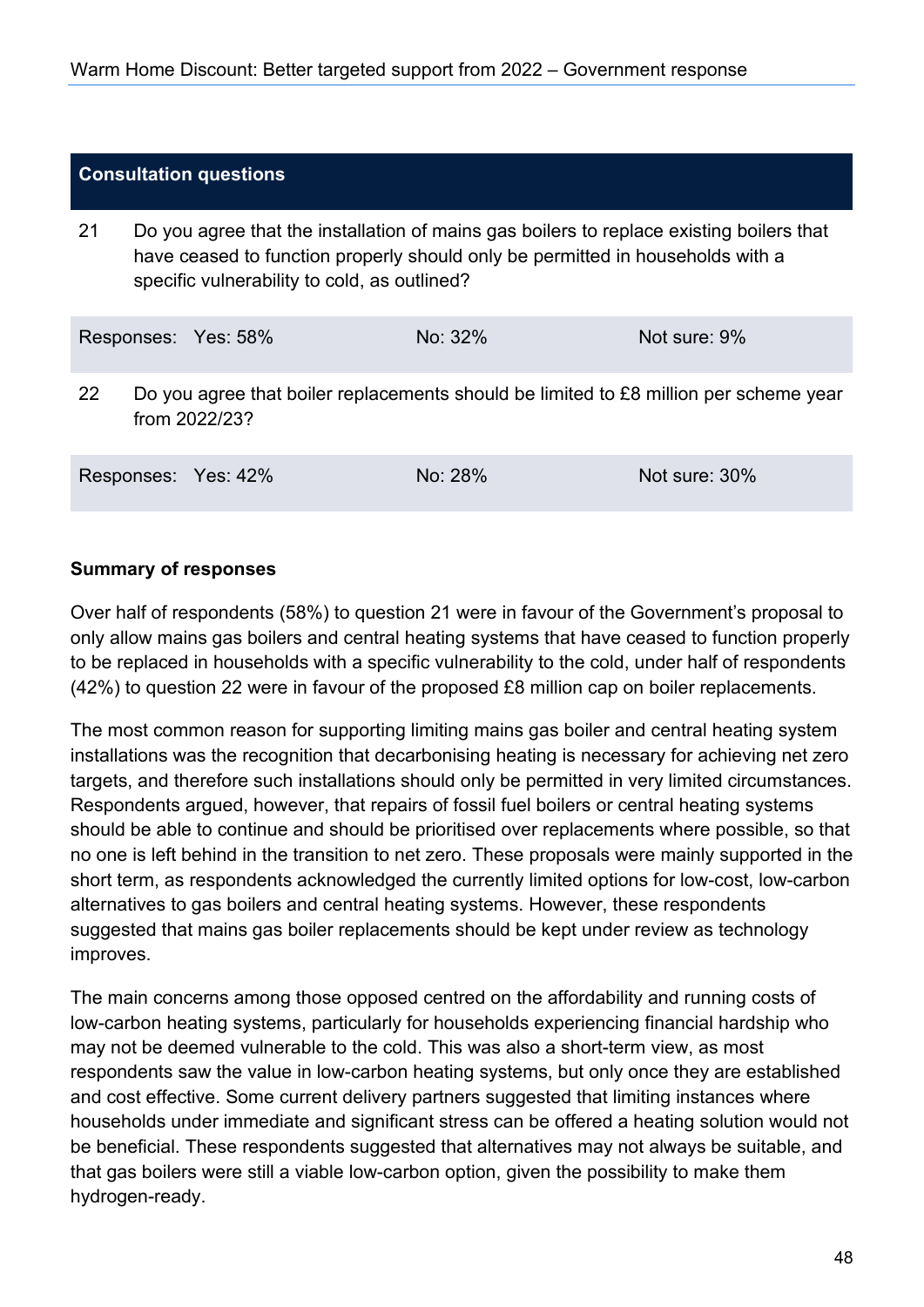| Consultation questions | | | |
|---|---|---|---|
| 21 | Do you agree that the installation of mains gas boilers to replace existing boilers that have ceased to function properly should only be permitted in households with a specific vulnerability to cold, as outlined? | | |
| Responses: Yes: 58% | | No: 32% | Not sure: 9% |
| 22 | Do you agree that boiler replacements should be limited to £8 million per scheme year from 2022/23? | | |
| Responses: Yes: 42% | | No: 28% | Not sure: 30% |

**Summary of responses**

Over half of respondents (58%) to question 21 were in favour of the Government's proposal to only allow mains gas boilers and central heating systems that have ceased to function properly to be replaced in households with a specific vulnerability to the cold, under half of respondents (42%) to question 22 were in favour of the proposed £8 million cap on boiler replacements.

The most common reason for supporting limiting mains gas boiler and central heating system installations was the recognition that decarbonising heating is necessary for achieving net zero targets, and therefore such installations should only be permitted in very limited circumstances. Respondents argued, however, that repairs of fossil fuel boilers or central heating systems should be able to continue and should be prioritised over replacements where possible, so that no one is left behind in the transition to net zero. These proposals were mainly supported in the short term, as respondents acknowledged the currently limited options for low-cost, low-carbon alternatives to gas boilers and central heating systems. However, these respondents suggested that mains gas boiler replacements should be kept under review as technology improves.

The main concerns among those opposed centred on the affordability and running costs of low-carbon heating systems, particularly for households experiencing financial hardship who may not be deemed vulnerable to the cold. This was also a short-term view, as most respondents saw the value in low-carbon heating systems, but only once they are established and cost effective. Some current delivery partners suggested that limiting instances where households under immediate and significant stress can be offered a heating solution would not be beneficial. These respondents suggested that alternatives may not always be suitable, and that gas boilers were still a viable low-carbon option, given the possibility to make them hydrogen-ready.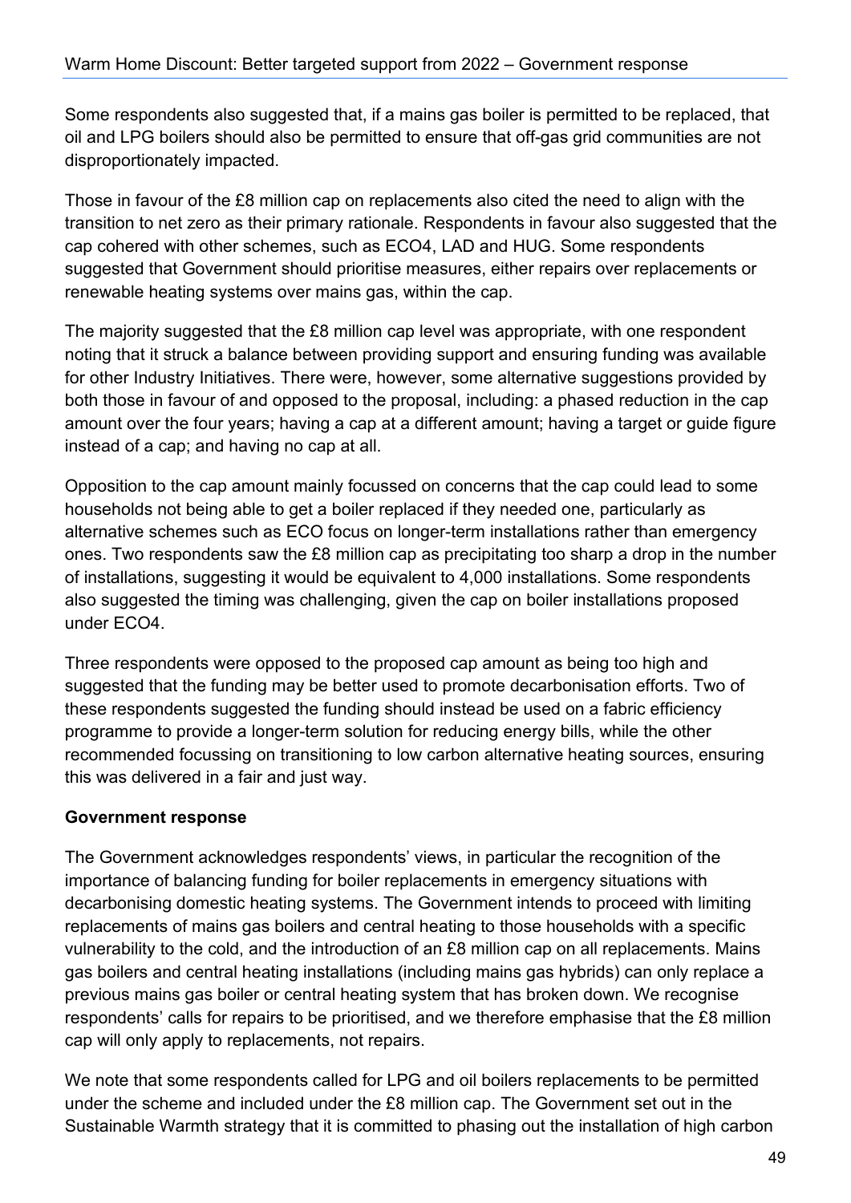Some respondents also suggested that, if a mains gas boiler is permitted to be replaced, that oil and LPG boilers should also be permitted to ensure that off-gas grid communities are not disproportionately impacted.

Those in favour of the £8 million cap on replacements also cited the need to align with the transition to net zero as their primary rationale. Respondents in favour also suggested that the cap cohered with other schemes, such as ECO4, LAD and HUG. Some respondents suggested that Government should prioritise measures, either repairs over replacements or renewable heating systems over mains gas, within the cap.

The majority suggested that the £8 million cap level was appropriate, with one respondent noting that it struck a balance between providing support and ensuring funding was available for other Industry Initiatives. There were, however, some alternative suggestions provided by both those in favour of and opposed to the proposal, including: a phased reduction in the cap amount over the four years; having a cap at a different amount; having a target or guide figure instead of a cap; and having no cap at all.

Opposition to the cap amount mainly focussed on concerns that the cap could lead to some households not being able to get a boiler replaced if they needed one, particularly as alternative schemes such as ECO focus on longer-term installations rather than emergency ones. Two respondents saw the £8 million cap as precipitating too sharp a drop in the number of installations, suggesting it would be equivalent to 4,000 installations. Some respondents also suggested the timing was challenging, given the cap on boiler installations proposed under ECO4.

Three respondents were opposed to the proposed cap amount as being too high and suggested that the funding may be better used to promote decarbonisation efforts. Two of these respondents suggested the funding should instead be used on a fabric efficiency programme to provide a longer-term solution for reducing energy bills, while the other recommended focussing on transitioning to low carbon alternative heating sources, ensuring this was delivered in a fair and just way.

**Government response**

The Government acknowledges respondents' views, in particular the recognition of the importance of balancing funding for boiler replacements in emergency situations with decarbonising domestic heating systems. The Government intends to proceed with limiting replacements of mains gas boilers and central heating to those households with a specific vulnerability to the cold, and the introduction of an £8 million cap on all replacements. Mains gas boilers and central heating installations (including mains gas hybrids) can only replace a previous mains gas boiler or central heating system that has broken down. We recognise respondents' calls for repairs to be prioritised, and we therefore emphasise that the £8 million cap will only apply to replacements, not repairs.

We note that some respondents called for LPG and oil boilers replacements to be permitted under the scheme and included under the £8 million cap. The Government set out in the Sustainable Warmth strategy that it is committed to phasing out the installation of high carbon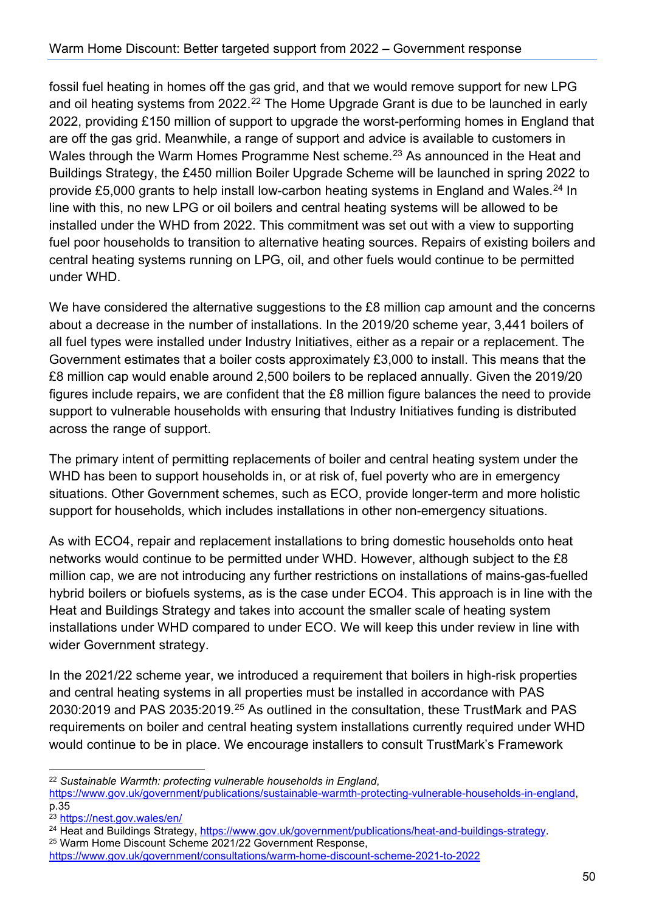fossil fuel heating in homes off the gas grid, and that we would remove support for new LPG and oil heating systems from 2022.[22] The Home Upgrade Grant is due to be launched in early 2022, providing £150 million of support to upgrade the worst-performing homes in England that are off the gas grid. Meanwhile, a range of support and advice is available to customers in Wales through the Warm Homes Programme Nest scheme.[23] As announced in the Heat and Buildings Strategy, the £450 million Boiler Upgrade Scheme will be launched in spring 2022 to provide £5,000 grants to help install low-carbon heating systems in England and Wales.[24] In line with this, no new LPG or oil boilers and central heating systems will be allowed to be installed under the WHD from 2022. This commitment was set out with a view to supporting fuel poor households to transition to alternative heating sources. Repairs of existing boilers and central heating systems running on LPG, oil, and other fuels would continue to be permitted under WHD.

We have considered the alternative suggestions to the £8 million cap amount and the concerns about a decrease in the number of installations. In the 2019/20 scheme year, 3,441 boilers of all fuel types were installed under Industry Initiatives, either as a repair or a replacement. The Government estimates that a boiler costs approximately £3,000 to install. This means that the £8 million cap would enable around 2,500 boilers to be replaced annually. Given the 2019/20 figures include repairs, we are confident that the £8 million figure balances the need to provide support to vulnerable households with ensuring that Industry Initiatives funding is distributed across the range of support.

The primary intent of permitting replacements of boiler and central heating system under the WHD has been to support households in, or at risk of, fuel poverty who are in emergency situations. Other Government schemes, such as ECO, provide longer-term and more holistic support for households, which includes installations in other non-emergency situations.

As with ECO4, repair and replacement installations to bring domestic households onto heat networks would continue to be permitted under WHD. However, although subject to the £8 million cap, we are not introducing any further restrictions on installations of mains-gas-fuelled hybrid boilers or biofuels systems, as is the case under ECO4. This approach is in line with the Heat and Buildings Strategy and takes into account the smaller scale of heating system installations under WHD compared to under ECO. We will keep this under review in line with wider Government strategy.

In the 2021/22 scheme year, we introduced a requirement that boilers in high-risk properties and central heating systems in all properties must be installed in accordance with PAS 2030:2019 and PAS 2035:2019.[25] As outlined in the consultation, these TrustMark and PAS requirements on boiler and central heating system installations currently required under WHD would continue to be in place. We encourage installers to consult TrustMark's Framework

---

[22] *Sustainable Warmth: protecting vulnerable households in England*, https://www.gov.uk/government/publications/sustainable-warmth-protecting-vulnerable-households-in-england, p.35

[23] https://nest.gov.wales/en/

[24] Heat and Buildings Strategy, https://www.gov.uk/government/publications/heat-and-buildings-strategy.

[25] Warm Home Discount Scheme 2021/22 Government Response, https://www.gov.uk/government/consultations/warm-home-discount-scheme-2021-to-2022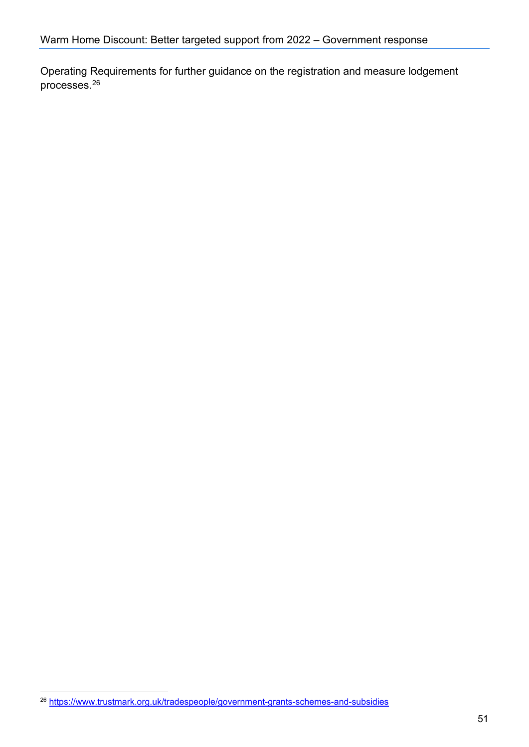Operating Requirements for further guidance on the registration and measure lodgement processes.[26]

[26] https://www.trustmark.org.uk/tradespeople/government-grants-schemes-and-subsidies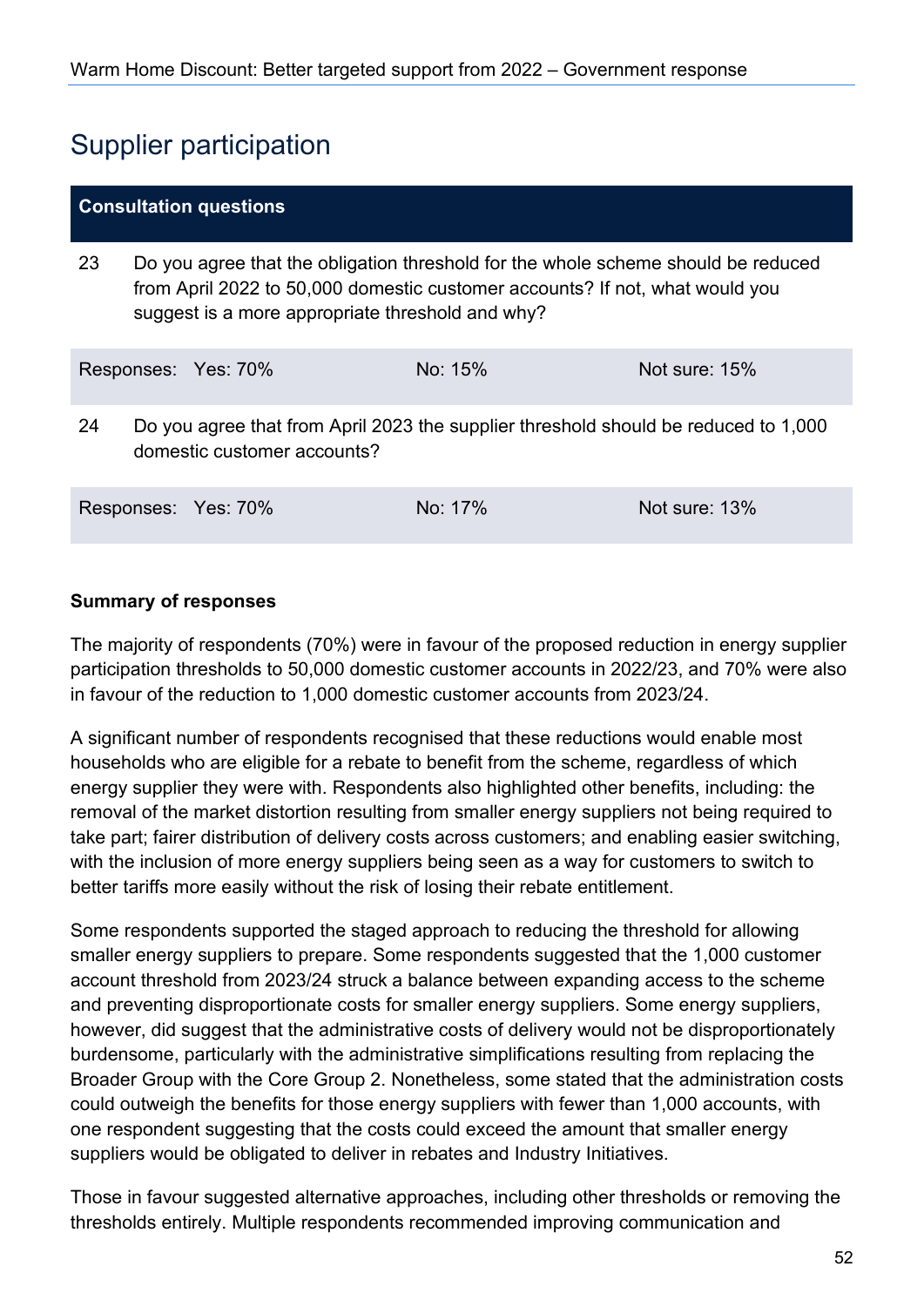# Supplier participation

| Consultation questions | | | |
|---|---|---|---|
| 23 | Do you agree that the obligation threshold for the whole scheme should be reduced from April 2022 to 50,000 domestic customer accounts? If not, what would you suggest is a more appropriate threshold and why? | | |
| Responses: | Yes: 70% | No: 15% | Not sure: 15% |
| 24 | Do you agree that from April 2023 the supplier threshold should be reduced to 1,000 domestic customer accounts? | | |
| Responses: | Yes: 70% | No: 17% | Not sure: 13% |

**Summary of responses**

The majority of respondents (70%) were in favour of the proposed reduction in energy supplier participation thresholds to 50,000 domestic customer accounts in 2022/23, and 70% were also in favour of the reduction to 1,000 domestic customer accounts from 2023/24.

A significant number of respondents recognised that these reductions would enable most households who are eligible for a rebate to benefit from the scheme, regardless of which energy supplier they were with. Respondents also highlighted other benefits, including: the removal of the market distortion resulting from smaller energy suppliers not being required to take part; fairer distribution of delivery costs across customers; and enabling easier switching, with the inclusion of more energy suppliers being seen as a way for customers to switch to better tariffs more easily without the risk of losing their rebate entitlement.

Some respondents supported the staged approach to reducing the threshold for allowing smaller energy suppliers to prepare. Some respondents suggested that the 1,000 customer account threshold from 2023/24 struck a balance between expanding access to the scheme and preventing disproportionate costs for smaller energy suppliers. Some energy suppliers, however, did suggest that the administrative costs of delivery would not be disproportionately burdensome, particularly with the administrative simplifications resulting from replacing the Broader Group with the Core Group 2. Nonetheless, some stated that the administration costs could outweigh the benefits for those energy suppliers with fewer than 1,000 accounts, with one respondent suggesting that the costs could exceed the amount that smaller energy suppliers would be obligated to deliver in rebates and Industry Initiatives.

Those in favour suggested alternative approaches, including other thresholds or removing the thresholds entirely. Multiple respondents recommended improving communication and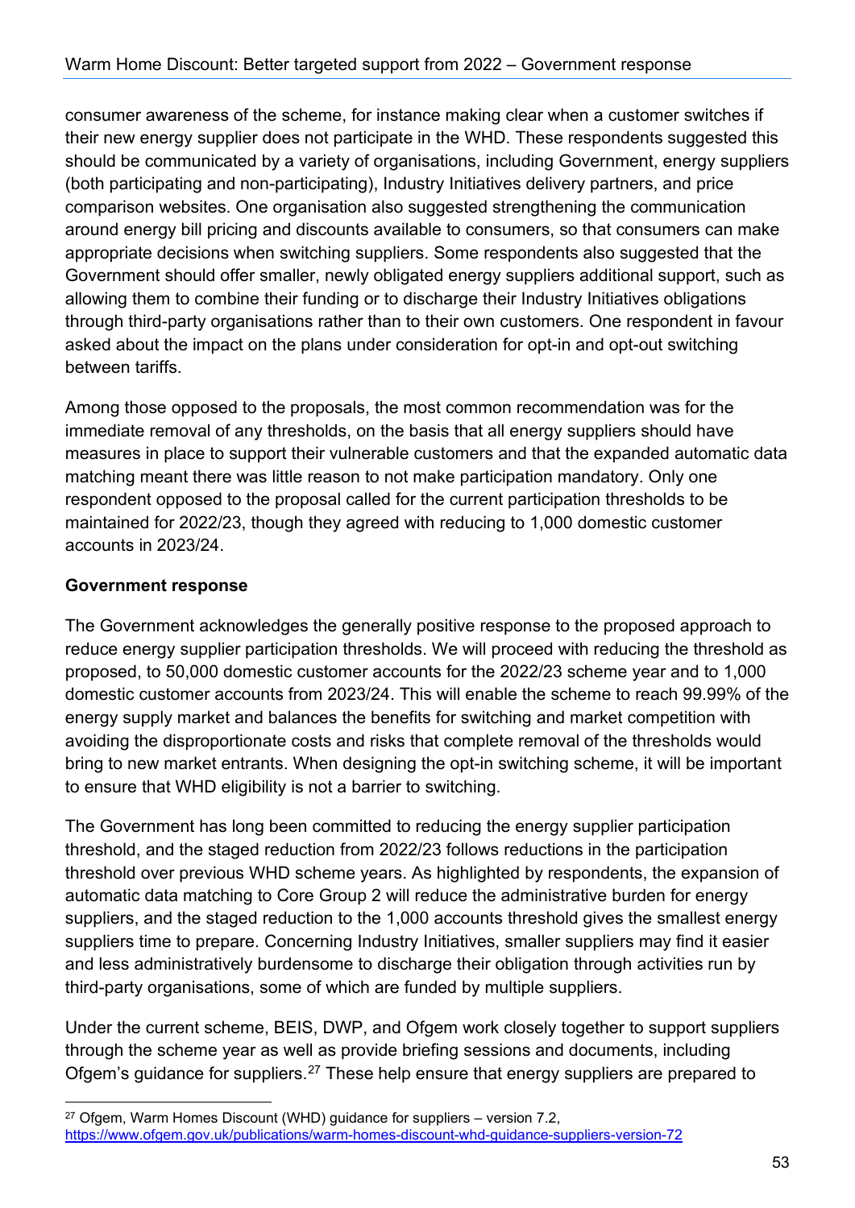consumer awareness of the scheme, for instance making clear when a customer switches if their new energy supplier does not participate in the WHD. These respondents suggested this should be communicated by a variety of organisations, including Government, energy suppliers (both participating and non-participating), Industry Initiatives delivery partners, and price comparison websites. One organisation also suggested strengthening the communication around energy bill pricing and discounts available to consumers, so that consumers can make appropriate decisions when switching suppliers. Some respondents also suggested that the Government should offer smaller, newly obligated energy suppliers additional support, such as allowing them to combine their funding or to discharge their Industry Initiatives obligations through third-party organisations rather than to their own customers. One respondent in favour asked about the impact on the plans under consideration for opt-in and opt-out switching between tariffs.

Among those opposed to the proposals, the most common recommendation was for the immediate removal of any thresholds, on the basis that all energy suppliers should have measures in place to support their vulnerable customers and that the expanded automatic data matching meant there was little reason to not make participation mandatory. Only one respondent opposed to the proposal called for the current participation thresholds to be maintained for 2022/23, though they agreed with reducing to 1,000 domestic customer accounts in 2023/24.

**Government response**

The Government acknowledges the generally positive response to the proposed approach to reduce energy supplier participation thresholds. We will proceed with reducing the threshold as proposed, to 50,000 domestic customer accounts for the 2022/23 scheme year and to 1,000 domestic customer accounts from 2023/24. This will enable the scheme to reach 99.99% of the energy supply market and balances the benefits for switching and market competition with avoiding the disproportionate costs and risks that complete removal of the thresholds would bring to new market entrants. When designing the opt-in switching scheme, it will be important to ensure that WHD eligibility is not a barrier to switching.

The Government has long been committed to reducing the energy supplier participation threshold, and the staged reduction from 2022/23 follows reductions in the participation threshold over previous WHD scheme years. As highlighted by respondents, the expansion of automatic data matching to Core Group 2 will reduce the administrative burden for energy suppliers, and the staged reduction to the 1,000 accounts threshold gives the smallest energy suppliers time to prepare. Concerning Industry Initiatives, smaller suppliers may find it easier and less administratively burdensome to discharge their obligation through activities run by third-party organisations, some of which are funded by multiple suppliers.

Under the current scheme, BEIS, DWP, and Ofgem work closely together to support suppliers through the scheme year as well as provide briefing sessions and documents, including Ofgem's guidance for suppliers.[27] These help ensure that energy suppliers are prepared to

[27] Ofgem, Warm Homes Discount (WHD) guidance for suppliers – version 7.2, https://www.ofgem.gov.uk/publications/warm-homes-discount-whd-guidance-suppliers-version-72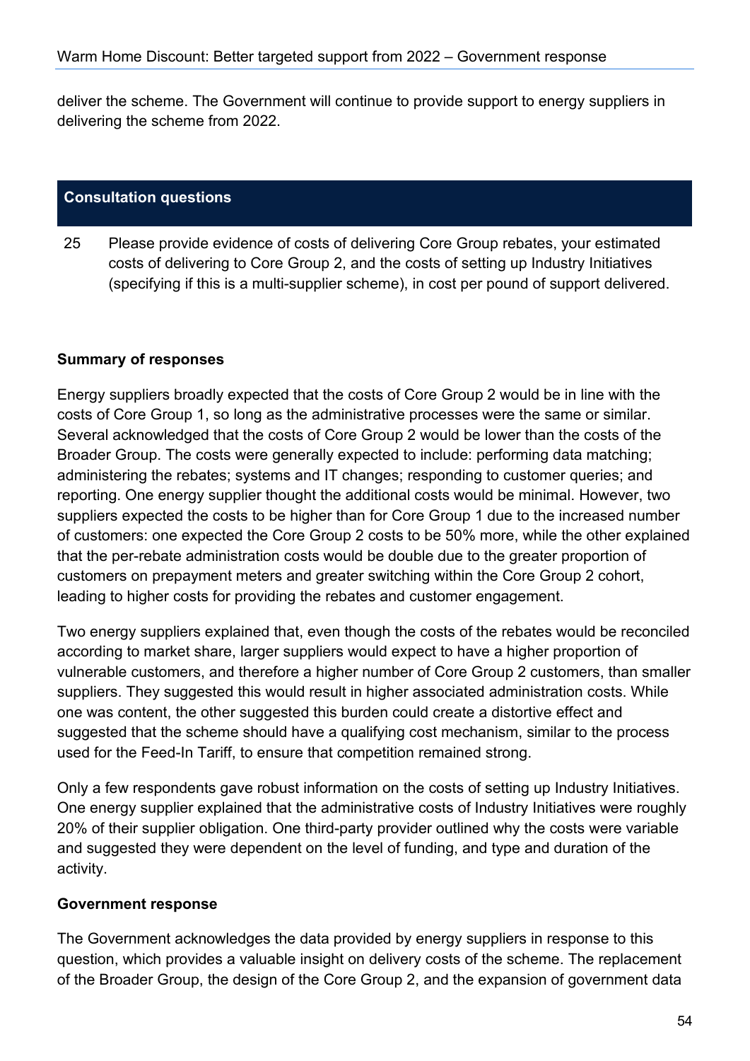deliver the scheme. The Government will continue to provide support to energy suppliers in delivering the scheme from 2022.

**Consultation questions**

25 Please provide evidence of costs of delivering Core Group rebates, your estimated costs of delivering to Core Group 2, and the costs of setting up Industry Initiatives (specifying if this is a multi-supplier scheme), in cost per pound of support delivered.

**Summary of responses**

Energy suppliers broadly expected that the costs of Core Group 2 would be in line with the costs of Core Group 1, so long as the administrative processes were the same or similar. Several acknowledged that the costs of Core Group 2 would be lower than the costs of the Broader Group. The costs were generally expected to include: performing data matching; administering the rebates; systems and IT changes; responding to customer queries; and reporting. One energy supplier thought the additional costs would be minimal. However, two suppliers expected the costs to be higher than for Core Group 1 due to the increased number of customers: one expected the Core Group 2 costs to be 50% more, while the other explained that the per-rebate administration costs would be double due to the greater proportion of customers on prepayment meters and greater switching within the Core Group 2 cohort, leading to higher costs for providing the rebates and customer engagement.

Two energy suppliers explained that, even though the costs of the rebates would be reconciled according to market share, larger suppliers would expect to have a higher proportion of vulnerable customers, and therefore a higher number of Core Group 2 customers, than smaller suppliers. They suggested this would result in higher associated administration costs. While one was content, the other suggested this burden could create a distortive effect and suggested that the scheme should have a qualifying cost mechanism, similar to the process used for the Feed-In Tariff, to ensure that competition remained strong.

Only a few respondents gave robust information on the costs of setting up Industry Initiatives. One energy supplier explained that the administrative costs of Industry Initiatives were roughly 20% of their supplier obligation. One third-party provider outlined why the costs were variable and suggested they were dependent on the level of funding, and type and duration of the activity.

**Government response**

The Government acknowledges the data provided by energy suppliers in response to this question, which provides a valuable insight on delivery costs of the scheme. The replacement of the Broader Group, the design of the Core Group 2, and the expansion of government data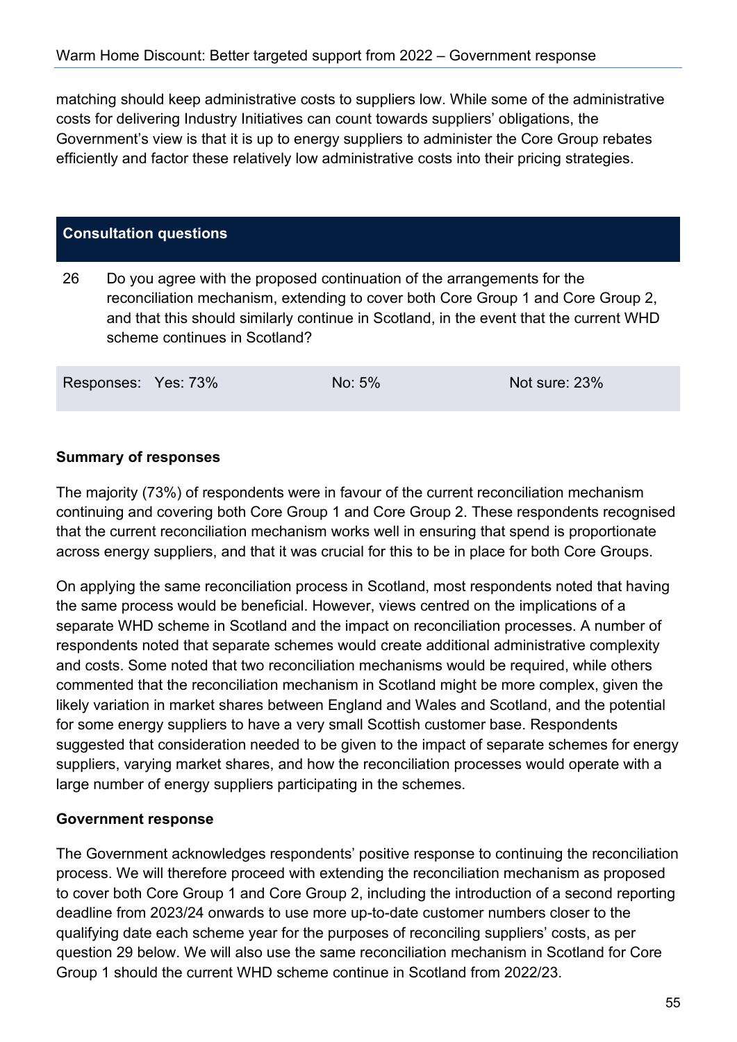matching should keep administrative costs to suppliers low. While some of the administrative costs for delivering Industry Initiatives can count towards suppliers' obligations, the Government's view is that it is up to energy suppliers to administer the Core Group rebates efficiently and factor these relatively low administrative costs into their pricing strategies.

| Consultation questions | |
|---|---|
| 26 | Do you agree with the proposed continuation of the arrangements for the reconciliation mechanism, extending to cover both Core Group 1 and Core Group 2, and that this should similarly continue in Scotland, in the event that the current WHD scheme continues in Scotland? |

| Responses: | Yes: 73% | No: 5% | Not sure: 23% |
|---|---|---|---|

**Summary of responses**

The majority (73%) of respondents were in favour of the current reconciliation mechanism continuing and covering both Core Group 1 and Core Group 2. These respondents recognised that the current reconciliation mechanism works well in ensuring that spend is proportionate across energy suppliers, and that it was crucial for this to be in place for both Core Groups.

On applying the same reconciliation process in Scotland, most respondents noted that having the same process would be beneficial. However, views centred on the implications of a separate WHD scheme in Scotland and the impact on reconciliation processes. A number of respondents noted that separate schemes would create additional administrative complexity and costs. Some noted that two reconciliation mechanisms would be required, while others commented that the reconciliation mechanism in Scotland might be more complex, given the likely variation in market shares between England and Wales and Scotland, and the potential for some energy suppliers to have a very small Scottish customer base. Respondents suggested that consideration needed to be given to the impact of separate schemes for energy suppliers, varying market shares, and how the reconciliation processes would operate with a large number of energy suppliers participating in the schemes.

**Government response**

The Government acknowledges respondents' positive response to continuing the reconciliation process. We will therefore proceed with extending the reconciliation mechanism as proposed to cover both Core Group 1 and Core Group 2, including the introduction of a second reporting deadline from 2023/24 onwards to use more up-to-date customer numbers closer to the qualifying date each scheme year for the purposes of reconciling suppliers' costs, as per question 29 below. We will also use the same reconciliation mechanism in Scotland for Core Group 1 should the current WHD scheme continue in Scotland from 2022/23.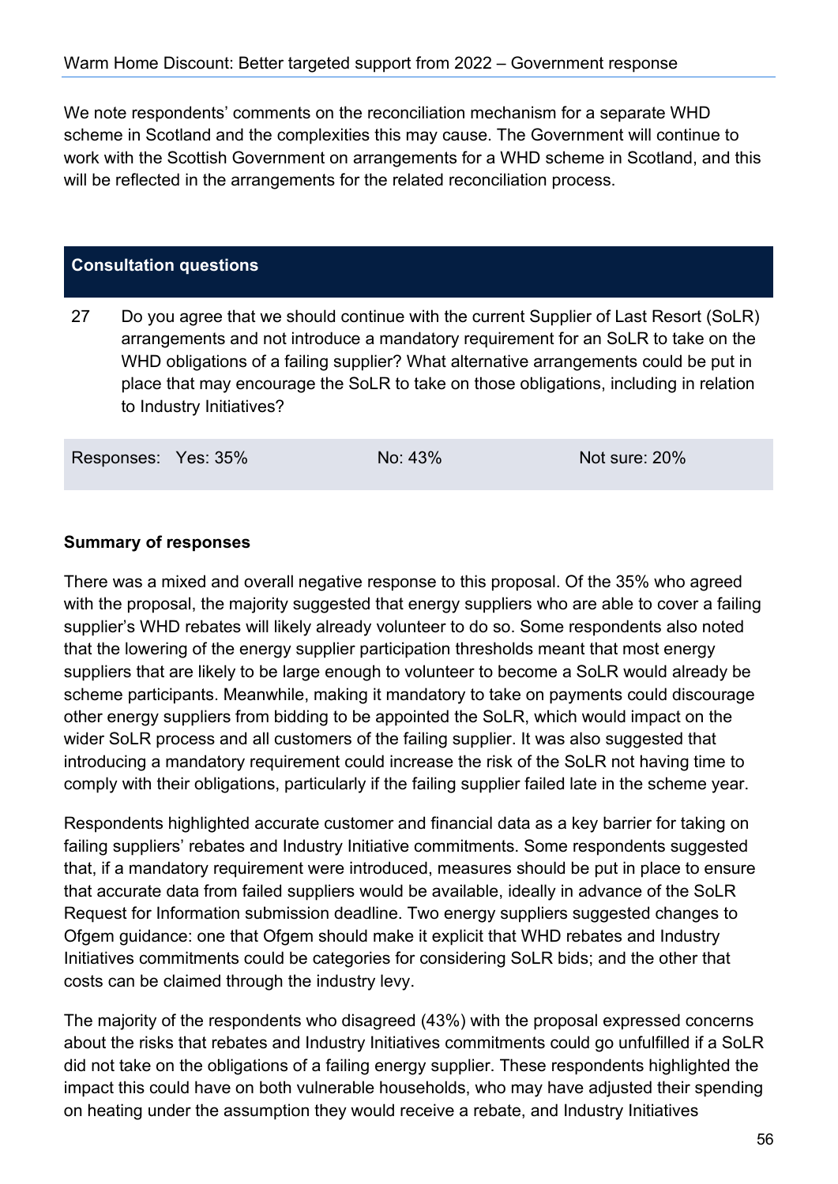We note respondents' comments on the reconciliation mechanism for a separate WHD scheme in Scotland and the complexities this may cause. The Government will continue to work with the Scottish Government on arrangements for a WHD scheme in Scotland, and this will be reflected in the arrangements for the related reconciliation process.

| **Consultation questions** | |
|---|---|
| 27 | Do you agree that we should continue with the current Supplier of Last Resort (SoLR) arrangements and not introduce a mandatory requirement for an SoLR to take on the WHD obligations of a failing supplier? What alternative arrangements could be put in place that may encourage the SoLR to take on those obligations, including in relation to Industry Initiatives? |

| Responses: Yes: 35% | No: 43% | Not sure: 20% |
|---|---|---|

**Summary of responses**

There was a mixed and overall negative response to this proposal. Of the 35% who agreed with the proposal, the majority suggested that energy suppliers who are able to cover a failing supplier's WHD rebates will likely already volunteer to do so. Some respondents also noted that the lowering of the energy supplier participation thresholds meant that most energy suppliers that are likely to be large enough to volunteer to become a SoLR would already be scheme participants. Meanwhile, making it mandatory to take on payments could discourage other energy suppliers from bidding to be appointed the SoLR, which would impact on the wider SoLR process and all customers of the failing supplier. It was also suggested that introducing a mandatory requirement could increase the risk of the SoLR not having time to comply with their obligations, particularly if the failing supplier failed late in the scheme year.

Respondents highlighted accurate customer and financial data as a key barrier for taking on failing suppliers' rebates and Industry Initiative commitments. Some respondents suggested that, if a mandatory requirement were introduced, measures should be put in place to ensure that accurate data from failed suppliers would be available, ideally in advance of the SoLR Request for Information submission deadline. Two energy suppliers suggested changes to Ofgem guidance: one that Ofgem should make it explicit that WHD rebates and Industry Initiatives commitments could be categories for considering SoLR bids; and the other that costs can be claimed through the industry levy.

The majority of the respondents who disagreed (43%) with the proposal expressed concerns about the risks that rebates and Industry Initiatives commitments could go unfulfilled if a SoLR did not take on the obligations of a failing energy supplier. These respondents highlighted the impact this could have on both vulnerable households, who may have adjusted their spending on heating under the assumption they would receive a rebate, and Industry Initiatives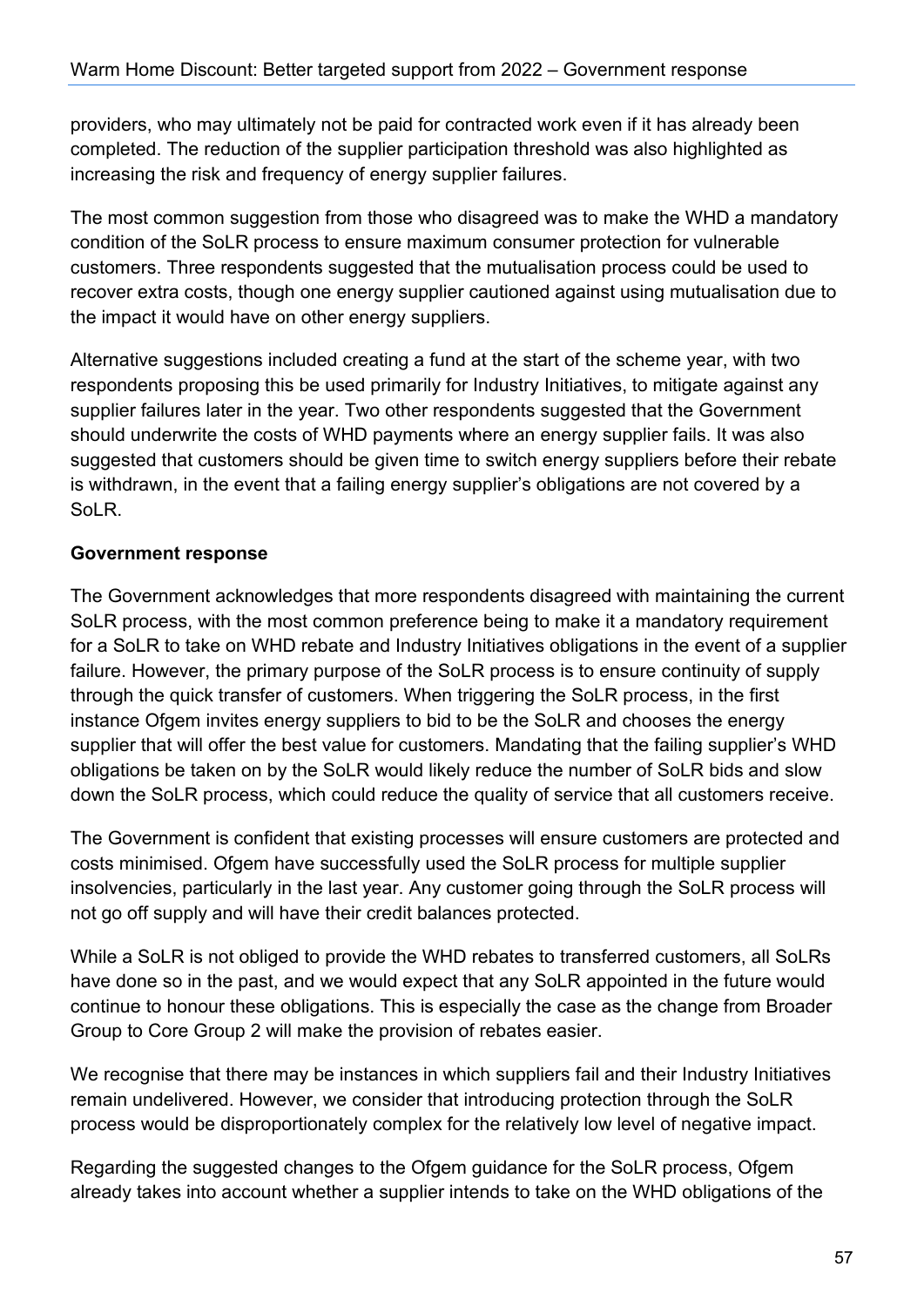providers, who may ultimately not be paid for contracted work even if it has already been completed. The reduction of the supplier participation threshold was also highlighted as increasing the risk and frequency of energy supplier failures.

The most common suggestion from those who disagreed was to make the WHD a mandatory condition of the SoLR process to ensure maximum consumer protection for vulnerable customers. Three respondents suggested that the mutualisation process could be used to recover extra costs, though one energy supplier cautioned against using mutualisation due to the impact it would have on other energy suppliers.

Alternative suggestions included creating a fund at the start of the scheme year, with two respondents proposing this be used primarily for Industry Initiatives, to mitigate against any supplier failures later in the year. Two other respondents suggested that the Government should underwrite the costs of WHD payments where an energy supplier fails. It was also suggested that customers should be given time to switch energy suppliers before their rebate is withdrawn, in the event that a failing energy supplier's obligations are not covered by a SoLR.

**Government response**

The Government acknowledges that more respondents disagreed with maintaining the current SoLR process, with the most common preference being to make it a mandatory requirement for a SoLR to take on WHD rebate and Industry Initiatives obligations in the event of a supplier failure. However, the primary purpose of the SoLR process is to ensure continuity of supply through the quick transfer of customers. When triggering the SoLR process, in the first instance Ofgem invites energy suppliers to bid to be the SoLR and chooses the energy supplier that will offer the best value for customers. Mandating that the failing supplier's WHD obligations be taken on by the SoLR would likely reduce the number of SoLR bids and slow down the SoLR process, which could reduce the quality of service that all customers receive.

The Government is confident that existing processes will ensure customers are protected and costs minimised. Ofgem have successfully used the SoLR process for multiple supplier insolvencies, particularly in the last year. Any customer going through the SoLR process will not go off supply and will have their credit balances protected.

While a SoLR is not obliged to provide the WHD rebates to transferred customers, all SoLRs have done so in the past, and we would expect that any SoLR appointed in the future would continue to honour these obligations. This is especially the case as the change from Broader Group to Core Group 2 will make the provision of rebates easier.

We recognise that there may be instances in which suppliers fail and their Industry Initiatives remain undelivered. However, we consider that introducing protection through the SoLR process would be disproportionately complex for the relatively low level of negative impact.

Regarding the suggested changes to the Ofgem guidance for the SoLR process, Ofgem already takes into account whether a supplier intends to take on the WHD obligations of the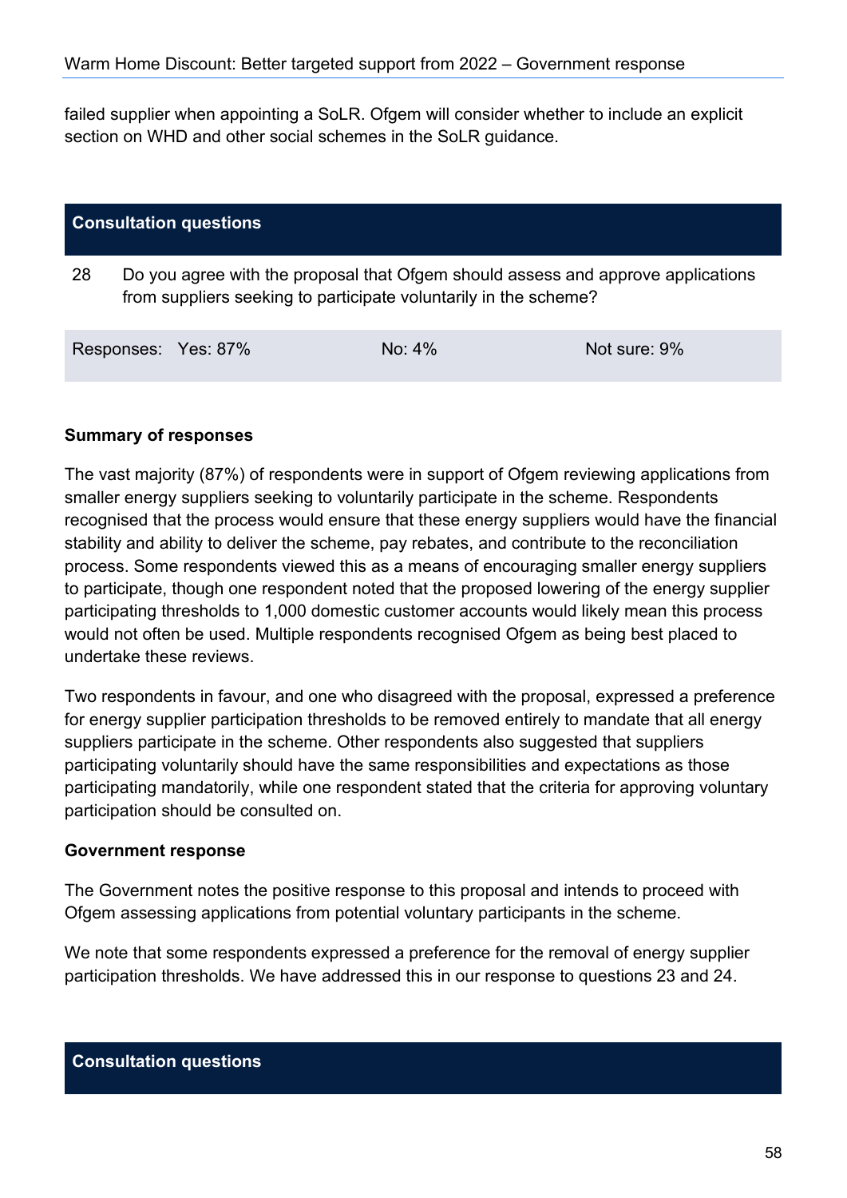failed supplier when appointing a SoLR. Ofgem will consider whether to include an explicit section on WHD and other social schemes in the SoLR guidance.

**Consultation questions**

28 Do you agree with the proposal that Ofgem should assess and approve applications from suppliers seeking to participate voluntarily in the scheme?

| Responses: Yes: 87% | No: 4% | Not sure: 9% |
|---|---|---|

**Summary of responses**

The vast majority (87%) of respondents were in support of Ofgem reviewing applications from smaller energy suppliers seeking to voluntarily participate in the scheme. Respondents recognised that the process would ensure that these energy suppliers would have the financial stability and ability to deliver the scheme, pay rebates, and contribute to the reconciliation process. Some respondents viewed this as a means of encouraging smaller energy suppliers to participate, though one respondent noted that the proposed lowering of the energy supplier participating thresholds to 1,000 domestic customer accounts would likely mean this process would not often be used. Multiple respondents recognised Ofgem as being best placed to undertake these reviews.

Two respondents in favour, and one who disagreed with the proposal, expressed a preference for energy supplier participation thresholds to be removed entirely to mandate that all energy suppliers participate in the scheme. Other respondents also suggested that suppliers participating voluntarily should have the same responsibilities and expectations as those participating mandatorily, while one respondent stated that the criteria for approving voluntary participation should be consulted on.

**Government response**

The Government notes the positive response to this proposal and intends to proceed with Ofgem assessing applications from potential voluntary participants in the scheme.

We note that some respondents expressed a preference for the removal of energy supplier participation thresholds. We have addressed this in our response to questions 23 and 24.

**Consultation questions**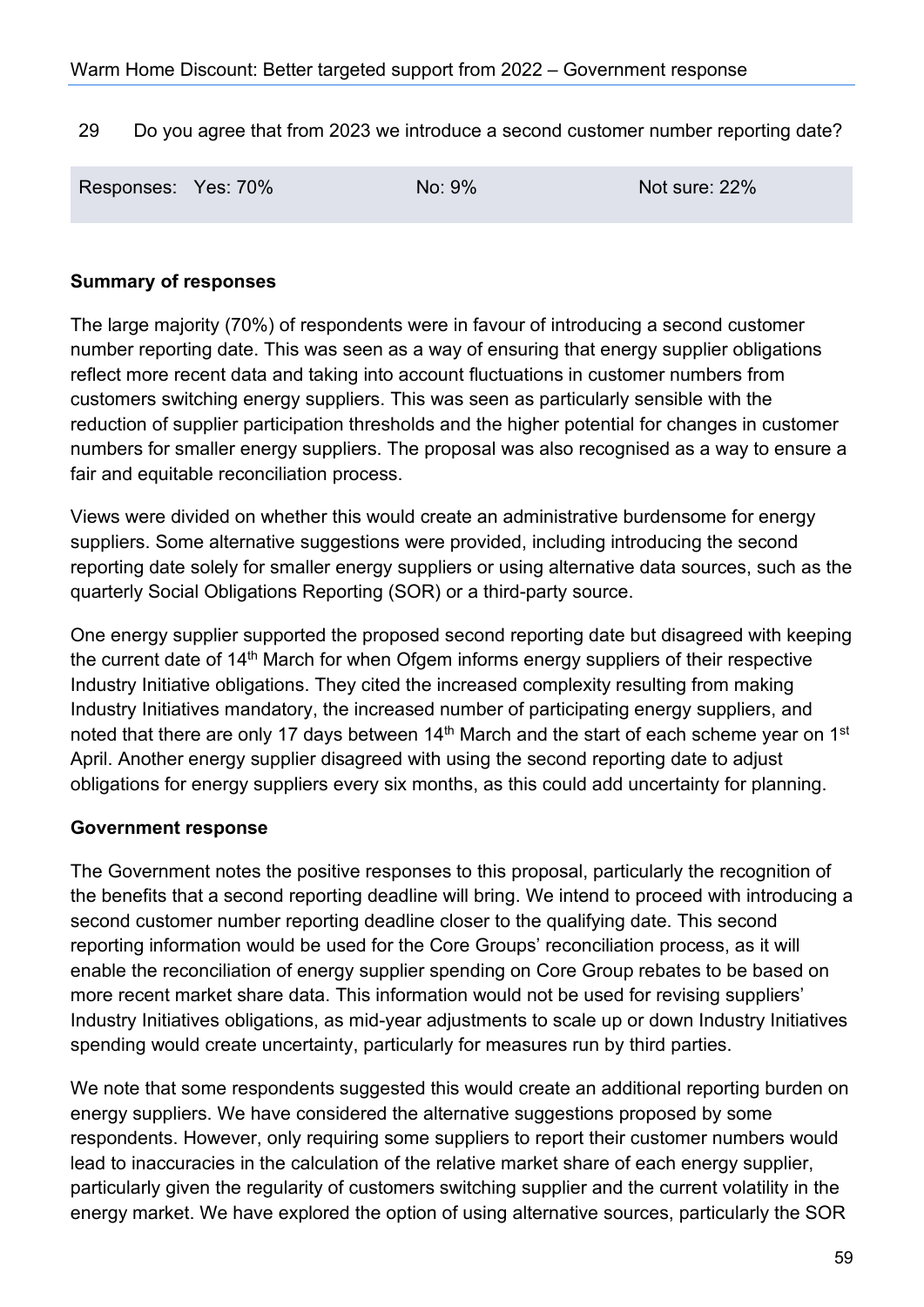29 Do you agree that from 2023 we introduce a second customer number reporting date?

| Responses: Yes: 70% | No: 9% | Not sure: 22% |
| --- | --- | --- |

**Summary of responses**

The large majority (70%) of respondents were in favour of introducing a second customer number reporting date. This was seen as a way of ensuring that energy supplier obligations reflect more recent data and taking into account fluctuations in customer numbers from customers switching energy suppliers. This was seen as particularly sensible with the reduction of supplier participation thresholds and the higher potential for changes in customer numbers for smaller energy suppliers. The proposal was also recognised as a way to ensure a fair and equitable reconciliation process.

Views were divided on whether this would create an administrative burdensome for energy suppliers. Some alternative suggestions were provided, including introducing the second reporting date solely for smaller energy suppliers or using alternative data sources, such as the quarterly Social Obligations Reporting (SOR) or a third-party source.

One energy supplier supported the proposed second reporting date but disagreed with keeping the current date of 14th March for when Ofgem informs energy suppliers of their respective Industry Initiative obligations. They cited the increased complexity resulting from making Industry Initiatives mandatory, the increased number of participating energy suppliers, and noted that there are only 17 days between 14th March and the start of each scheme year on 1st April. Another energy supplier disagreed with using the second reporting date to adjust obligations for energy suppliers every six months, as this could add uncertainty for planning.

**Government response**

The Government notes the positive responses to this proposal, particularly the recognition of the benefits that a second reporting deadline will bring. We intend to proceed with introducing a second customer number reporting deadline closer to the qualifying date. This second reporting information would be used for the Core Groups' reconciliation process, as it will enable the reconciliation of energy supplier spending on Core Group rebates to be based on more recent market share data. This information would not be used for revising suppliers' Industry Initiatives obligations, as mid-year adjustments to scale up or down Industry Initiatives spending would create uncertainty, particularly for measures run by third parties.

We note that some respondents suggested this would create an additional reporting burden on energy suppliers. We have considered the alternative suggestions proposed by some respondents. However, only requiring some suppliers to report their customer numbers would lead to inaccuracies in the calculation of the relative market share of each energy supplier, particularly given the regularity of customers switching supplier and the current volatility in the energy market. We have explored the option of using alternative sources, particularly the SOR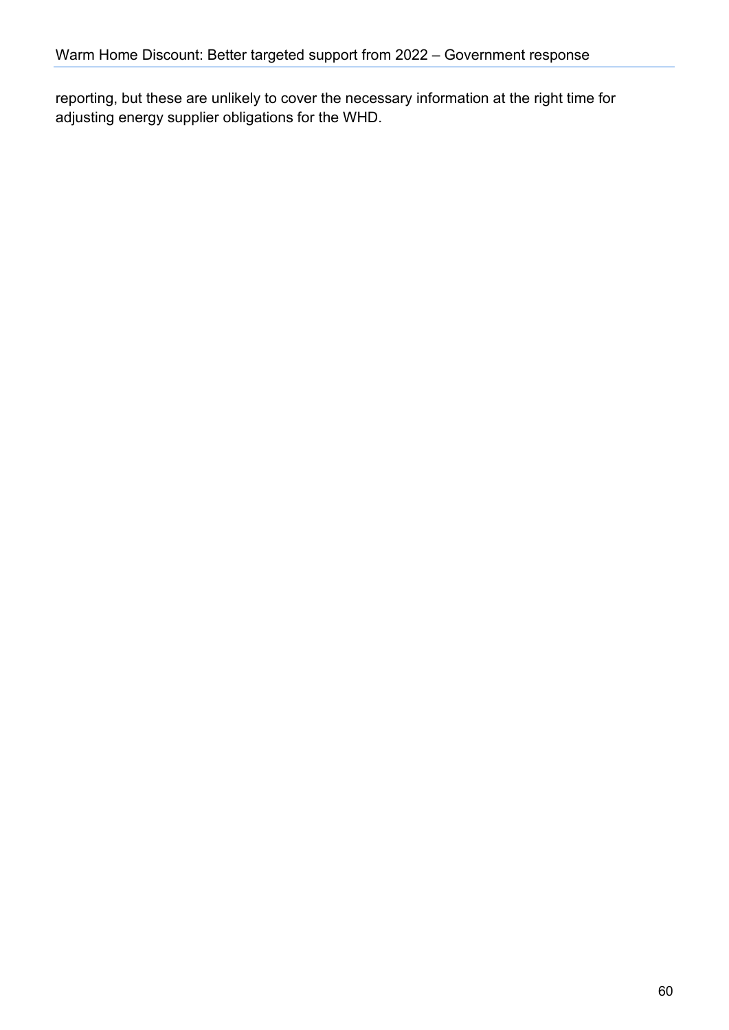reporting, but these are unlikely to cover the necessary information at the right time for adjusting energy supplier obligations for the WHD.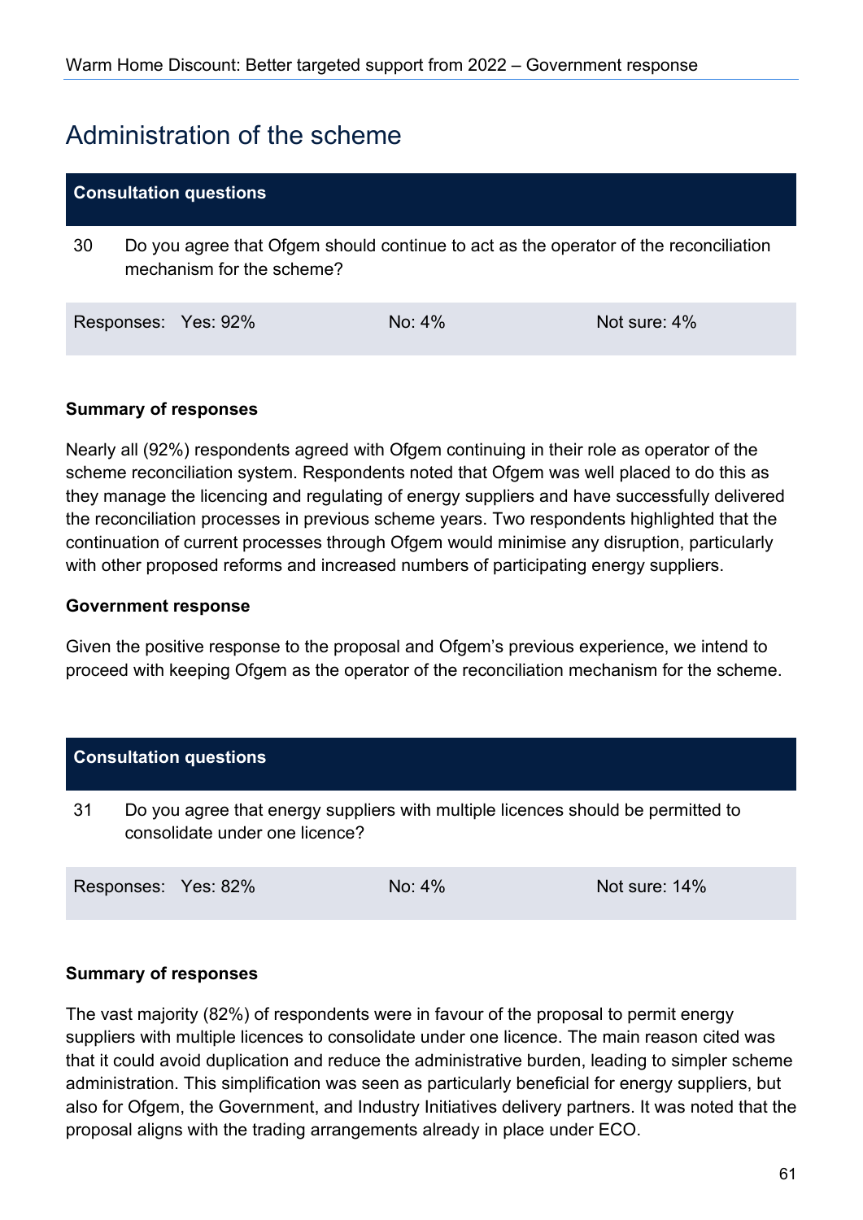## Administration of the scheme

| Consultation questions | | |
|---|---|---|
| 30 Do you agree that Ofgem should continue to act as the operator of the reconciliation mechanism for the scheme? | | |
| Responses: Yes: 92% | No: 4% | Not sure: 4% |

**Summary of responses**

Nearly all (92%) respondents agreed with Ofgem continuing in their role as operator of the scheme reconciliation system. Respondents noted that Ofgem was well placed to do this as they manage the licencing and regulating of energy suppliers and have successfully delivered the reconciliation processes in previous scheme years. Two respondents highlighted that the continuation of current processes through Ofgem would minimise any disruption, particularly with other proposed reforms and increased numbers of participating energy suppliers.

**Government response**

Given the positive response to the proposal and Ofgem's previous experience, we intend to proceed with keeping Ofgem as the operator of the reconciliation mechanism for the scheme.

| Consultation questions | | |
|---|---|---|
| 31 Do you agree that energy suppliers with multiple licences should be permitted to consolidate under one licence? | | |
| Responses: Yes: 82% | No: 4% | Not sure: 14% |

**Summary of responses**

The vast majority (82%) of respondents were in favour of the proposal to permit energy suppliers with multiple licences to consolidate under one licence. The main reason cited was that it could avoid duplication and reduce the administrative burden, leading to simpler scheme administration. This simplification was seen as particularly beneficial for energy suppliers, but also for Ofgem, the Government, and Industry Initiatives delivery partners. It was noted that the proposal aligns with the trading arrangements already in place under ECO.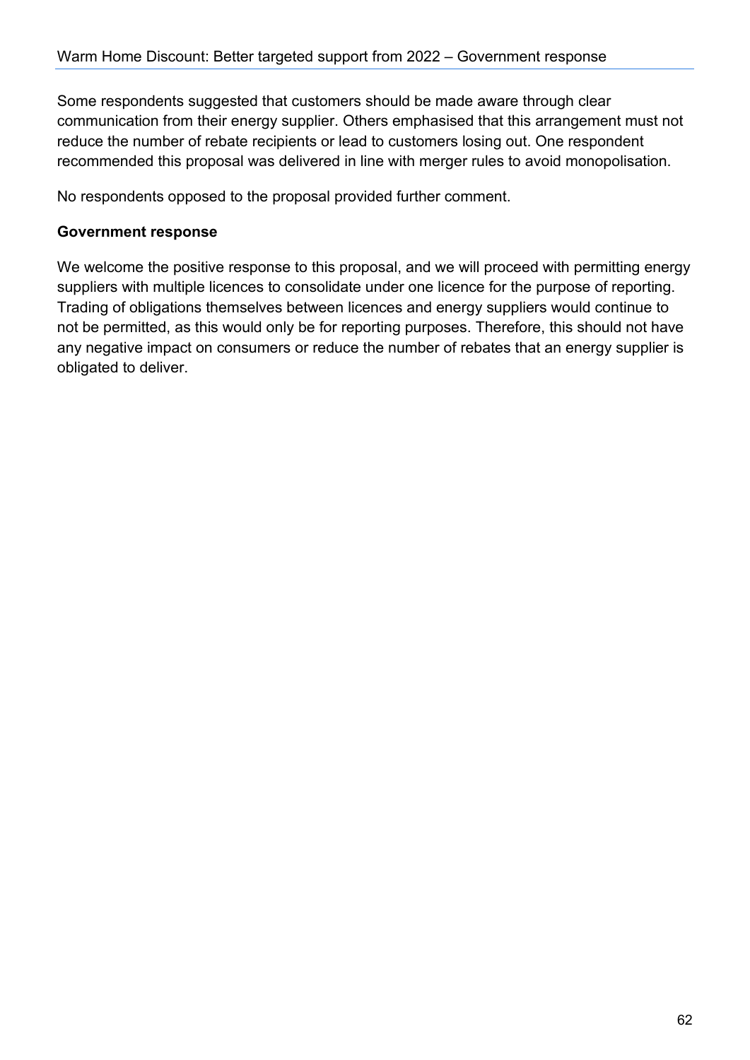Some respondents suggested that customers should be made aware through clear communication from their energy supplier. Others emphasised that this arrangement must not reduce the number of rebate recipients or lead to customers losing out. One respondent recommended this proposal was delivered in line with merger rules to avoid monopolisation.

No respondents opposed to the proposal provided further comment.

**Government response**

We welcome the positive response to this proposal, and we will proceed with permitting energy suppliers with multiple licences to consolidate under one licence for the purpose of reporting. Trading of obligations themselves between licences and energy suppliers would continue to not be permitted, as this would only be for reporting purposes. Therefore, this should not have any negative impact on consumers or reduce the number of rebates that an energy supplier is obligated to deliver.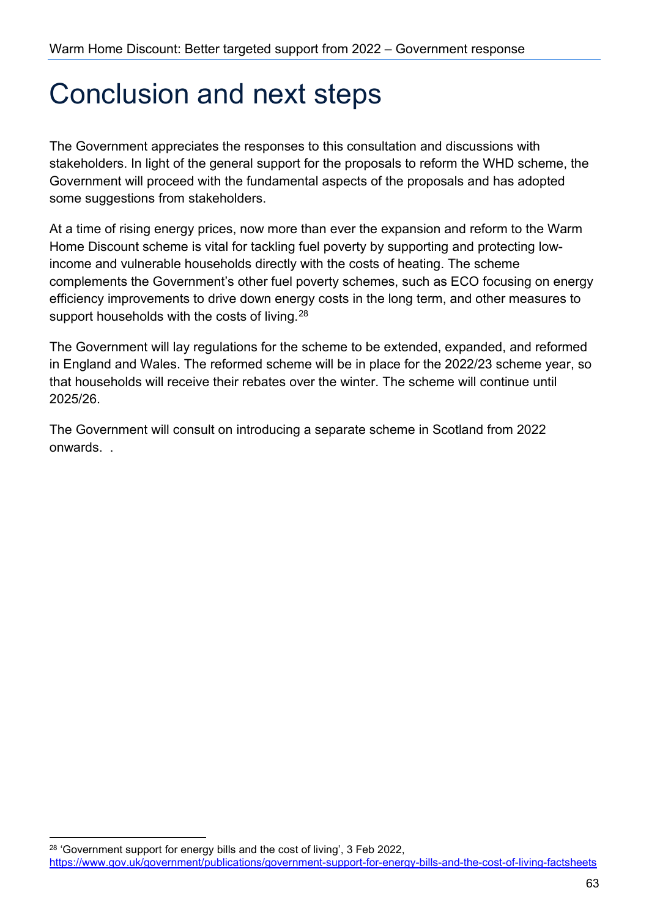# Conclusion and next steps

The Government appreciates the responses to this consultation and discussions with stakeholders. In light of the general support for the proposals to reform the WHD scheme, the Government will proceed with the fundamental aspects of the proposals and has adopted some suggestions from stakeholders.

At a time of rising energy prices, now more than ever the expansion and reform to the Warm Home Discount scheme is vital for tackling fuel poverty by supporting and protecting low-income and vulnerable households directly with the costs of heating. The scheme complements the Government's other fuel poverty schemes, such as ECO focusing on energy efficiency improvements to drive down energy costs in the long term, and other measures to support households with the costs of living.[28]

The Government will lay regulations for the scheme to be extended, expanded, and reformed in England and Wales. The reformed scheme will be in place for the 2022/23 scheme year, so that households will receive their rebates over the winter. The scheme will continue until 2025/26.

The Government will consult on introducing a separate scheme in Scotland from 2022 onwards.  .

---

[28] 'Government support for energy bills and the cost of living', 3 Feb 2022, https://www.gov.uk/government/publications/government-support-for-energy-bills-and-the-cost-of-living-factsheets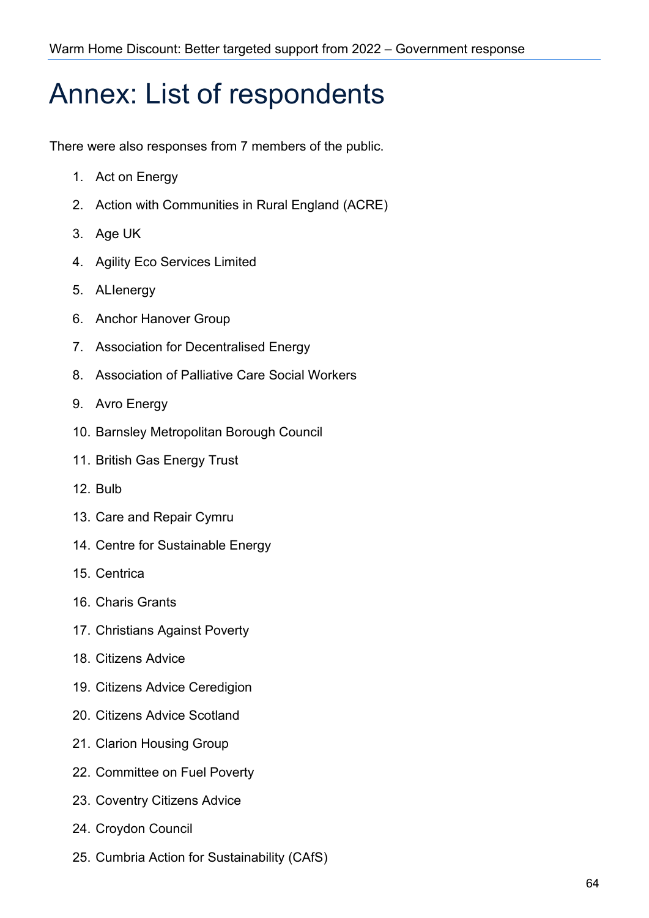# Annex: List of respondents

There were also responses from 7 members of the public.

1. Act on Energy
2. Action with Communities in Rural England (ACRE)
3. Age UK
4. Agility Eco Services Limited
5. ALIenergy
6. Anchor Hanover Group
7. Association for Decentralised Energy
8. Association of Palliative Care Social Workers
9. Avro Energy
10. Barnsley Metropolitan Borough Council
11. British Gas Energy Trust
12. Bulb
13. Care and Repair Cymru
14. Centre for Sustainable Energy
15. Centrica
16. Charis Grants
17. Christians Against Poverty
18. Citizens Advice
19. Citizens Advice Ceredigion
20. Citizens Advice Scotland
21. Clarion Housing Group
22. Committee on Fuel Poverty
23. Coventry Citizens Advice
24. Croydon Council
25. Cumbria Action for Sustainability (CAfS)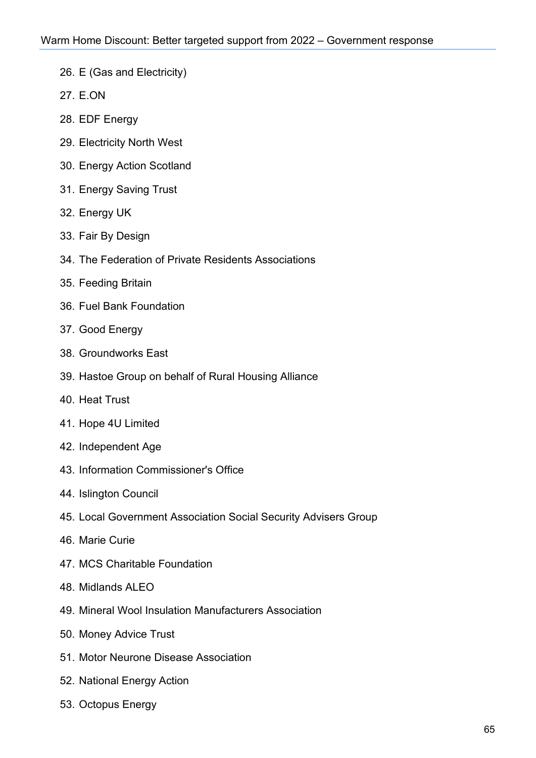26. E (Gas and Electricity)
27. E.ON
28. EDF Energy
29. Electricity North West
30. Energy Action Scotland
31. Energy Saving Trust
32. Energy UK
33. Fair By Design
34. The Federation of Private Residents Associations
35. Feeding Britain
36. Fuel Bank Foundation
37. Good Energy
38. Groundworks East
39. Hastoe Group on behalf of Rural Housing Alliance
40. Heat Trust
41. Hope 4U Limited
42. Independent Age
43. Information Commissioner's Office
44. Islington Council
45. Local Government Association Social Security Advisers Group
46. Marie Curie
47. MCS Charitable Foundation
48. Midlands ALEO
49. Mineral Wool Insulation Manufacturers Association
50. Money Advice Trust
51. Motor Neurone Disease Association
52. National Energy Action
53. Octopus Energy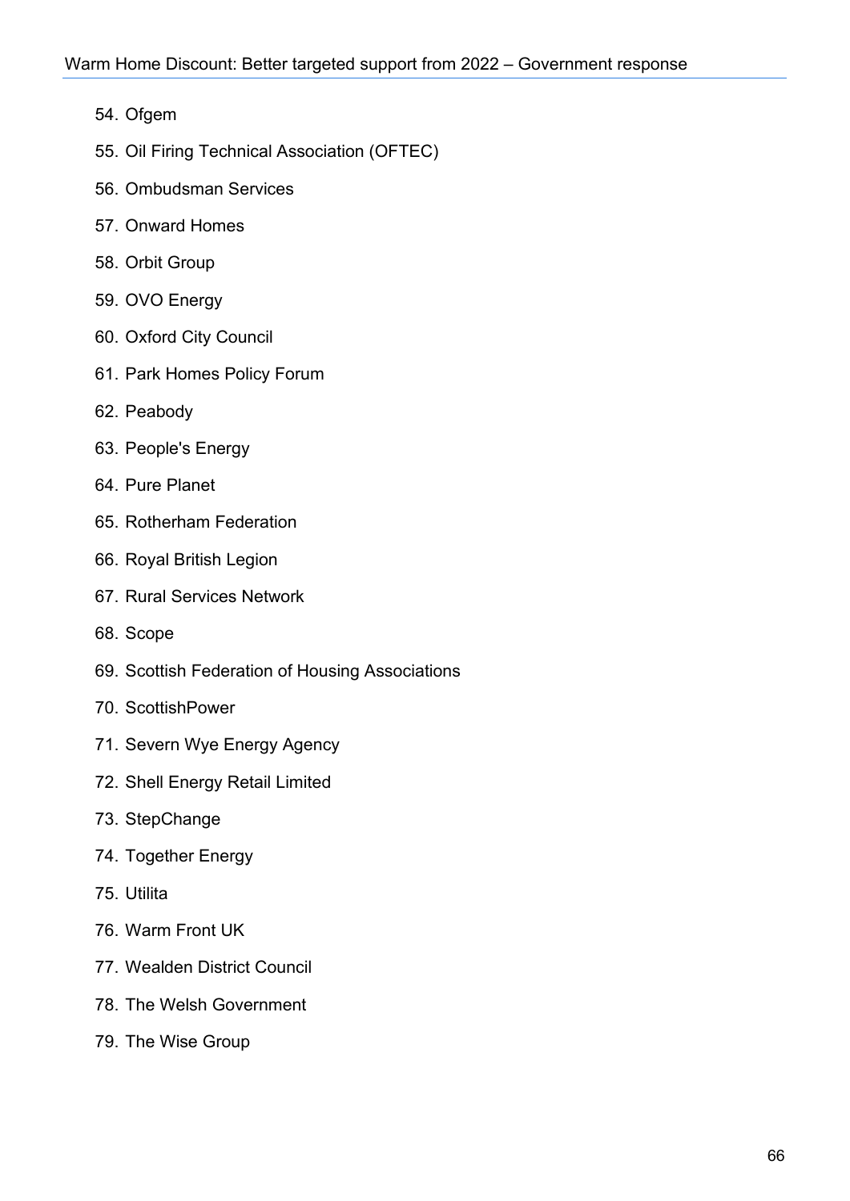54. Ofgem
55. Oil Firing Technical Association (OFTEC)
56. Ombudsman Services
57. Onward Homes
58. Orbit Group
59. OVO Energy
60. Oxford City Council
61. Park Homes Policy Forum
62. Peabody
63. People's Energy
64. Pure Planet
65. Rotherham Federation
66. Royal British Legion
67. Rural Services Network
68. Scope
69. Scottish Federation of Housing Associations
70. ScottishPower
71. Severn Wye Energy Agency
72. Shell Energy Retail Limited
73. StepChange
74. Together Energy
75. Utilita
76. Warm Front UK
77. Wealden District Council
78. The Welsh Government
79. The Wise Group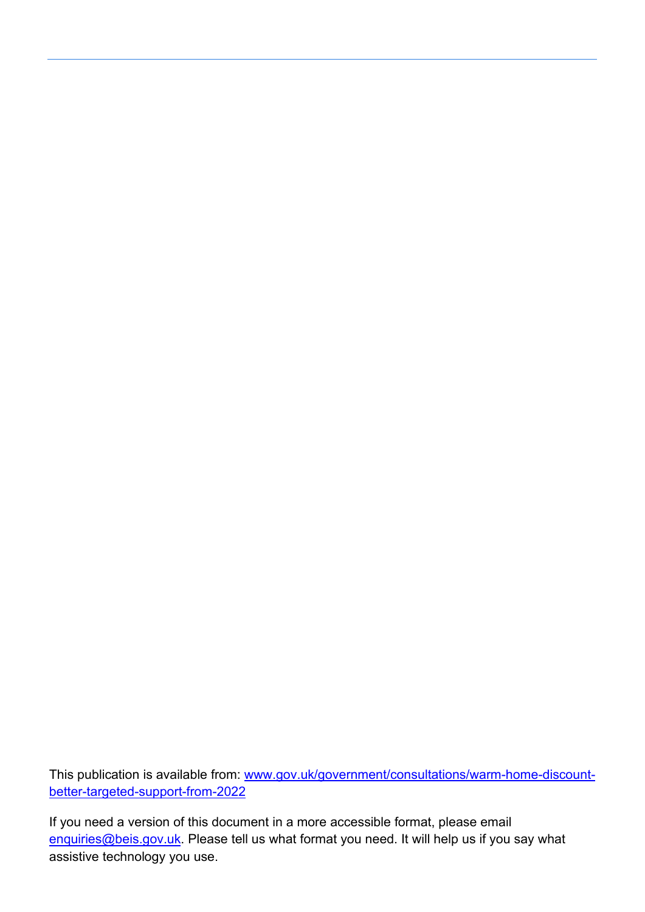This publication is available from: [www.gov.uk/government/consultations/warm-home-discount-better-targeted-support-from-2022](www.gov.uk/government/consultations/warm-home-discount-better-targeted-support-from-2022)

If you need a version of this document in a more accessible format, please email [enquiries@beis.gov.uk](mailto:enquiries@beis.gov.uk). Please tell us what format you need. It will help us if you say what assistive technology you use.